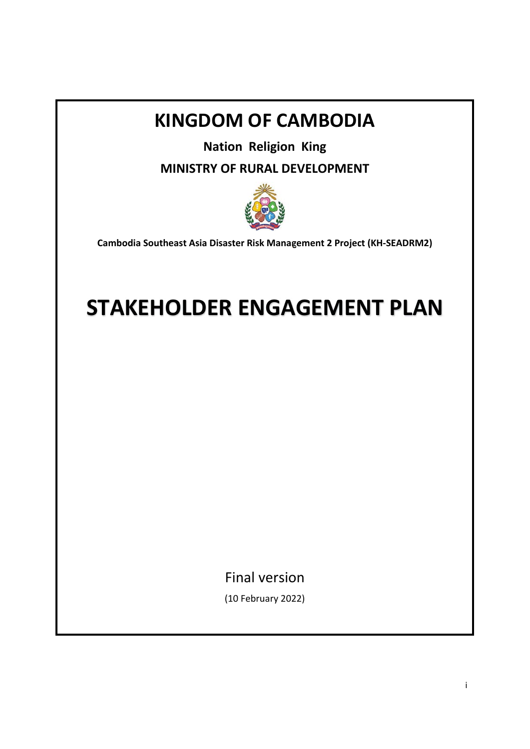# KINGDOM OF CAMBODIA

**Nation Religion King**

**MINISTRY OF RURAL DEVELOPMENT**

**Cambodia Southeast Asia Disaster Risk Management 2 Project (KH-SEADRM2)**

# STAKEHOLDER ENGAGEMENT PLAN

Final version

(10 February 2022)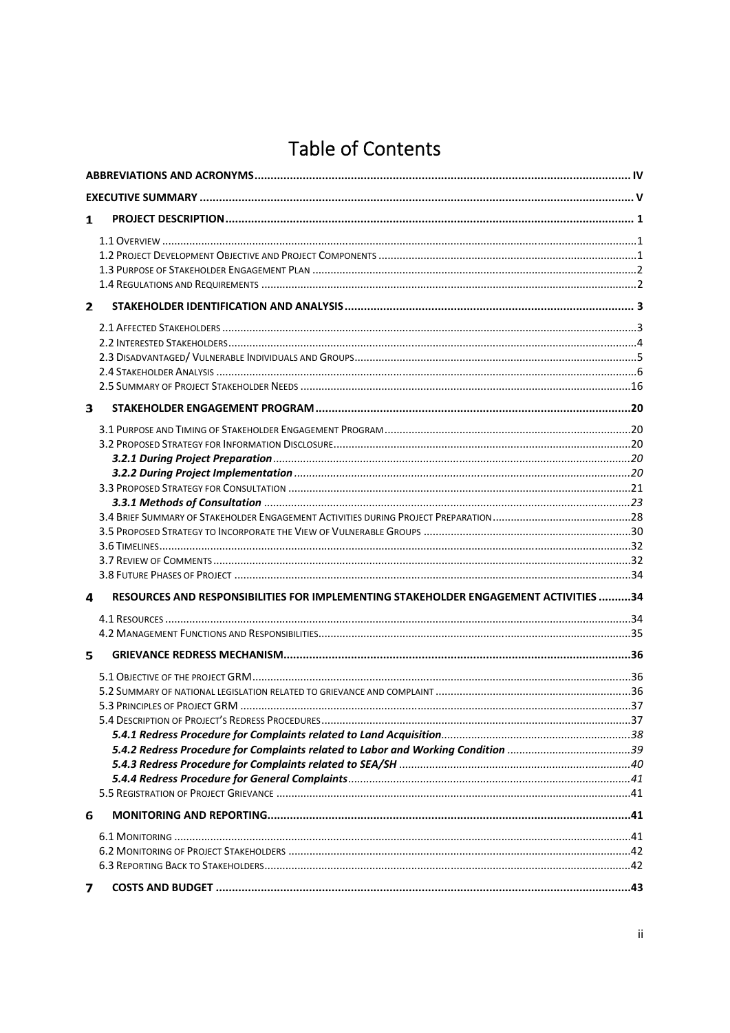# Table of Contents

ABBREVIATIONS AND ACRONYMS ..... IV

EXECUTIVE SUMMARY ..... V

1 PROJECT DESCRIPTION ..... 1

- 1.1 Overview ..... 1
- 1.2 Project Development Objective and Project Components ..... 1
- 1.3 Purpose of Stakeholder Engagement Plan ..... 2
- 1.4 Regulations and Requirements ..... 2

2 STAKEHOLDER IDENTIFICATION AND ANALYSIS ..... 3

- 2.1 Affected Stakeholders ..... 3
- 2.2 Interested Stakeholders ..... 4
- 2.3 Disadvantaged/ Vulnerable Individuals and Groups ..... 5
- 2.4 Stakeholder Analysis ..... 6
- 2.5 Summary of Project Stakeholder Needs ..... 16

3 STAKEHOLDER ENGAGEMENT PROGRAM ..... 20

- 3.1 Purpose and Timing of Stakeholder Engagement Program ..... 20
- 3.2 Proposed Strategy for Information Disclosure ..... 20
  - *3.2.1 During Project Preparation* ..... 20
  - *3.2.2 During Project Implementation* ..... 20
- 3.3 Proposed Strategy for Consultation ..... 21
  - *3.3.1 Methods of Consultation* ..... 23
- 3.4 Brief Summary of Stakeholder Engagement Activities during Project Preparation ..... 28
- 3.5 Proposed Strategy to Incorporate the View of Vulnerable Groups ..... 30
- 3.6 Timelines ..... 32
- 3.7 Review of Comments ..... 32
- 3.8 Future Phases of Project ..... 34

4 RESOURCES AND RESPONSIBILITIES FOR IMPLEMENTING STAKEHOLDER ENGAGEMENT ACTIVITIES ..... 34

- 4.1 Resources ..... 34
- 4.2 Management Functions and Responsibilities ..... 35

5 GRIEVANCE REDRESS MECHANISM ..... 36

- 5.1 Objective of the project GRM ..... 36
- 5.2 Summary of national legislation related to grievance and complaint ..... 36
- 5.3 Principles of Project GRM ..... 37
- 5.4 Description of Project's Redress Procedures ..... 37
  - *5.4.1 Redress Procedure for Complaints related to Land Acquisition* ..... 38
  - *5.4.2 Redress Procedure for Complaints related to Labor and Working Condition* ..... 39
  - *5.4.3 Redress Procedure for Complaints related to SEA/SH* ..... 40
  - *5.4.4 Redress Procedure for General Complaints* ..... 41
- 5.5 Registration of Project Grievance ..... 41

6 MONITORING AND REPORTING ..... 41

- 6.1 Monitoring ..... 41
- 6.2 Monitoring of Project Stakeholders ..... 42
- 6.3 Reporting Back to Stakeholders ..... 42

7 COSTS AND BUDGET ..... 43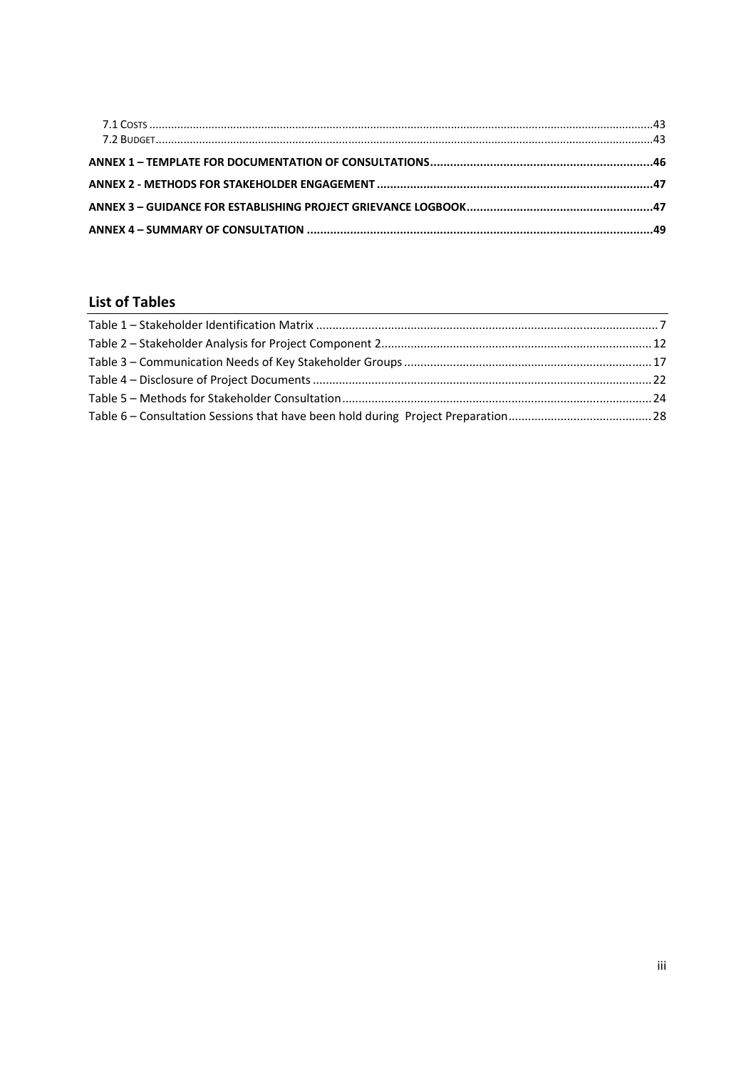7.1 COSTS .....43
7.2 BUDGET .....43

**ANNEX 1 – TEMPLATE FOR DOCUMENTATION OF CONSULTATIONS .....46**

**ANNEX 2 - METHODS FOR STAKEHOLDER ENGAGEMENT .....47**

**ANNEX 3 – GUIDANCE FOR ESTABLISHING PROJECT GRIEVANCE LOGBOOK .....47**

**ANNEX 4 – SUMMARY OF CONSULTATION .....49**

## List of Tables

Table 1 – Stakeholder Identification Matrix .....7
Table 2 – Stakeholder Analysis for Project Component 2 .....12
Table 3 – Communication Needs of Key Stakeholder Groups .....17
Table 4 – Disclosure of Project Documents .....22
Table 5 – Methods for Stakeholder Consultation .....24
Table 6 – Consultation Sessions that have been hold during Project Preparation .....28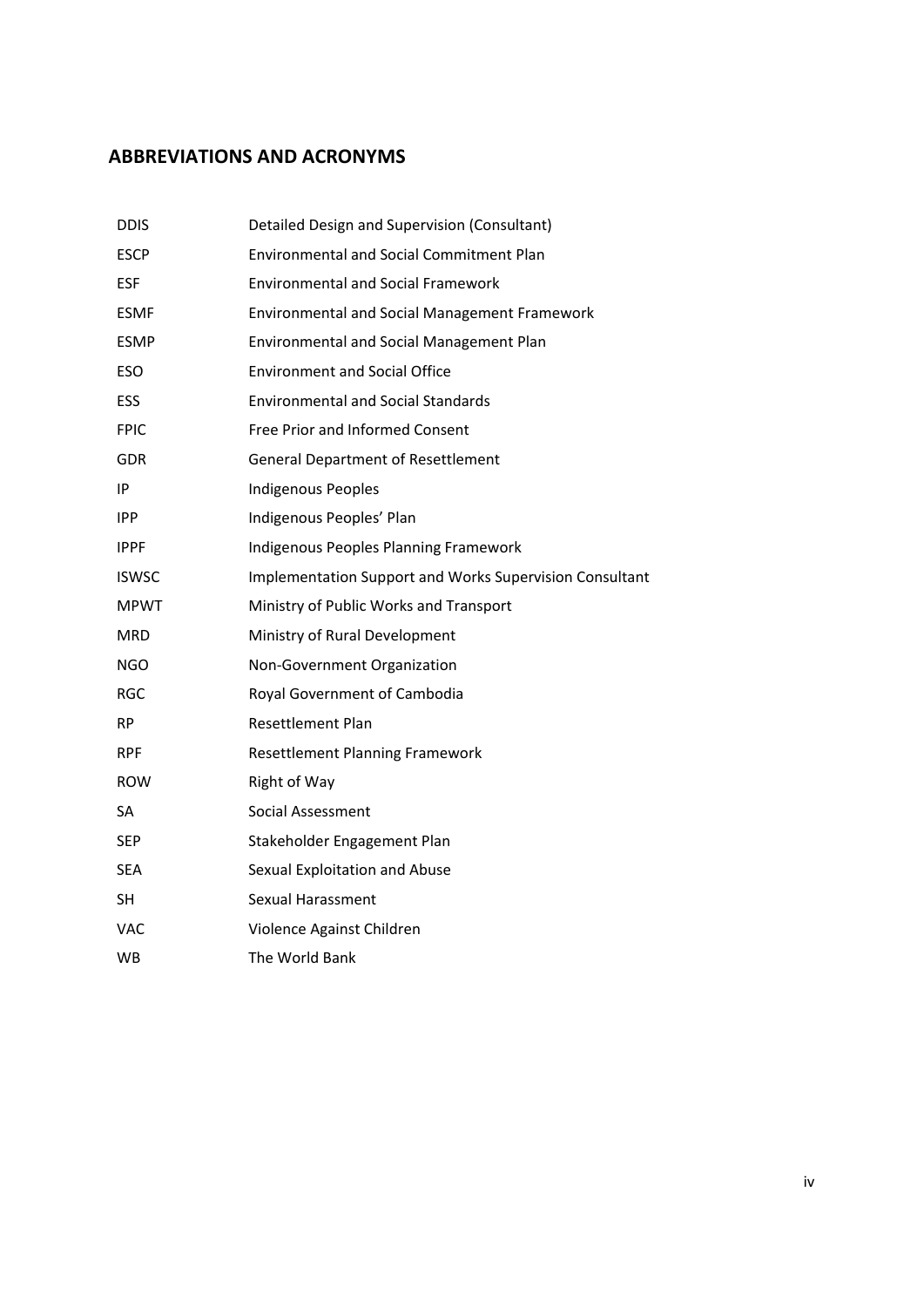## ABBREVIATIONS AND ACRONYMS

| | |
|---|---|
| DDIS | Detailed Design and Supervision (Consultant) |
| ESCP | Environmental and Social Commitment Plan |
| ESF | Environmental and Social Framework |
| ESMF | Environmental and Social Management Framework |
| ESMP | Environmental and Social Management Plan |
| ESO | Environment and Social Office |
| ESS | Environmental and Social Standards |
| FPIC | Free Prior and Informed Consent |
| GDR | General Department of Resettlement |
| IP | Indigenous Peoples |
| IPP | Indigenous Peoples' Plan |
| IPPF | Indigenous Peoples Planning Framework |
| ISWSC | Implementation Support and Works Supervision Consultant |
| MPWT | Ministry of Public Works and Transport |
| MRD | Ministry of Rural Development |
| NGO | Non-Government Organization |
| RGC | Royal Government of Cambodia |
| RP | Resettlement Plan |
| RPF | Resettlement Planning Framework |
| ROW | Right of Way |
| SA | Social Assessment |
| SEP | Stakeholder Engagement Plan |
| SEA | Sexual Exploitation and Abuse |
| SH | Sexual Harassment |
| VAC | Violence Against Children |
| WB | The World Bank |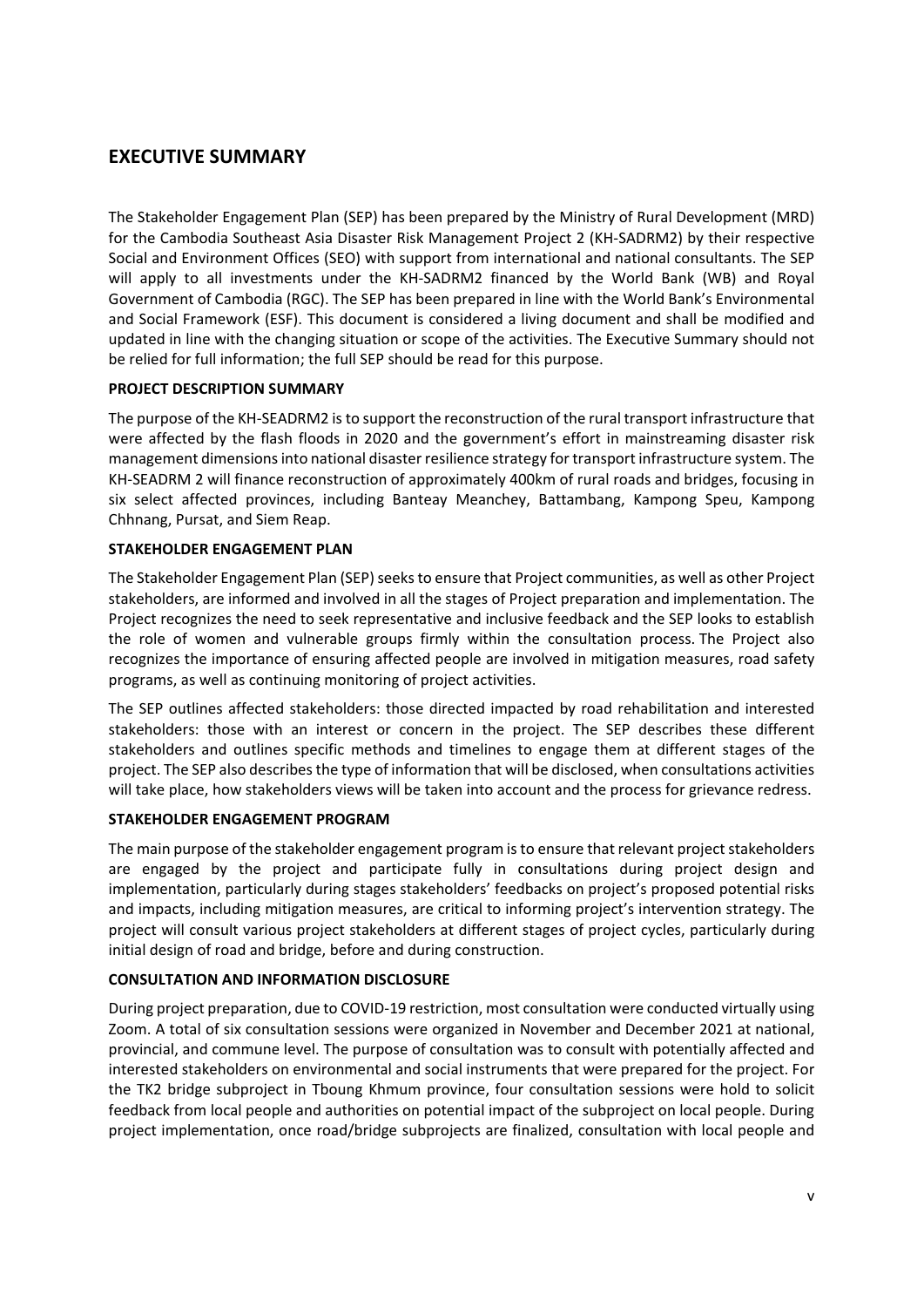# EXECUTIVE SUMMARY

The Stakeholder Engagement Plan (SEP) has been prepared by the Ministry of Rural Development (MRD) for the Cambodia Southeast Asia Disaster Risk Management Project 2 (KH-SADRM2) by their respective Social and Environment Offices (SEO) with support from international and national consultants. The SEP will apply to all investments under the KH-SADRM2 financed by the World Bank (WB) and Royal Government of Cambodia (RGC). The SEP has been prepared in line with the World Bank's Environmental and Social Framework (ESF). This document is considered a living document and shall be modified and updated in line with the changing situation or scope of the activities. The Executive Summary should not be relied for full information; the full SEP should be read for this purpose.

**PROJECT DESCRIPTION SUMMARY**

The purpose of the KH-SEADRM2 is to support the reconstruction of the rural transport infrastructure that were affected by the flash floods in 2020 and the government's effort in mainstreaming disaster risk management dimensions into national disaster resilience strategy for transport infrastructure system. The KH-SEADRM 2 will finance reconstruction of approximately 400km of rural roads and bridges, focusing in six select affected provinces, including Banteay Meanchey, Battambang, Kampong Speu, Kampong Chhnang, Pursat, and Siem Reap.

**STAKEHOLDER ENGAGEMENT PLAN**

The Stakeholder Engagement Plan (SEP) seeks to ensure that Project communities, as well as other Project stakeholders, are informed and involved in all the stages of Project preparation and implementation. The Project recognizes the need to seek representative and inclusive feedback and the SEP looks to establish the role of women and vulnerable groups firmly within the consultation process. The Project also recognizes the importance of ensuring affected people are involved in mitigation measures, road safety programs, as well as continuing monitoring of project activities.

The SEP outlines affected stakeholders: those directed impacted by road rehabilitation and interested stakeholders: those with an interest or concern in the project. The SEP describes these different stakeholders and outlines specific methods and timelines to engage them at different stages of the project. The SEP also describes the type of information that will be disclosed, when consultations activities will take place, how stakeholders views will be taken into account and the process for grievance redress.

**STAKEHOLDER ENGAGEMENT PROGRAM**

The main purpose of the stakeholder engagement program is to ensure that relevant project stakeholders are engaged by the project and participate fully in consultations during project design and implementation, particularly during stages stakeholders' feedbacks on project's proposed potential risks and impacts, including mitigation measures, are critical to informing project's intervention strategy. The project will consult various project stakeholders at different stages of project cycles, particularly during initial design of road and bridge, before and during construction.

**CONSULTATION AND INFORMATION DISCLOSURE**

During project preparation, due to COVID-19 restriction, most consultation were conducted virtually using Zoom. A total of six consultation sessions were organized in November and December 2021 at national, provincial, and commune level. The purpose of consultation was to consult with potentially affected and interested stakeholders on environmental and social instruments that were prepared for the project. For the TK2 bridge subproject in Tboung Khmum province, four consultation sessions were hold to solicit feedback from local people and authorities on potential impact of the subproject on local people. During project implementation, once road/bridge subprojects are finalized, consultation with local people and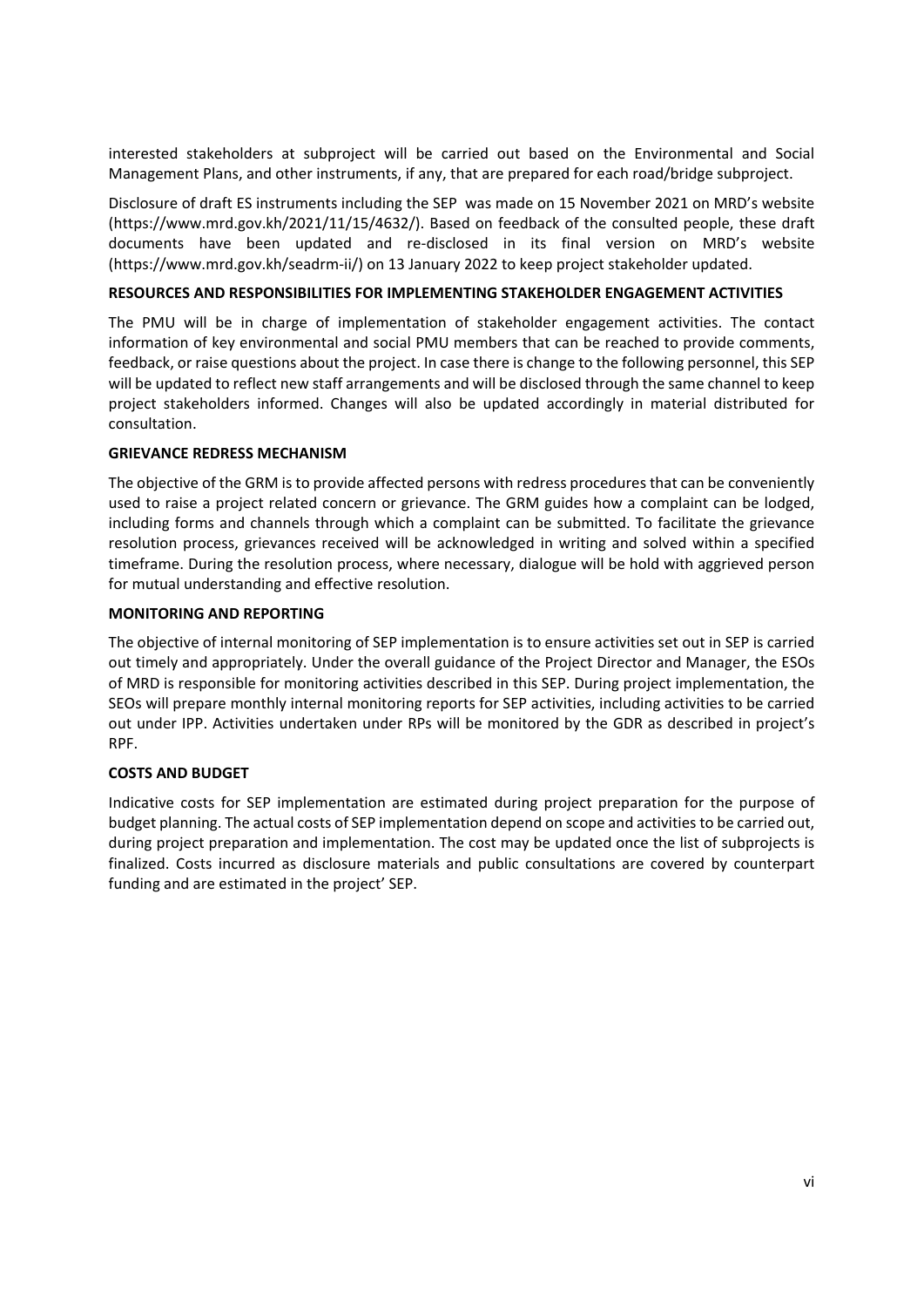interested stakeholders at subproject will be carried out based on the Environmental and Social Management Plans, and other instruments, if any, that are prepared for each road/bridge subproject.

Disclosure of draft ES instruments including the SEP was made on 15 November 2021 on MRD's website (https://www.mrd.gov.kh/2021/11/15/4632/). Based on feedback of the consulted people, these draft documents have been updated and re-disclosed in its final version on MRD's website (https://www.mrd.gov.kh/seadrm-ii/) on 13 January 2022 to keep project stakeholder updated.

**RESOURCES AND RESPONSIBILITIES FOR IMPLEMENTING STAKEHOLDER ENGAGEMENT ACTIVITIES**

The PMU will be in charge of implementation of stakeholder engagement activities. The contact information of key environmental and social PMU members that can be reached to provide comments, feedback, or raise questions about the project. In case there is change to the following personnel, this SEP will be updated to reflect new staff arrangements and will be disclosed through the same channel to keep project stakeholders informed. Changes will also be updated accordingly in material distributed for consultation.

**GRIEVANCE REDRESS MECHANISM**

The objective of the GRM is to provide affected persons with redress procedures that can be conveniently used to raise a project related concern or grievance. The GRM guides how a complaint can be lodged, including forms and channels through which a complaint can be submitted. To facilitate the grievance resolution process, grievances received will be acknowledged in writing and solved within a specified timeframe. During the resolution process, where necessary, dialogue will be hold with aggrieved person for mutual understanding and effective resolution.

**MONITORING AND REPORTING**

The objective of internal monitoring of SEP implementation is to ensure activities set out in SEP is carried out timely and appropriately. Under the overall guidance of the Project Director and Manager, the ESOs of MRD is responsible for monitoring activities described in this SEP. During project implementation, the SEOs will prepare monthly internal monitoring reports for SEP activities, including activities to be carried out under IPP. Activities undertaken under RPs will be monitored by the GDR as described in project's RPF.

**COSTS AND BUDGET**

Indicative costs for SEP implementation are estimated during project preparation for the purpose of budget planning. The actual costs of SEP implementation depend on scope and activities to be carried out, during project preparation and implementation. The cost may be updated once the list of subprojects is finalized. Costs incurred as disclosure materials and public consultations are covered by counterpart funding and are estimated in the project' SEP.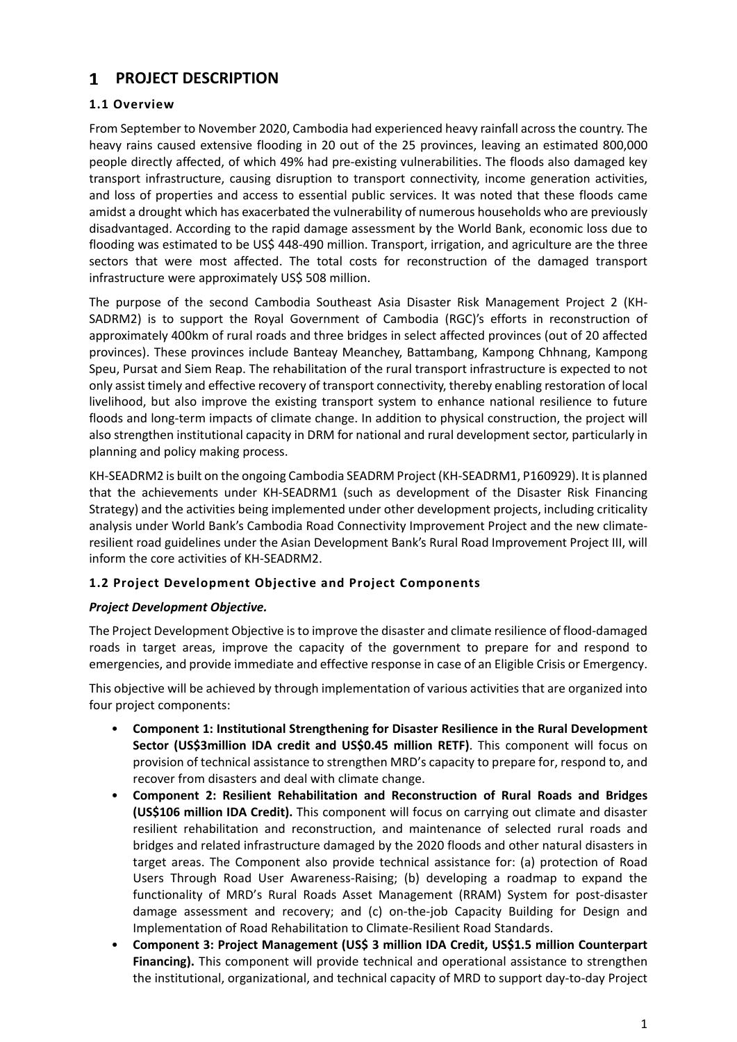# 1 PROJECT DESCRIPTION

## 1.1 Overview

From September to November 2020, Cambodia had experienced heavy rainfall across the country. The heavy rains caused extensive flooding in 20 out of the 25 provinces, leaving an estimated 800,000 people directly affected, of which 49% had pre-existing vulnerabilities. The floods also damaged key transport infrastructure, causing disruption to transport connectivity, income generation activities, and loss of properties and access to essential public services. It was noted that these floods came amidst a drought which has exacerbated the vulnerability of numerous households who are previously disadvantaged. According to the rapid damage assessment by the World Bank, economic loss due to flooding was estimated to be US$ 448-490 million. Transport, irrigation, and agriculture are the three sectors that were most affected. The total costs for reconstruction of the damaged transport infrastructure were approximately US$ 508 million.

The purpose of the second Cambodia Southeast Asia Disaster Risk Management Project 2 (KH-SADRM2) is to support the Royal Government of Cambodia (RGC)'s efforts in reconstruction of approximately 400km of rural roads and three bridges in select affected provinces (out of 20 affected provinces). These provinces include Banteay Meanchey, Battambang, Kampong Chhnang, Kampong Speu, Pursat and Siem Reap. The rehabilitation of the rural transport infrastructure is expected to not only assist timely and effective recovery of transport connectivity, thereby enabling restoration of local livelihood, but also improve the existing transport system to enhance national resilience to future floods and long-term impacts of climate change. In addition to physical construction, the project will also strengthen institutional capacity in DRM for national and rural development sector, particularly in planning and policy making process.

KH-SEADRM2 is built on the ongoing Cambodia SEADRM Project (KH-SEADRM1, P160929). It is planned that the achievements under KH-SEADRM1 (such as development of the Disaster Risk Financing Strategy) and the activities being implemented under other development projects, including criticality analysis under World Bank's Cambodia Road Connectivity Improvement Project and the new climate-resilient road guidelines under the Asian Development Bank's Rural Road Improvement Project III, will inform the core activities of KH-SEADRM2.

## 1.2 Project Development Objective and Project Components

***Project Development Objective.***

The Project Development Objective is to improve the disaster and climate resilience of flood-damaged roads in target areas, improve the capacity of the government to prepare for and respond to emergencies, and provide immediate and effective response in case of an Eligible Crisis or Emergency.

This objective will be achieved by through implementation of various activities that are organized into four project components:

- **Component 1: Institutional Strengthening for Disaster Resilience in the Rural Development Sector (US$3million IDA credit and US$0.45 million RETF)**. This component will focus on provision of technical assistance to strengthen MRD's capacity to prepare for, respond to, and recover from disasters and deal with climate change.
- **Component 2: Resilient Rehabilitation and Reconstruction of Rural Roads and Bridges (US$106 million IDA Credit).** This component will focus on carrying out climate and disaster resilient rehabilitation and reconstruction, and maintenance of selected rural roads and bridges and related infrastructure damaged by the 2020 floods and other natural disasters in target areas. The Component also provide technical assistance for: (a) protection of Road Users Through Road User Awareness-Raising; (b) developing a roadmap to expand the functionality of MRD's Rural Roads Asset Management (RRAM) System for post-disaster damage assessment and recovery; and (c) on-the-job Capacity Building for Design and Implementation of Road Rehabilitation to Climate-Resilient Road Standards.
- **Component 3: Project Management (US$ 3 million IDA Credit, US$1.5 million Counterpart Financing).** This component will provide technical and operational assistance to strengthen the institutional, organizational, and technical capacity of MRD to support day-to-day Project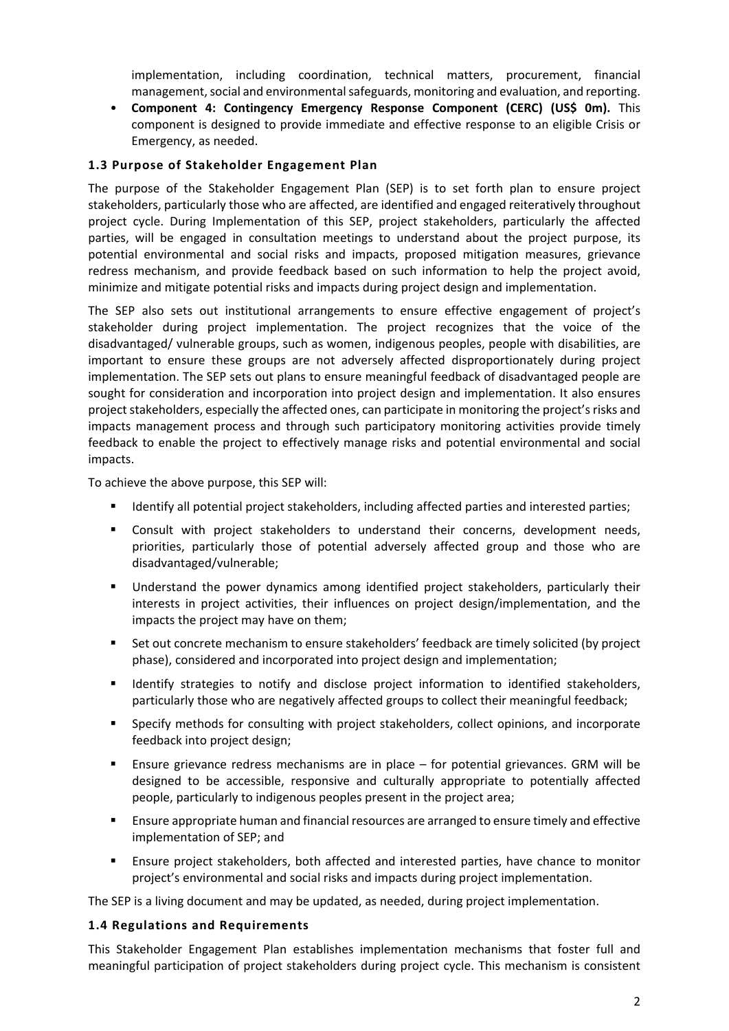implementation, including coordination, technical matters, procurement, financial management, social and environmental safeguards, monitoring and evaluation, and reporting.

- **Component 4: Contingency Emergency Response Component (CERC) (US$ 0m).** This component is designed to provide immediate and effective response to an eligible Crisis or Emergency, as needed.

### 1.3 Purpose of Stakeholder Engagement Plan

The purpose of the Stakeholder Engagement Plan (SEP) is to set forth plan to ensure project stakeholders, particularly those who are affected, are identified and engaged reiteratively throughout project cycle. During Implementation of this SEP, project stakeholders, particularly the affected parties, will be engaged in consultation meetings to understand about the project purpose, its potential environmental and social risks and impacts, proposed mitigation measures, grievance redress mechanism, and provide feedback based on such information to help the project avoid, minimize and mitigate potential risks and impacts during project design and implementation.

The SEP also sets out institutional arrangements to ensure effective engagement of project's stakeholder during project implementation. The project recognizes that the voice of the disadvantaged/ vulnerable groups, such as women, indigenous peoples, people with disabilities, are important to ensure these groups are not adversely affected disproportionately during project implementation. The SEP sets out plans to ensure meaningful feedback of disadvantaged people are sought for consideration and incorporation into project design and implementation. It also ensures project stakeholders, especially the affected ones, can participate in monitoring the project's risks and impacts management process and through such participatory monitoring activities provide timely feedback to enable the project to effectively manage risks and potential environmental and social impacts.

To achieve the above purpose, this SEP will:

- Identify all potential project stakeholders, including affected parties and interested parties;
- Consult with project stakeholders to understand their concerns, development needs, priorities, particularly those of potential adversely affected group and those who are disadvantaged/vulnerable;
- Understand the power dynamics among identified project stakeholders, particularly their interests in project activities, their influences on project design/implementation, and the impacts the project may have on them;
- Set out concrete mechanism to ensure stakeholders' feedback are timely solicited (by project phase), considered and incorporated into project design and implementation;
- Identify strategies to notify and disclose project information to identified stakeholders, particularly those who are negatively affected groups to collect their meaningful feedback;
- Specify methods for consulting with project stakeholders, collect opinions, and incorporate feedback into project design;
- Ensure grievance redress mechanisms are in place – for potential grievances. GRM will be designed to be accessible, responsive and culturally appropriate to potentially affected people, particularly to indigenous peoples present in the project area;
- Ensure appropriate human and financial resources are arranged to ensure timely and effective implementation of SEP; and
- Ensure project stakeholders, both affected and interested parties, have chance to monitor project's environmental and social risks and impacts during project implementation.

The SEP is a living document and may be updated, as needed, during project implementation.

### 1.4 Regulations and Requirements

This Stakeholder Engagement Plan establishes implementation mechanisms that foster full and meaningful participation of project stakeholders during project cycle. This mechanism is consistent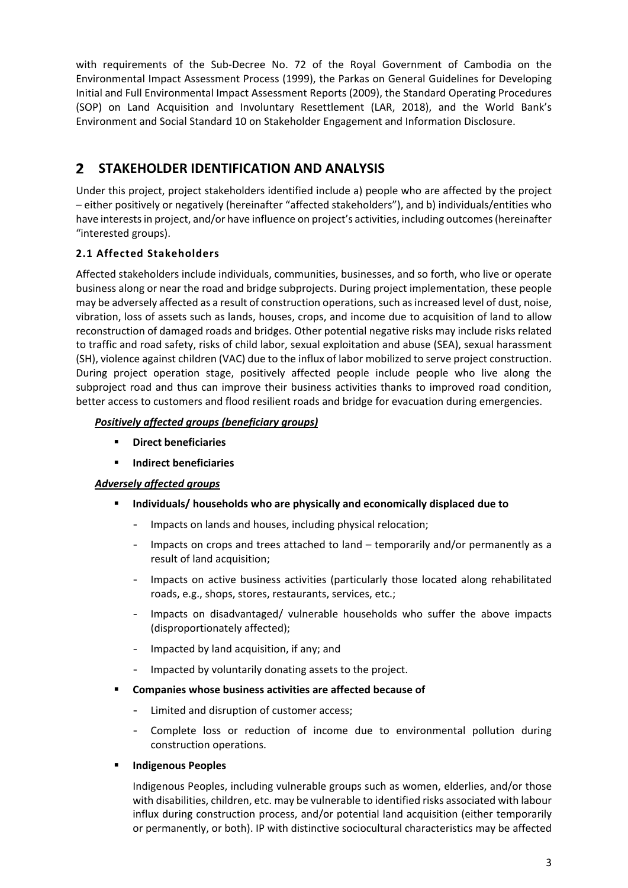with requirements of the Sub-Decree No. 72 of the Royal Government of Cambodia on the Environmental Impact Assessment Process (1999), the Parkas on General Guidelines for Developing Initial and Full Environmental Impact Assessment Reports (2009), the Standard Operating Procedures (SOP) on Land Acquisition and Involuntary Resettlement (LAR, 2018), and the World Bank's Environment and Social Standard 10 on Stakeholder Engagement and Information Disclosure.

# 2 STAKEHOLDER IDENTIFICATION AND ANALYSIS

Under this project, project stakeholders identified include a) people who are affected by the project – either positively or negatively (hereinafter "affected stakeholders"), and b) individuals/entities who have interests in project, and/or have influence on project's activities, including outcomes (hereinafter "interested groups).

## 2.1 Affected Stakeholders

Affected stakeholders include individuals, communities, businesses, and so forth, who live or operate business along or near the road and bridge subprojects. During project implementation, these people may be adversely affected as a result of construction operations, such as increased level of dust, noise, vibration, loss of assets such as lands, houses, crops, and income due to acquisition of land to allow reconstruction of damaged roads and bridges. Other potential negative risks may include risks related to traffic and road safety, risks of child labor, sexual exploitation and abuse (SEA), sexual harassment (SH), violence against children (VAC) due to the influx of labor mobilized to serve project construction. During project operation stage, positively affected people include people who live along the subproject road and thus can improve their business activities thanks to improved road condition, better access to customers and flood resilient roads and bridge for evacuation during emergencies.

***Positively affected groups (beneficiary groups)***

- **Direct beneficiaries**
- **Indirect beneficiaries**

***Adversely affected groups***

- **Individuals/ households who are physically and economically displaced due to**
    - Impacts on lands and houses, including physical relocation;
    - Impacts on crops and trees attached to land – temporarily and/or permanently as a result of land acquisition;
    - Impacts on active business activities (particularly those located along rehabilitated roads, e.g., shops, stores, restaurants, services, etc.;
    - Impacts on disadvantaged/ vulnerable households who suffer the above impacts (disproportionately affected);
    - Impacted by land acquisition, if any; and
    - Impacted by voluntarily donating assets to the project.
- **Companies whose business activities are affected because of**
    - Limited and disruption of customer access;
    - Complete loss or reduction of income due to environmental pollution during construction operations.
- **Indigenous Peoples**

  Indigenous Peoples, including vulnerable groups such as women, elderlies, and/or those with disabilities, children, etc. may be vulnerable to identified risks associated with labour influx during construction process, and/or potential land acquisition (either temporarily or permanently, or both). IP with distinctive sociocultural characteristics may be affected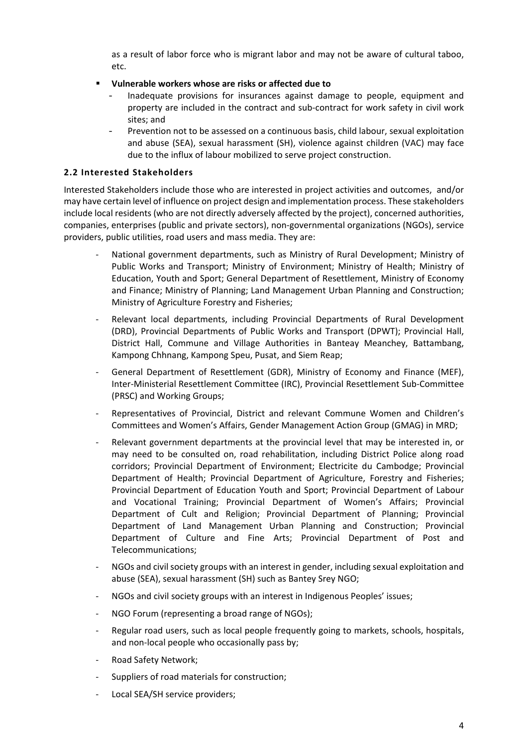as a result of labor force who is migrant labor and may not be aware of cultural taboo, etc.

- **Vulnerable workers whose are risks or affected due to**
  - Inadequate provisions for insurances against damage to people, equipment and property are included in the contract and sub-contract for work safety in civil work sites; and
  - Prevention not to be assessed on a continuous basis, child labour, sexual exploitation and abuse (SEA), sexual harassment (SH), violence against children (VAC) may face due to the influx of labour mobilized to serve project construction.

### 2.2 Interested Stakeholders

Interested Stakeholders include those who are interested in project activities and outcomes, and/or may have certain level of influence on project design and implementation process. These stakeholders include local residents (who are not directly adversely affected by the project), concerned authorities, companies, enterprises (public and private sectors), non-governmental organizations (NGOs), service providers, public utilities, road users and mass media. They are:

- National government departments, such as Ministry of Rural Development; Ministry of Public Works and Transport; Ministry of Environment; Ministry of Health; Ministry of Education, Youth and Sport; General Department of Resettlement, Ministry of Economy and Finance; Ministry of Planning; Land Management Urban Planning and Construction; Ministry of Agriculture Forestry and Fisheries;
- Relevant local departments, including Provincial Departments of Rural Development (DRD), Provincial Departments of Public Works and Transport (DPWT); Provincial Hall, District Hall, Commune and Village Authorities in Banteay Meanchey, Battambang, Kampong Chhnang, Kampong Speu, Pusat, and Siem Reap;
- General Department of Resettlement (GDR), Ministry of Economy and Finance (MEF), Inter-Ministerial Resettlement Committee (IRC), Provincial Resettlement Sub-Committee (PRSC) and Working Groups;
- Representatives of Provincial, District and relevant Commune Women and Children's Committees and Women's Affairs, Gender Management Action Group (GMAG) in MRD;
- Relevant government departments at the provincial level that may be interested in, or may need to be consulted on, road rehabilitation, including District Police along road corridors; Provincial Department of Environment; Electricite du Cambodge; Provincial Department of Health; Provincial Department of Agriculture, Forestry and Fisheries; Provincial Department of Education Youth and Sport; Provincial Department of Labour and Vocational Training; Provincial Department of Women's Affairs; Provincial Department of Cult and Religion; Provincial Department of Planning; Provincial Department of Land Management Urban Planning and Construction; Provincial Department of Culture and Fine Arts; Provincial Department of Post and Telecommunications;
- NGOs and civil society groups with an interest in gender, including sexual exploitation and abuse (SEA), sexual harassment (SH) such as Bantey Srey NGO;
- NGOs and civil society groups with an interest in Indigenous Peoples' issues;
- NGO Forum (representing a broad range of NGOs);
- Regular road users, such as local people frequently going to markets, schools, hospitals, and non-local people who occasionally pass by;
- Road Safety Network;
- Suppliers of road materials for construction;
- Local SEA/SH service providers;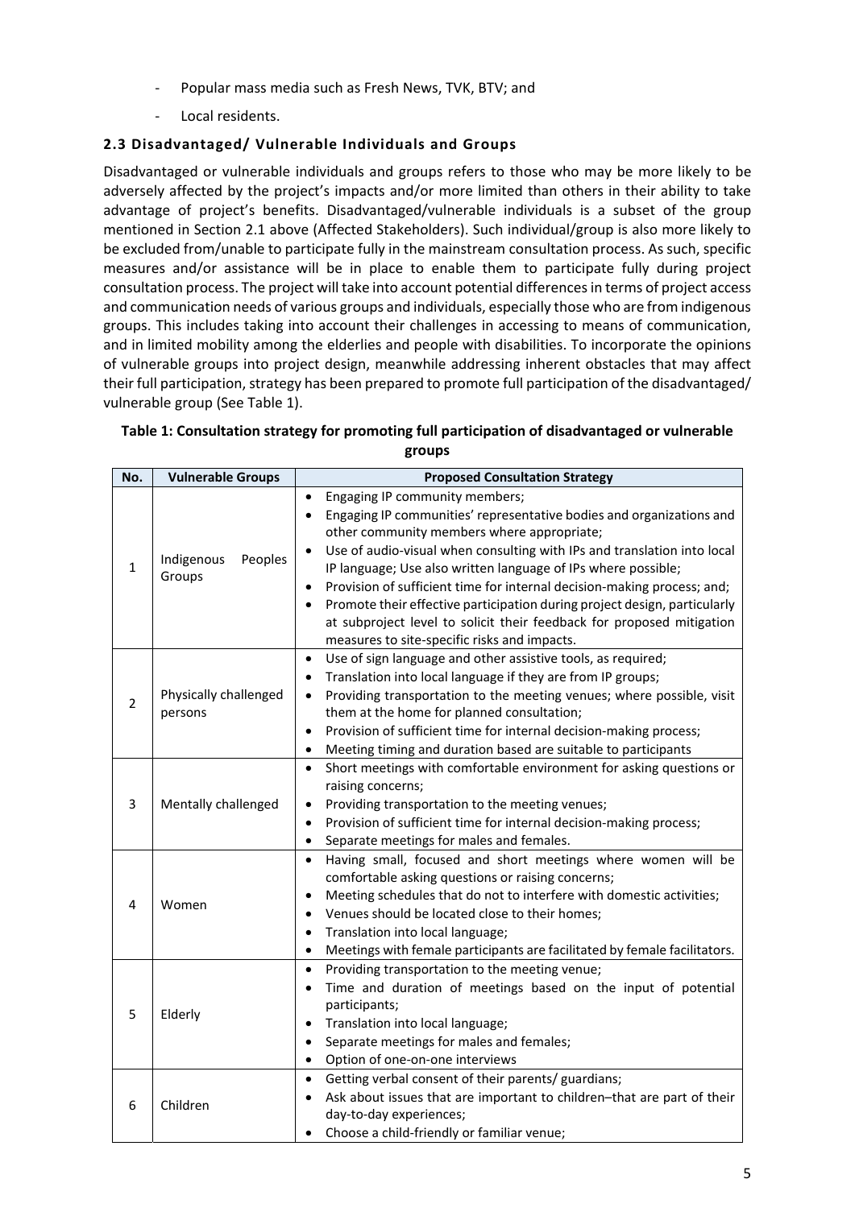- Popular mass media such as Fresh News, TVK, BTV; and
- Local residents.

### 2.3 Disadvantaged/ Vulnerable Individuals and Groups

Disadvantaged or vulnerable individuals and groups refers to those who may be more likely to be adversely affected by the project's impacts and/or more limited than others in their ability to take advantage of project's benefits. Disadvantaged/vulnerable individuals is a subset of the group mentioned in Section 2.1 above (Affected Stakeholders). Such individual/group is also more likely to be excluded from/unable to participate fully in the mainstream consultation process. As such, specific measures and/or assistance will be in place to enable them to participate fully during project consultation process. The project will take into account potential differences in terms of project access and communication needs of various groups and individuals, especially those who are from indigenous groups. This includes taking into account their challenges in accessing to means of communication, and in limited mobility among the elderlies and people with disabilities. To incorporate the opinions of vulnerable groups into project design, meanwhile addressing inherent obstacles that may affect their full participation, strategy has been prepared to promote full participation of the disadvantaged/ vulnerable group (See Table 1).

**Table 1: Consultation strategy for promoting full participation of disadvantaged or vulnerable groups**

| No. | Vulnerable Groups | Proposed Consultation Strategy |
|---|---|---|
| 1 | Indigenous Peoples Groups | • Engaging IP community members;<br>• Engaging IP communities' representative bodies and organizations and other community members where appropriate;<br>• Use of audio-visual when consulting with IPs and translation into local IP language; Use also written language of IPs where possible;<br>• Provision of sufficient time for internal decision-making process; and;<br>• Promote their effective participation during project design, particularly at subproject level to solicit their feedback for proposed mitigation measures to site-specific risks and impacts. |
| 2 | Physically challenged persons | • Use of sign language and other assistive tools, as required;<br>• Translation into local language if they are from IP groups;<br>• Providing transportation to the meeting venues; where possible, visit them at the home for planned consultation;<br>• Provision of sufficient time for internal decision-making process;<br>• Meeting timing and duration based are suitable to participants |
| 3 | Mentally challenged | • Short meetings with comfortable environment for asking questions or raising concerns;<br>• Providing transportation to the meeting venues;<br>• Provision of sufficient time for internal decision-making process;<br>• Separate meetings for males and females. |
| 4 | Women | • Having small, focused and short meetings where women will be comfortable asking questions or raising concerns;<br>• Meeting schedules that do not to interfere with domestic activities;<br>• Venues should be located close to their homes;<br>• Translation into local language;<br>• Meetings with female participants are facilitated by female facilitators. |
| 5 | Elderly | • Providing transportation to the meeting venue;<br>• Time and duration of meetings based on the input of potential participants;<br>• Translation into local language;<br>• Separate meetings for males and females;<br>• Option of one-on-one interviews |
| 6 | Children | • Getting verbal consent of their parents/ guardians;<br>• Ask about issues that are important to children–that are part of their day-to-day experiences;<br>• Choose a child-friendly or familiar venue; |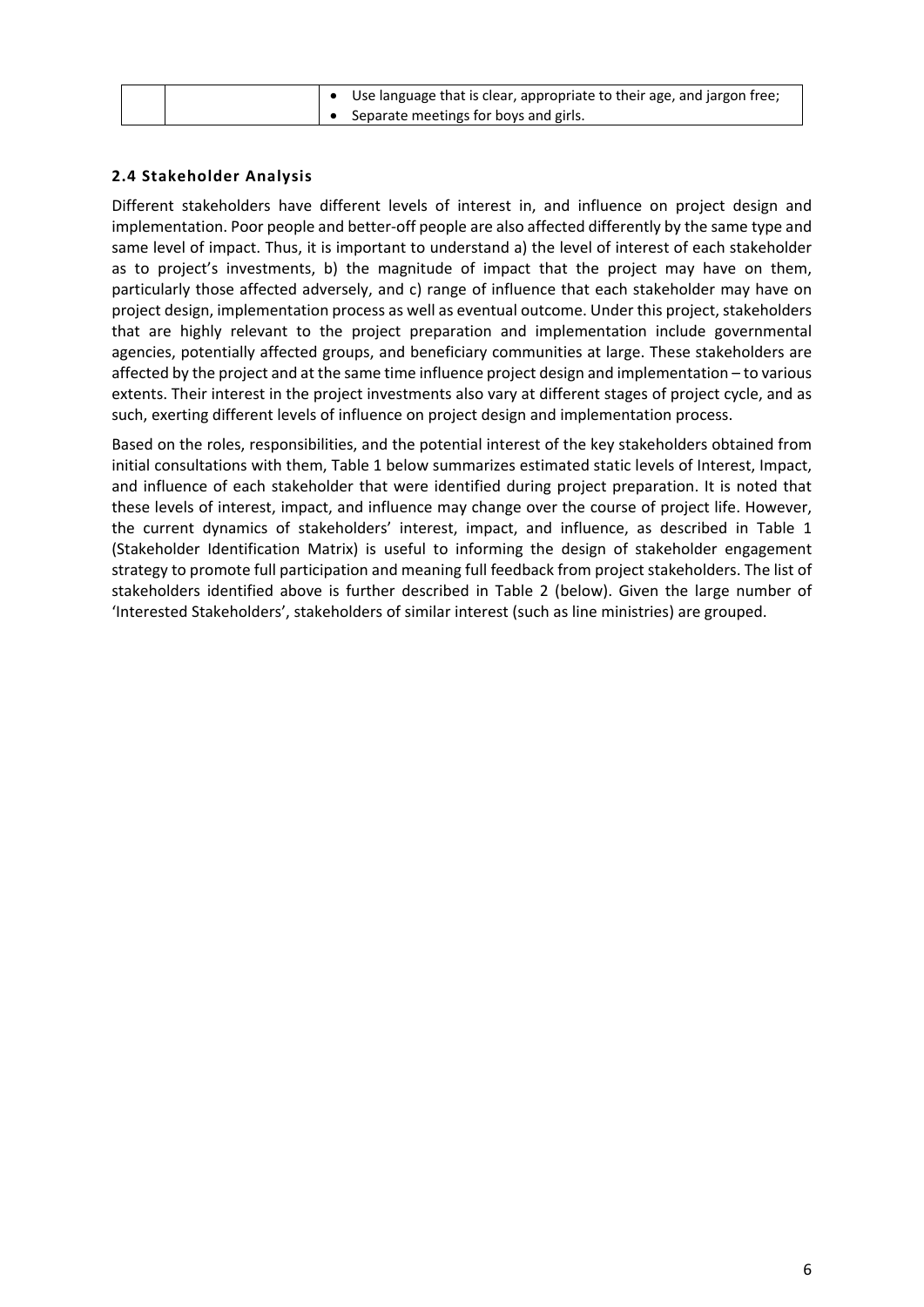| | | • Use language that is clear, appropriate to their age, and jargon free;<br>• Separate meetings for boys and girls. |
|---|---|---|

### 2.4 Stakeholder Analysis

Different stakeholders have different levels of interest in, and influence on project design and implementation. Poor people and better-off people are also affected differently by the same type and same level of impact. Thus, it is important to understand a) the level of interest of each stakeholder as to project's investments, b) the magnitude of impact that the project may have on them, particularly those affected adversely, and c) range of influence that each stakeholder may have on project design, implementation process as well as eventual outcome. Under this project, stakeholders that are highly relevant to the project preparation and implementation include governmental agencies, potentially affected groups, and beneficiary communities at large. These stakeholders are affected by the project and at the same time influence project design and implementation – to various extents. Their interest in the project investments also vary at different stages of project cycle, and as such, exerting different levels of influence on project design and implementation process.

Based on the roles, responsibilities, and the potential interest of the key stakeholders obtained from initial consultations with them, Table 1 below summarizes estimated static levels of Interest, Impact, and influence of each stakeholder that were identified during project preparation. It is noted that these levels of interest, impact, and influence may change over the course of project life. However, the current dynamics of stakeholders' interest, impact, and influence, as described in Table 1 (Stakeholder Identification Matrix) is useful to informing the design of stakeholder engagement strategy to promote full participation and meaning full feedback from project stakeholders. The list of stakeholders identified above is further described in Table 2 (below). Given the large number of 'Interested Stakeholders', stakeholders of similar interest (such as line ministries) are grouped.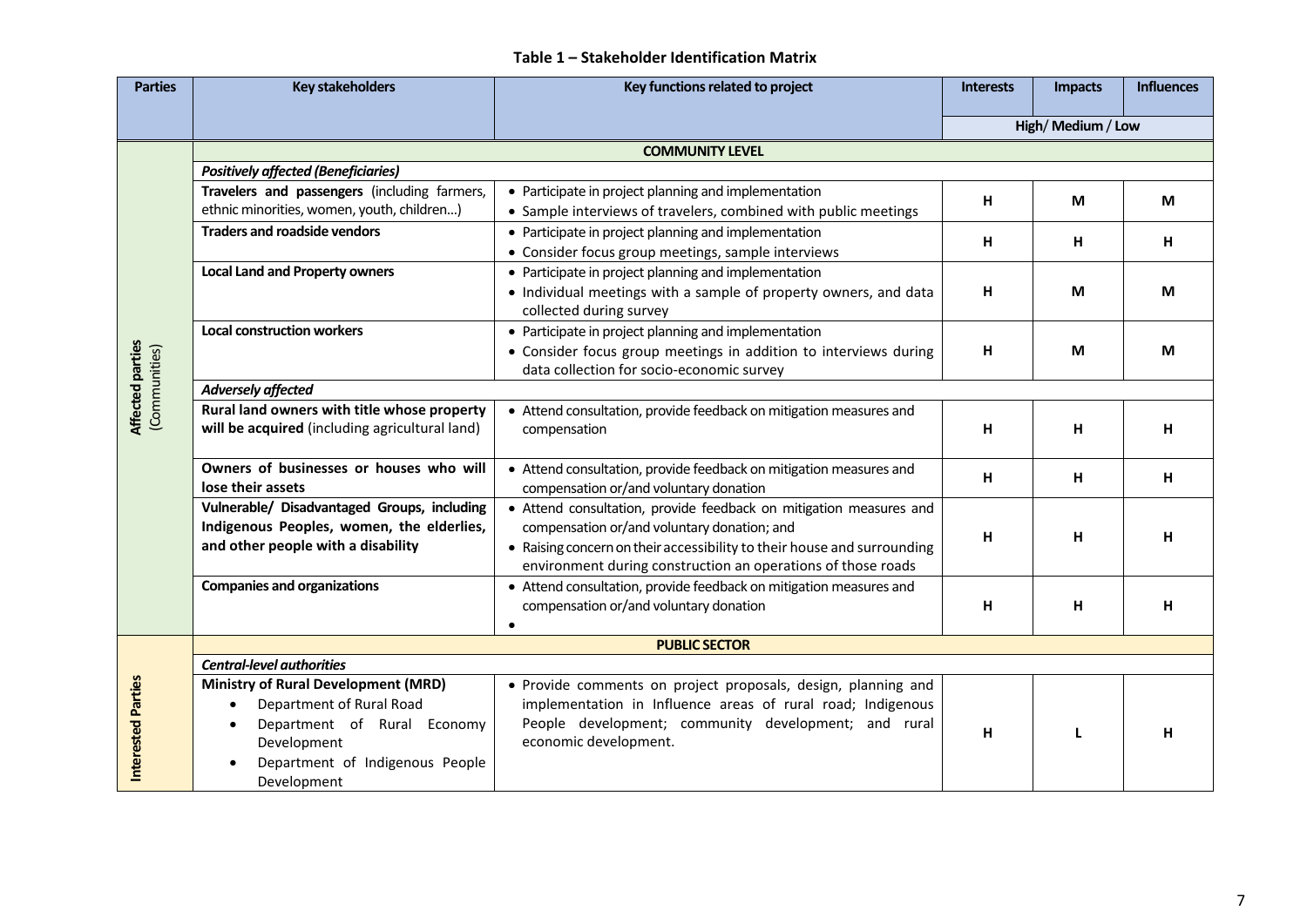**Table 1 – Stakeholder Identification Matrix**

| Parties | Key stakeholders | Key functions related to project | Interests | Impacts | Influences |
|---|---|---|---|---|---|
| | | | High/ Medium / Low | | |
| **Affected parties** (Communities) | **COMMUNITY LEVEL** | | | | |
| | ***Positively affected (Beneficiaries)*** | | | | |
| | **Travelers and passengers** (including farmers, ethnic minorities, women, youth, children…) | • Participate in project planning and implementation<br>• Sample interviews of travelers, combined with public meetings | H | M | M |
| | **Traders and roadside vendors** | • Participate in project planning and implementation<br>• Consider focus group meetings, sample interviews | H | H | H |
| | **Local Land and Property owners** | • Participate in project planning and implementation<br>• Individual meetings with a sample of property owners, and data collected during survey | H | M | M |
| | **Local construction workers** | • Participate in project planning and implementation<br>• Consider focus group meetings in addition to interviews during data collection for socio-economic survey | H | M | M |
| | ***Adversely affected*** | | | | |
| | **Rural land owners with title whose property will be acquired** (including agricultural land) | • Attend consultation, provide feedback on mitigation measures and compensation | H | H | H |
| | **Owners of businesses or houses who will lose their assets** | • Attend consultation, provide feedback on mitigation measures and compensation or/and voluntary donation | H | H | H |
| | **Vulnerable/ Disadvantaged Groups, including Indigenous Peoples, women, the elderlies, and other people with a disability** | • Attend consultation, provide feedback on mitigation measures and compensation or/and voluntary donation; and<br>• Raising concern on their accessibility to their house and surrounding environment during construction an operations of those roads | H | H | H |
| | **Companies and organizations** | • Attend consultation, provide feedback on mitigation measures and compensation or/and voluntary donation<br>• | H | H | H |
| **Interested Parties** | **PUBLIC SECTOR** | | | | |
| | ***Central-level authorities*** | | | | |
| | **Ministry of Rural Development (MRD)**<br>• Department of Rural Road<br>• Department of Rural Economy Development<br>• Department of Indigenous People Development | • Provide comments on project proposals, design, planning and implementation in Influence areas of rural road; Indigenous People development; community development; and rural economic development. | H | L | H |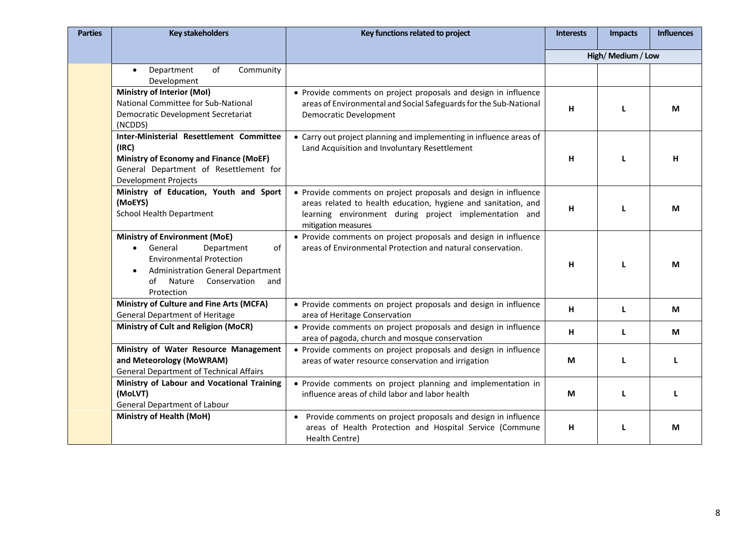| Parties | Key stakeholders | Key functions related to project | Interests | Impacts | Influences |
|---|---|---|---|---|---|
| | | | High/ Medium / Low | | |
| | • Department of Community Development | | | | |
| | **Ministry of Interior (MoI)**<br>National Committee for Sub-National Democratic Development Secretariat (NCDDS) | • Provide comments on project proposals and design in influence areas of Environmental and Social Safeguards for the Sub-National Democratic Development | **H** | **L** | **M** |
| | **Inter-Ministerial Resettlement Committee (IRC)**<br>**Ministry of Economy and Finance (MoEF)**<br>General Department of Resettlement for Development Projects | • Carry out project planning and implementing in influence areas of Land Acquisition and Involuntary Resettlement | **H** | **L** | **H** |
| | **Ministry of Education, Youth and Sport (MoEYS)**<br>School Health Department | • Provide comments on project proposals and design in influence areas related to health education, hygiene and sanitation, and learning environment during project implementation and mitigation measures | **H** | **L** | **M** |
| | **Ministry of Environment (MoE)**<br>• General Department of Environmental Protection<br>• Administration General Department of Nature Conservation and Protection | • Provide comments on project proposals and design in influence areas of Environmental Protection and natural conservation. | **H** | **L** | **M** |
| | **Ministry of Culture and Fine Arts (MCFA)**<br>General Department of Heritage | • Provide comments on project proposals and design in influence area of Heritage Conservation | **H** | **L** | **M** |
| | **Ministry of Cult and Religion (MoCR)** | • Provide comments on project proposals and design in influence area of pagoda, church and mosque conservation | **H** | **L** | **M** |
| | **Ministry of Water Resource Management and Meteorology (MoWRAM)**<br>General Department of Technical Affairs | • Provide comments on project proposals and design in influence areas of water resource conservation and irrigation | **M** | **L** | **L** |
| | **Ministry of Labour and Vocational Training (MoLVT)**<br>General Department of Labour | • Provide comments on project planning and implementation in influence areas of child labor and labor health | **M** | **L** | **L** |
| | **Ministry of Health (MoH)** | • Provide comments on project proposals and design in influence areas of Health Protection and Hospital Service (Commune Health Centre) | **H** | **L** | **M** |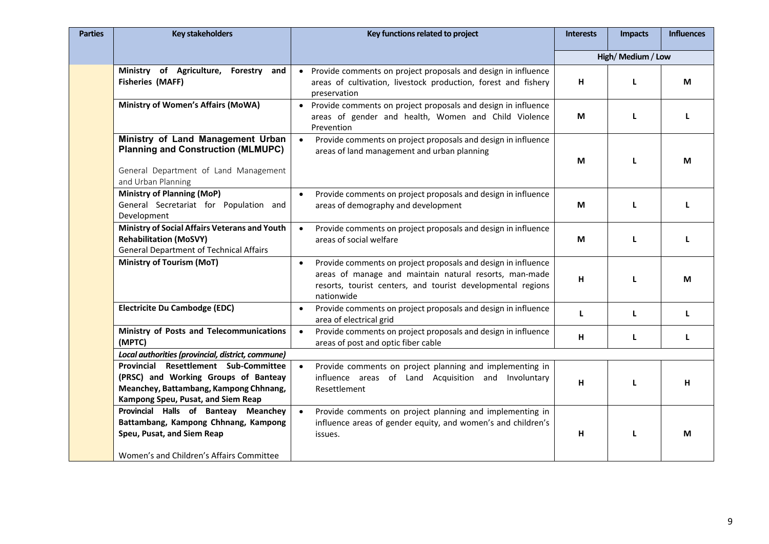| Parties | Key stakeholders | Key functions related to project | Interests | Impacts | Influences |
|---|---|---|---|---|---|
| | | | High/ Medium / Low | | |
| | **Ministry of Agriculture, Forestry and Fisheries (MAFF)** | • Provide comments on project proposals and design in influence areas of cultivation, livestock production, forest and fishery preservation | H | L | M |
| | **Ministry of Women's Affairs (MoWA)** | • Provide comments on project proposals and design in influence areas of gender and health, Women and Child Violence Prevention | M | L | L |
| | **Ministry of Land Management Urban Planning and Construction (MLMUPC)**<br><br>General Department of Land Management and Urban Planning | • Provide comments on project proposals and design in influence areas of land management and urban planning | M | L | M |
| | **Ministry of Planning (MoP)**<br>General Secretariat for Population and Development | • Provide comments on project proposals and design in influence areas of demography and development | M | L | L |
| | **Ministry of Social Affairs Veterans and Youth Rehabilitation (MoSVY)**<br>General Department of Technical Affairs | • Provide comments on project proposals and design in influence areas of social welfare | M | L | L |
| | **Ministry of Tourism (MoT)** | • Provide comments on project proposals and design in influence areas of manage and maintain natural resorts, man-made resorts, tourist centers, and tourist developmental regions nationwide | H | L | M |
| | **Electricite Du Cambodge (EDC)** | • Provide comments on project proposals and design in influence area of electrical grid | L | L | L |
| | **Ministry of Posts and Telecommunications (MPTC)** | • Provide comments on project proposals and design in influence areas of post and optic fiber cable | H | L | L |
| | ***Local authorities (provincial, district, commune)*** | | | | |
| | **Provincial Resettlement Sub-Committee (PRSC) and Working Groups of Banteay Meanchey, Battambang, Kampong Chhnang, Kampong Speu, Pusat, and Siem Reap** | • Provide comments on project planning and implementing in influence areas of Land Acquisition and Involuntary Resettlement | H | L | H |
| | **Provincial Halls of Banteay Meanchey Battambang, Kampong Chhnang, Kampong Speu, Pusat, and Siem Reap**<br><br>Women's and Children's Affairs Committee | • Provide comments on project planning and implementing in influence areas of gender equity, and women's and children's issues. | H | L | M |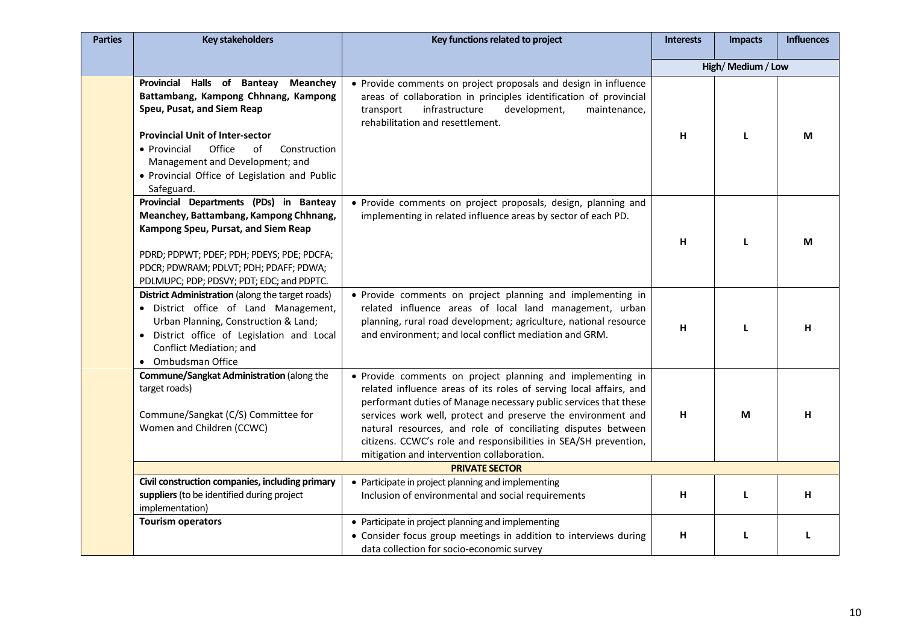| Parties | Key stakeholders | Key functions related to project | Interests | Impacts | Influences |
|---|---|---|---|---|---|
| | | | High/ Medium / Low | | |
| | **Provincial Halls of Banteay Meanchey Battambang, Kampong Chhnang, Kampong Speu, Pusat, and Siem Reap**<br><br>**Provincial Unit of Inter-sector**<br>• Provincial Office of Construction Management and Development; and<br>• Provincial Office of Legislation and Public Safeguard. | • Provide comments on project proposals and design in influence areas of collaboration in principles identification of provincial transport infrastructure development, maintenance, rehabilitation and resettlement. | H | L | M |
| | **Provincial Departments (PDs) in Banteay Meanchey, Battambang, Kampong Chhnang, Kampong Speu, Pursat, and Siem Reap**<br><br>PDRD; PDPWT; PDEF; PDH; PDEYS; PDE; PDCFA; PDCR; PDWRAM; PDLVT; PDH; PDAFF; PDWA; PDLMUPC; PDP; PDSVY; PDT; EDC; and PDPTC. | • Provide comments on project proposals, design, planning and implementing in related influence areas by sector of each PD. | H | L | M |
| | **District Administration** (along the target roads)<br>• District office of Land Management, Urban Planning, Construction & Land;<br>• District office of Legislation and Local Conflict Mediation; and<br>• Ombudsman Office | • Provide comments on project planning and implementing in related influence areas of local land management, urban planning, rural road development; agriculture, national resource and environment; and local conflict mediation and GRM. | H | L | H |
| | **Commune/Sangkat Administration** (along the target roads)<br><br>Commune/Sangkat (C/S) Committee for Women and Children (CCWC) | • Provide comments on project planning and implementing in related influence areas of its roles of serving local affairs, and performant duties of Manage necessary public services that these services work well, protect and preserve the environment and natural resources, and role of conciliating disputes between citizens. CCWC's role and responsibilities in SEA/SH prevention, mitigation and intervention collaboration. | H | M | H |
| | **PRIVATE SECTOR** | | | | |
| | **Civil construction companies, including primary suppliers** (to be identified during project implementation) | • Participate in project planning and implementing<br>Inclusion of environmental and social requirements | H | L | H |
| | **Tourism operators** | • Participate in project planning and implementing<br>• Consider focus group meetings in addition to interviews during data collection for socio-economic survey | H | L | L |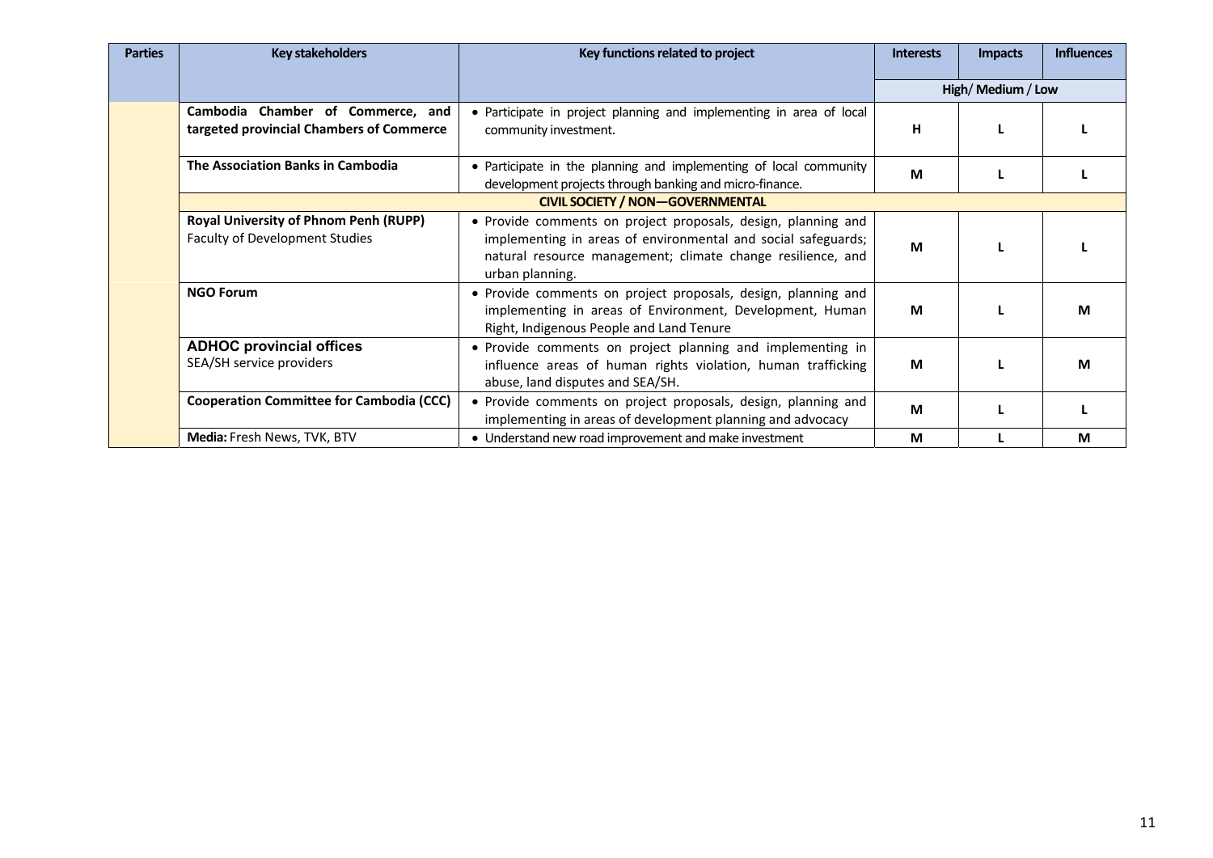| Parties | Key stakeholders | Key functions related to project | Interests | Impacts | Influences |
|---|---|---|---|---|---|
| | | | High/ Medium / Low | | |
| | **Cambodia Chamber of Commerce, and targeted provincial Chambers of Commerce** | • Participate in project planning and implementing in area of local community investment. | **H** | **L** | **L** |
| | **The Association Banks in Cambodia** | • Participate in the planning and implementing of local community development projects through banking and micro-finance. | **M** | **L** | **L** |
| | **CIVIL SOCIETY / NON—GOVERNMENTAL** | | | | |
| | **Royal University of Phnom Penh (RUPP)** Faculty of Development Studies | • Provide comments on project proposals, design, planning and implementing in areas of environmental and social safeguards; natural resource management; climate change resilience, and urban planning. | **M** | **L** | **L** |
| | **NGO Forum** | • Provide comments on project proposals, design, planning and implementing in areas of Environment, Development, Human Right, Indigenous People and Land Tenure | **M** | **L** | **M** |
| | **ADHOC provincial offices** SEA/SH service providers | • Provide comments on project planning and implementing in influence areas of human rights violation, human trafficking abuse, land disputes and SEA/SH. | **M** | **L** | **M** |
| | **Cooperation Committee for Cambodia (CCC)** | • Provide comments on project proposals, design, planning and implementing in areas of development planning and advocacy | **M** | **L** | **L** |
| | **Media:** Fresh News, TVK, BTV | • Understand new road improvement and make investment | **M** | **L** | **M** |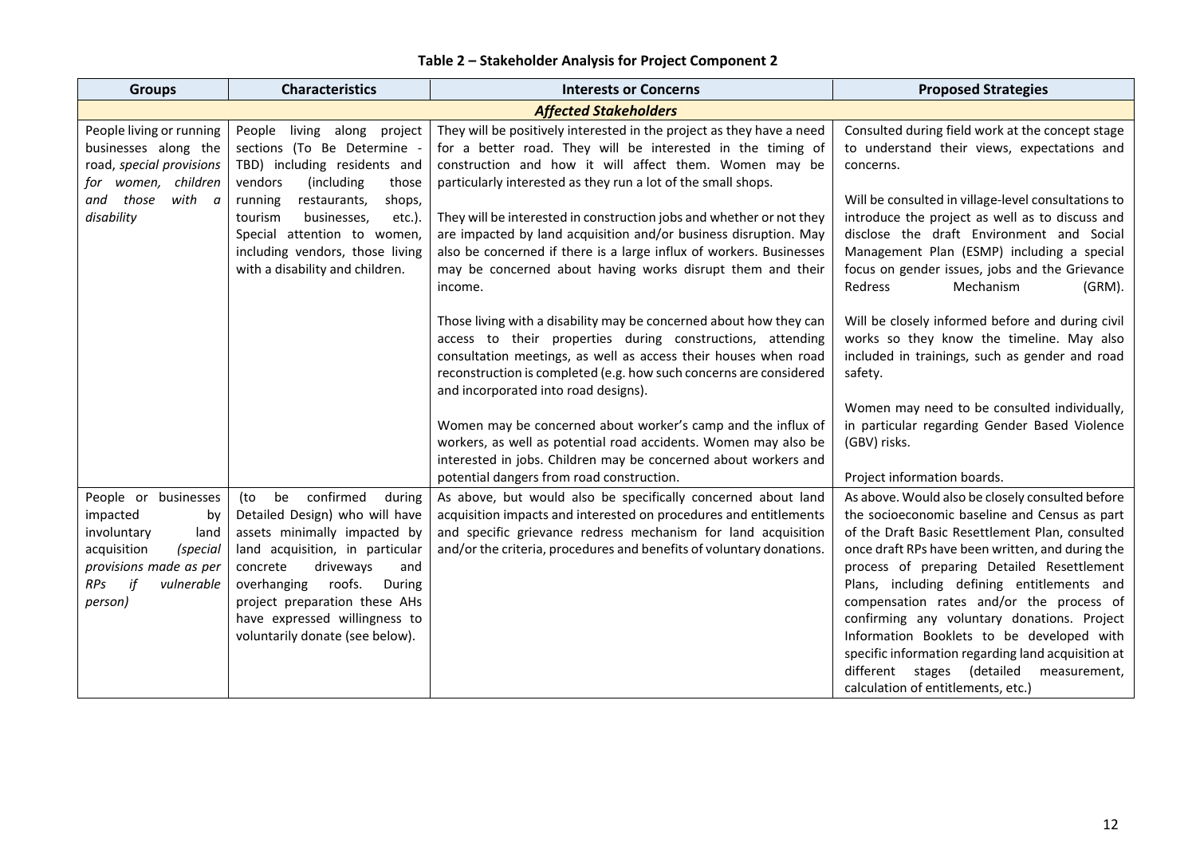**Table 2 – Stakeholder Analysis for Project Component 2**

| Groups | Characteristics | Interests or Concerns | Proposed Strategies |
|---|---|---|---|
| ***Affected Stakeholders*** | | | |
| People living or running businesses along the road, *special provisions for women, children and those with a disability* | People living along project sections (To Be Determine - TBD) including residents and vendors (including those running restaurants, shops, tourism businesses, etc.). Special attention to women, including vendors, those living with a disability and children. | They will be positively interested in the project as they have a need for a better road. They will be interested in the timing of construction and how it will affect them. Women may be particularly interested as they run a lot of the small shops.<br><br>They will be interested in construction jobs and whether or not they are impacted by land acquisition and/or business disruption. May also be concerned if there is a large influx of workers. Businesses may be concerned about having works disrupt them and their income.<br><br>Those living with a disability may be concerned about how they can access to their properties during constructions, attending consultation meetings, as well as access their houses when road reconstruction is completed (e.g. how such concerns are considered and incorporated into road designs).<br><br>Women may be concerned about worker's camp and the influx of workers, as well as potential road accidents. Women may also be interested in jobs. Children may be concerned about workers and potential dangers from road construction. | Consulted during field work at the concept stage to understand their views, expectations and concerns.<br><br>Will be consulted in village-level consultations to introduce the project as well as to discuss and disclose the draft Environment and Social Management Plan (ESMP) including a special focus on gender issues, jobs and the Grievance Redress Mechanism (GRM).<br><br>Will be closely informed before and during civil works so they know the timeline. May also included in trainings, such as gender and road safety.<br><br>Women may need to be consulted individually, in particular regarding Gender Based Violence (GBV) risks.<br><br>Project information boards. |
| People or businesses impacted by involuntary land acquisition *(special provisions made as per RPs if vulnerable person)* | (to be confirmed during Detailed Design) who will have assets minimally impacted by land acquisition, in particular concrete driveways and overhanging roofs. During project preparation these AHs have expressed willingness to voluntarily donate (see below). | As above, but would also be specifically concerned about land acquisition impacts and interested on procedures and entitlements and specific grievance redress mechanism for land acquisition and/or the criteria, procedures and benefits of voluntary donations. | As above. Would also be closely consulted before the socioeconomic baseline and Census as part of the Draft Basic Resettlement Plan, consulted once draft RPs have been written, and during the process of preparing Detailed Resettlement Plans, including defining entitlements and compensation rates and/or the process of confirming any voluntary donations. Project Information Booklets to be developed with specific information regarding land acquisition at different stages (detailed measurement, calculation of entitlements, etc.) |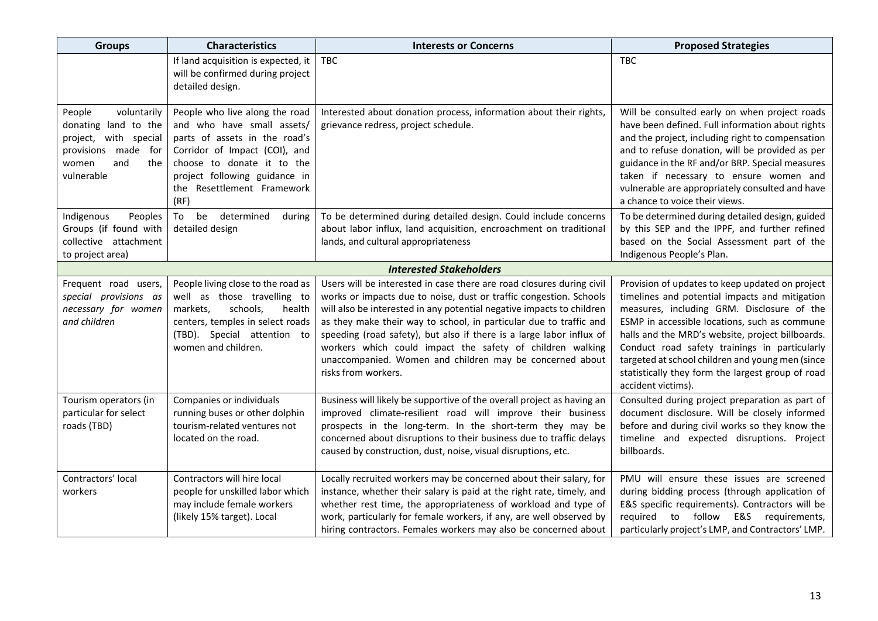| Groups | Characteristics | Interests or Concerns | Proposed Strategies |
|---|---|---|---|
| | If land acquisition is expected, it will be confirmed during project detailed design. | TBC | TBC |
| People voluntarily donating land to the project, with special provisions made for women and the vulnerable | People who live along the road and who have small assets/ parts of assets in the road's Corridor of Impact (COI), and choose to donate it to the project following guidance in the Resettlement Framework (RF) | Interested about donation process, information about their rights, grievance redress, project schedule. | Will be consulted early on when project roads have been defined. Full information about rights and the project, including right to compensation and to refuse donation, will be provided as per guidance in the RF and/or BRP. Special measures taken if necessary to ensure women and vulnerable are appropriately consulted and have a chance to voice their views. |
| Indigenous Peoples Groups (if found with collective attachment to project area) | To be determined during detailed design | To be determined during detailed design. Could include concerns about labor influx, land acquisition, encroachment on traditional lands, and cultural appropriateness | To be determined during detailed design, guided by this SEP and the IPPF, and further refined based on the Social Assessment part of the Indigenous People's Plan. |
| ***Interested Stakeholders*** | | | |
| Frequent road users, *special provisions as necessary for women and children* | People living close to the road as well as those travelling to markets, schools, health centers, temples in select roads (TBD). Special attention to women and children. | Users will be interested in case there are road closures during civil works or impacts due to noise, dust or traffic congestion. Schools will also be interested in any potential negative impacts to children as they make their way to school, in particular due to traffic and speeding (road safety), but also if there is a large labor influx of workers which could impact the safety of children walking unaccompanied. Women and children may be concerned about risks from workers. | Provision of updates to keep updated on project timelines and potential impacts and mitigation measures, including GRM. Disclosure of the ESMP in accessible locations, such as commune halls and the MRD's website, project billboards. Conduct road safety trainings in particularly targeted at school children and young men (since statistically they form the largest group of road accident victims). |
| Tourism operators (in particular for select roads (TBD) | Companies or individuals running buses or other dolphin tourism-related ventures not located on the road. | Business will likely be supportive of the overall project as having an improved climate-resilient road will improve their business prospects in the long-term. In the short-term they may be concerned about disruptions to their business due to traffic delays caused by construction, dust, noise, visual disruptions, etc. | Consulted during project preparation as part of document disclosure. Will be closely informed before and during civil works so they know the timeline and expected disruptions. Project billboards. |
| Contractors' local workers | Contractors will hire local people for unskilled labor which may include female workers (likely 15% target). Local | Locally recruited workers may be concerned about their salary, for instance, whether their salary is paid at the right rate, timely, and whether rest time, the appropriateness of workload and type of work, particularly for female workers, if any, are well observed by hiring contractors. Females workers may also be concerned about | PMU will ensure these issues are screened during bidding process (through application of E&S specific requirements). Contractors will be required to follow E&S requirements, particularly project's LMP, and Contractors' LMP. |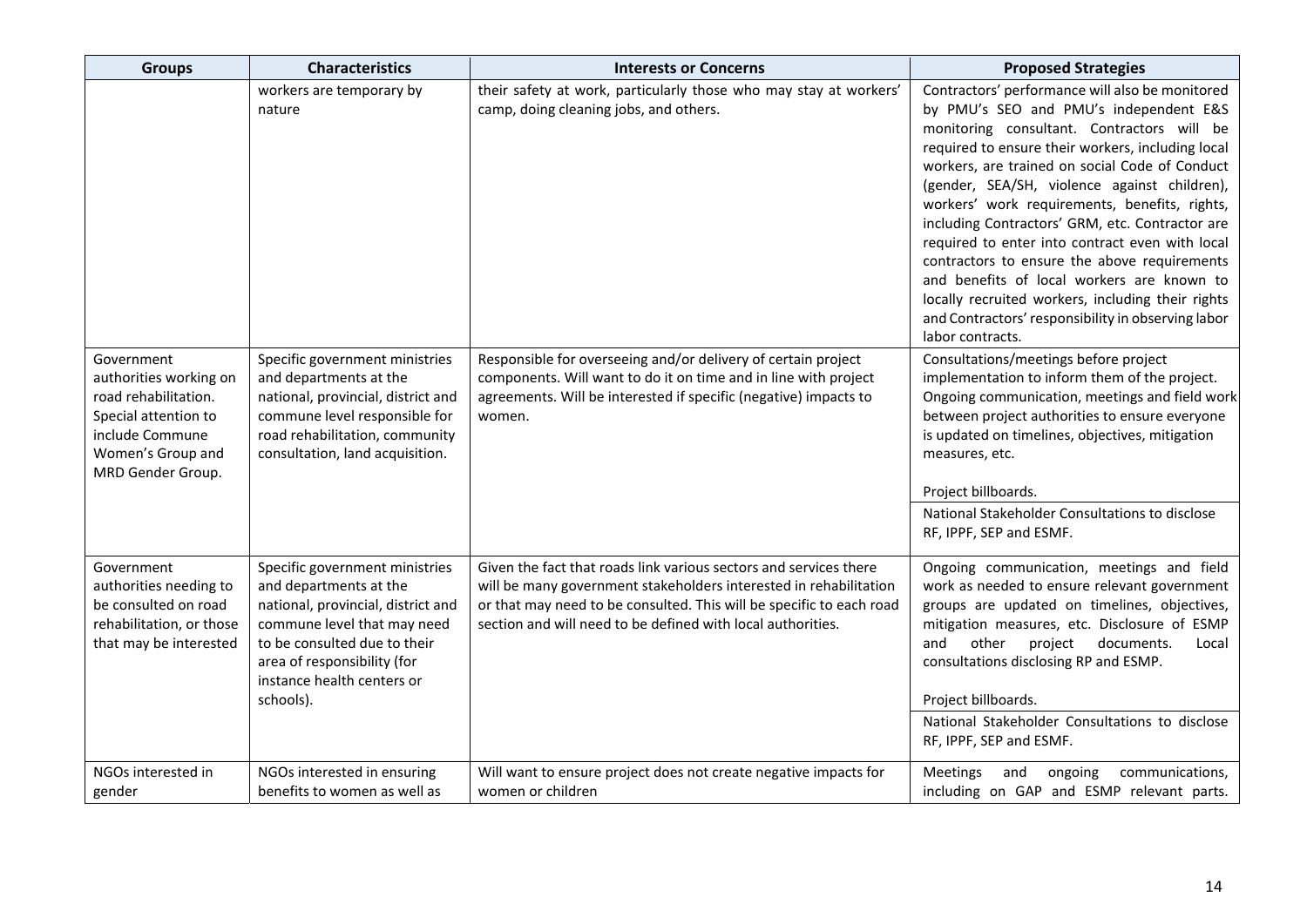| Groups | Characteristics | Interests or Concerns | Proposed Strategies |
|---|---|---|---|
| | workers are temporary by nature | their safety at work, particularly those who may stay at workers' camp, doing cleaning jobs, and others. | Contractors' performance will also be monitored by PMU's SEO and PMU's independent E&S monitoring consultant. Contractors will be required to ensure their workers, including local workers, are trained on social Code of Conduct (gender, SEA/SH, violence against children), workers' work requirements, benefits, rights, including Contractors' GRM, etc. Contractor are required to enter into contract even with local contractors to ensure the above requirements and benefits of local workers are known to locally recruited workers, including their rights and Contractors' responsibility in observing labor labor contracts. |
| Government authorities working on road rehabilitation. Special attention to include Commune Women's Group and MRD Gender Group. | Specific government ministries and departments at the national, provincial, district and commune level responsible for road rehabilitation, community consultation, land acquisition. | Responsible for overseeing and/or delivery of certain project components. Will want to do it on time and in line with project agreements. Will be interested if specific (negative) impacts to women. | Consultations/meetings before project implementation to inform them of the project. Ongoing communication, meetings and field work between project authorities to ensure everyone is updated on timelines, objectives, mitigation measures, etc.<br><br>Project billboards. |
| | | | National Stakeholder Consultations to disclose RF, IPPF, SEP and ESMF. |
| Government authorities needing to be consulted on road rehabilitation, or those that may be interested | Specific government ministries and departments at the national, provincial, district and commune level that may need to be consulted due to their area of responsibility (for instance health centers or schools). | Given the fact that roads link various sectors and services there will be many government stakeholders interested in rehabilitation or that may need to be consulted. This will be specific to each road section and will need to be defined with local authorities. | Ongoing communication, meetings and field work as needed to ensure relevant government groups are updated on timelines, objectives, mitigation measures, etc. Disclosure of ESMP and other project documents. Local consultations disclosing RP and ESMP.<br><br>Project billboards. |
| | | | National Stakeholder Consultations to disclose RF, IPPF, SEP and ESMF. |
| NGOs interested in gender | NGOs interested in ensuring benefits to women as well as | Will want to ensure project does not create negative impacts for women or children | Meetings and ongoing communications, including on GAP and ESMP relevant parts. |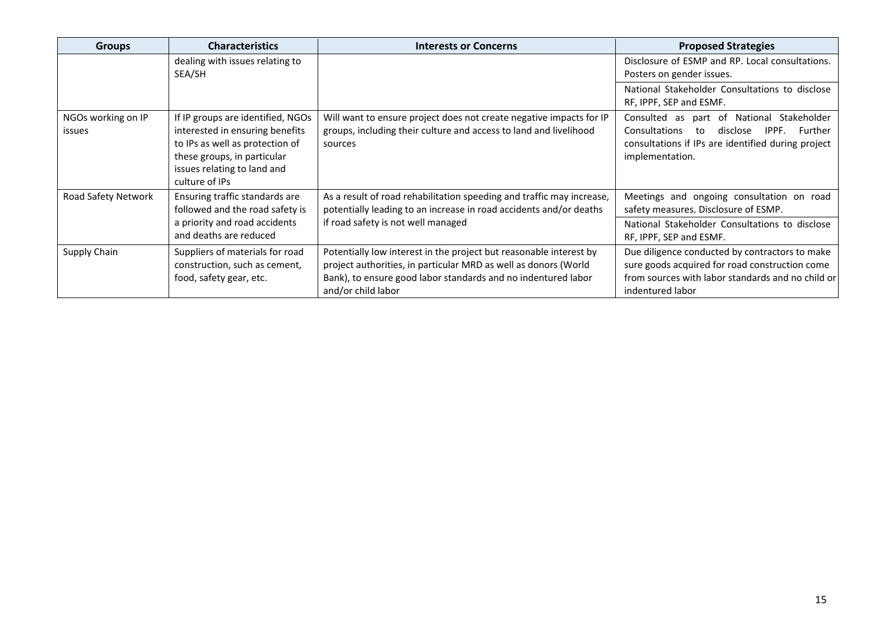| Groups | Characteristics | Interests or Concerns | Proposed Strategies |
|---|---|---|---|
| | dealing with issues relating to SEA/SH | | Disclosure of ESMP and RP. Local consultations. Posters on gender issues. |
| | | | National Stakeholder Consultations to disclose RF, IPPF, SEP and ESMF. |
| NGOs working on IP issues | If IP groups are identified, NGOs interested in ensuring benefits to IPs as well as protection of these groups, in particular issues relating to land and culture of IPs | Will want to ensure project does not create negative impacts for IP groups, including their culture and access to land and livelihood sources | Consulted as part of National Stakeholder Consultations to disclose IPPF. Further consultations if IPs are identified during project implementation. |
| Road Safety Network | Ensuring traffic standards are followed and the road safety is a priority and road accidents and deaths are reduced | As a result of road rehabilitation speeding and traffic may increase, potentially leading to an increase in road accidents and/or deaths if road safety is not well managed | Meetings and ongoing consultation on road safety measures. Disclosure of ESMP. |
| | | | National Stakeholder Consultations to disclose RF, IPPF, SEP and ESMF. |
| Supply Chain | Suppliers of materials for road construction, such as cement, food, safety gear, etc. | Potentially low interest in the project but reasonable interest by project authorities, in particular MRD as well as donors (World Bank), to ensure good labor standards and no indentured labor and/or child labor | Due diligence conducted by contractors to make sure goods acquired for road construction come from sources with labor standards and no child or indentured labor |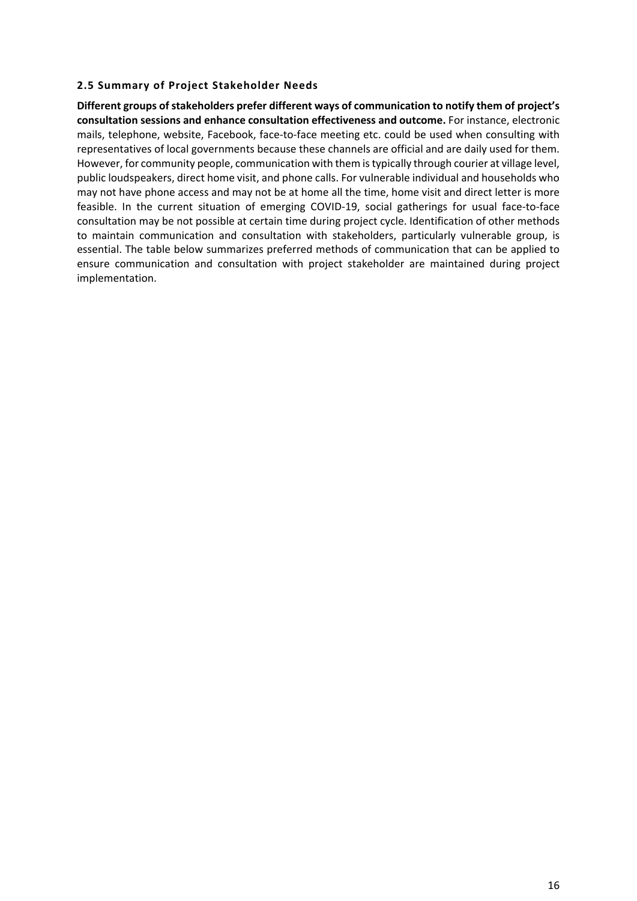### 2.5 Summary of Project Stakeholder Needs

**Different groups of stakeholders prefer different ways of communication to notify them of project's consultation sessions and enhance consultation effectiveness and outcome.** For instance, electronic mails, telephone, website, Facebook, face-to-face meeting etc. could be used when consulting with representatives of local governments because these channels are official and are daily used for them. However, for community people, communication with them is typically through courier at village level, public loudspeakers, direct home visit, and phone calls. For vulnerable individual and households who may not have phone access and may not be at home all the time, home visit and direct letter is more feasible. In the current situation of emerging COVID-19, social gatherings for usual face-to-face consultation may be not possible at certain time during project cycle. Identification of other methods to maintain communication and consultation with stakeholders, particularly vulnerable group, is essential. The table below summarizes preferred methods of communication that can be applied to ensure communication and consultation with project stakeholder are maintained during project implementation.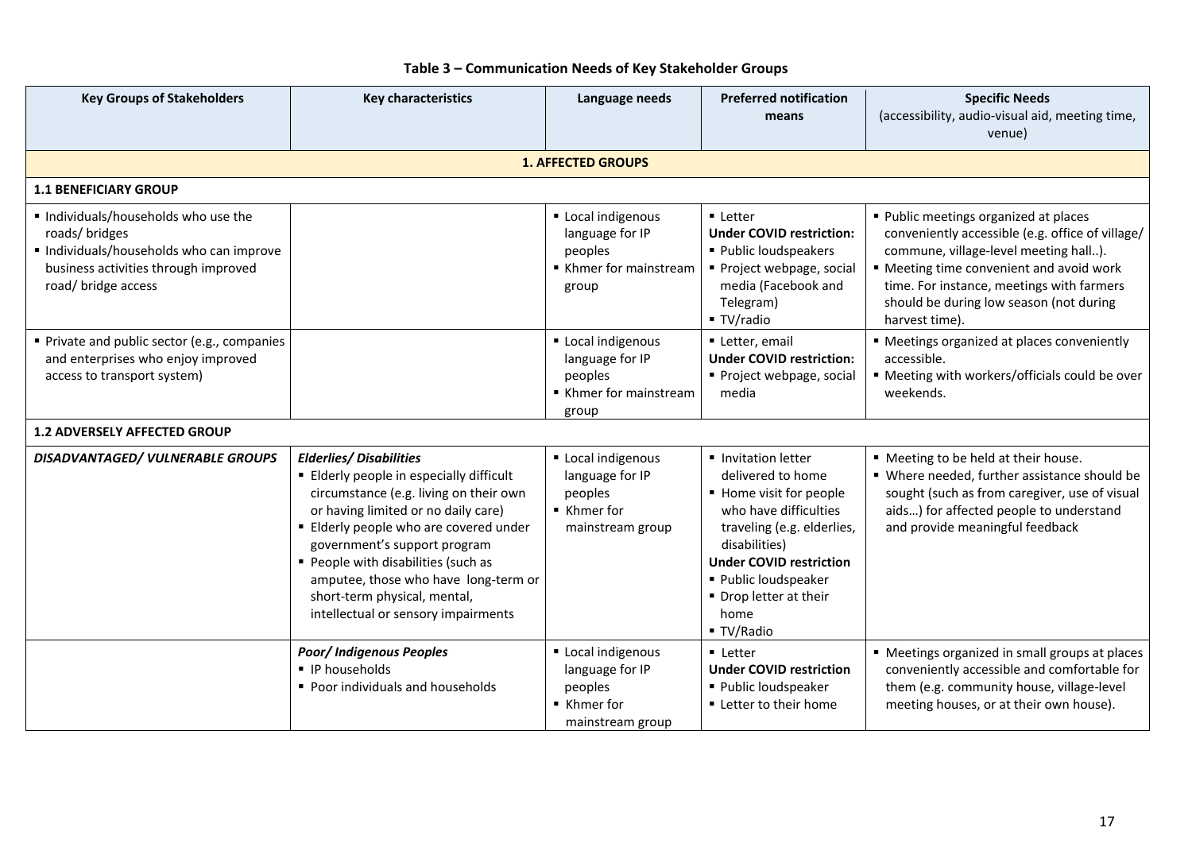**Table 3 – Communication Needs of Key Stakeholder Groups**

| Key Groups of Stakeholders | Key characteristics | Language needs | Preferred notification means | Specific Needs (accessibility, audio-visual aid, meeting time, venue) |
|---|---|---|---|---|
| **1. AFFECTED GROUPS** | | | | |
| **1.1 BENEFICIARY GROUP** | | | | |
| ▪ Individuals/households who use the roads/ bridges<br>▪ Individuals/households who can improve business activities through improved road/ bridge access | | ▪ Local indigenous language for IP peoples<br>▪ Khmer for mainstream group | ▪ Letter<br>**Under COVID restriction:**<br>▪ Public loudspeakers<br>▪ Project webpage, social media (Facebook and Telegram)<br>▪ TV/radio | ▪ Public meetings organized at places conveniently accessible (e.g. office of village/ commune, village-level meeting hall..).<br>▪ Meeting time convenient and avoid work time. For instance, meetings with farmers should be during low season (not during harvest time). |
| ▪ Private and public sector (e.g., companies and enterprises who enjoy improved access to transport system) | | ▪ Local indigenous language for IP peoples<br>▪ Khmer for mainstream group | ▪ Letter, email<br>**Under COVID restriction:**<br>▪ Project webpage, social media | ▪ Meetings organized at places conveniently accessible.<br>▪ Meeting with workers/officials could be over weekends. |
| **1.2 ADVERSELY AFFECTED GROUP** | | | | |
| ***DISADVANTAGED/ VULNERABLE GROUPS*** | ***Elderlies/ Disabilities***<br>▪ Elderly people in especially difficult circumstance (e.g. living on their own or having limited or no daily care)<br>▪ Elderly people who are covered under government's support program<br>▪ People with disabilities (such as amputee, those who have long-term or short-term physical, mental, intellectual or sensory impairments | ▪ Local indigenous language for IP peoples<br>▪ Khmer for mainstream group | ▪ Invitation letter delivered to home<br>▪ Home visit for people who have difficulties traveling (e.g. elderlies, disabilities)<br>**Under COVID restriction**<br>▪ Public loudspeaker<br>▪ Drop letter at their home<br>▪ TV/Radio | ▪ Meeting to be held at their house.<br>▪ Where needed, further assistance should be sought (such as from caregiver, use of visual aids…) for affected people to understand and provide meaningful feedback |
| | ***Poor/ Indigenous Peoples***<br>▪ IP households<br>▪ Poor individuals and households | ▪ Local indigenous language for IP peoples<br>▪ Khmer for mainstream group | ▪ Letter<br>**Under COVID restriction**<br>▪ Public loudspeaker<br>▪ Letter to their home | ▪ Meetings organized in small groups at places conveniently accessible and comfortable for them (e.g. community house, village-level meeting houses, or at their own house). |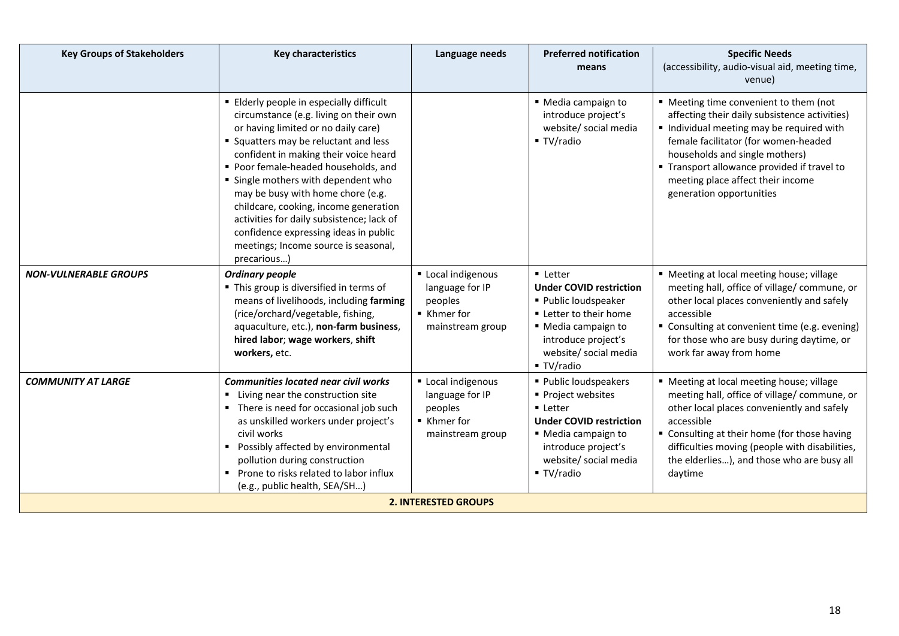| Key Groups of Stakeholders | Key characteristics | Language needs | Preferred notification means | Specific Needs (accessibility, audio-visual aid, meeting time, venue) |
|---|---|---|---|---|
| | ▪ Elderly people in especially difficult circumstance (e.g. living on their own or having limited or no daily care)<br>▪ Squatters may be reluctant and less confident in making their voice heard<br>▪ Poor female-headed households, and<br>▪ Single mothers with dependent who may be busy with home chore (e.g. childcare, cooking, income generation activities for daily subsistence; lack of confidence expressing ideas in public meetings; Income source is seasonal, precarious…) | | ▪ Media campaign to introduce project's website/ social media<br>▪ TV/radio | ▪ Meeting time convenient to them (not affecting their daily subsistence activities)<br>▪ Individual meeting may be required with female facilitator (for women-headed households and single mothers)<br>▪ Transport allowance provided if travel to meeting place affect their income generation opportunities |
| ***NON-VULNERABLE GROUPS*** | ***Ordinary people***<br>▪ This group is diversified in terms of means of livelihoods, including **farming** (rice/orchard/vegetable, fishing, aquaculture, etc.), **non-farm business**, **hired labor**; **wage workers**, **shift workers,** etc. | ▪ Local indigenous language for IP peoples<br>▪ Khmer for mainstream group | ▪ Letter<br>**Under COVID restriction**<br>▪ Public loudspeaker<br>▪ Letter to their home<br>▪ Media campaign to introduce project's website/ social media<br>▪ TV/radio | ▪ Meeting at local meeting house; village meeting hall, office of village/ commune, or other local places conveniently and safely accessible<br>▪ Consulting at convenient time (e.g. evening) for those who are busy during daytime, or work far away from home |
| ***COMMUNITY AT LARGE*** | ***Communities located near civil works***<br>▪ Living near the construction site<br>▪ There is need for occasional job such as unskilled workers under project's civil works<br>▪ Possibly affected by environmental pollution during construction<br>▪ Prone to risks related to labor influx (e.g., public health, SEA/SH…) | ▪ Local indigenous language for IP peoples<br>▪ Khmer for mainstream group | ▪ Public loudspeakers<br>▪ Project websites<br>▪ Letter<br>**Under COVID restriction**<br>▪ Media campaign to introduce project's website/ social media<br>▪ TV/radio | ▪ Meeting at local meeting house; village meeting hall, office of village/ commune, or other local places conveniently and safely accessible<br>▪ Consulting at their home (for those having difficulties moving (people with disabilities, the elderlies…), and those who are busy all daytime |
| **2. INTERESTED GROUPS** | | | | |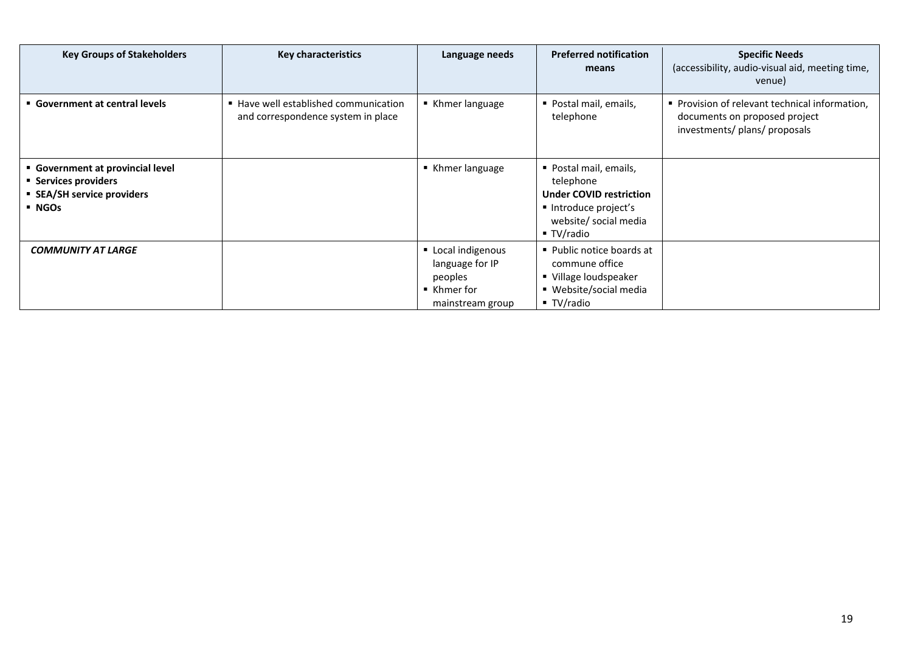| Key Groups of Stakeholders | Key characteristics | Language needs | Preferred notification means | Specific Needs (accessibility, audio-visual aid, meeting time, venue) |
|---|---|---|---|---|
| ▪ **Government at central levels** | ▪ Have well established communication and correspondence system in place | ▪ Khmer language | ▪ Postal mail, emails, telephone | ▪ Provision of relevant technical information, documents on proposed project investments/ plans/ proposals |
| ▪ **Government at provincial level**<br>▪ **Services providers**<br>▪ **SEA/SH service providers**<br>▪ **NGOs** | | ▪ Khmer language | ▪ Postal mail, emails, telephone<br>**Under COVID restriction**<br>▪ Introduce project's website/ social media<br>▪ TV/radio | |
| ***COMMUNITY AT LARGE*** | | ▪ Local indigenous language for IP peoples<br>▪ Khmer for mainstream group | ▪ Public notice boards at commune office<br>▪ Village loudspeaker<br>▪ Website/social media<br>▪ TV/radio | |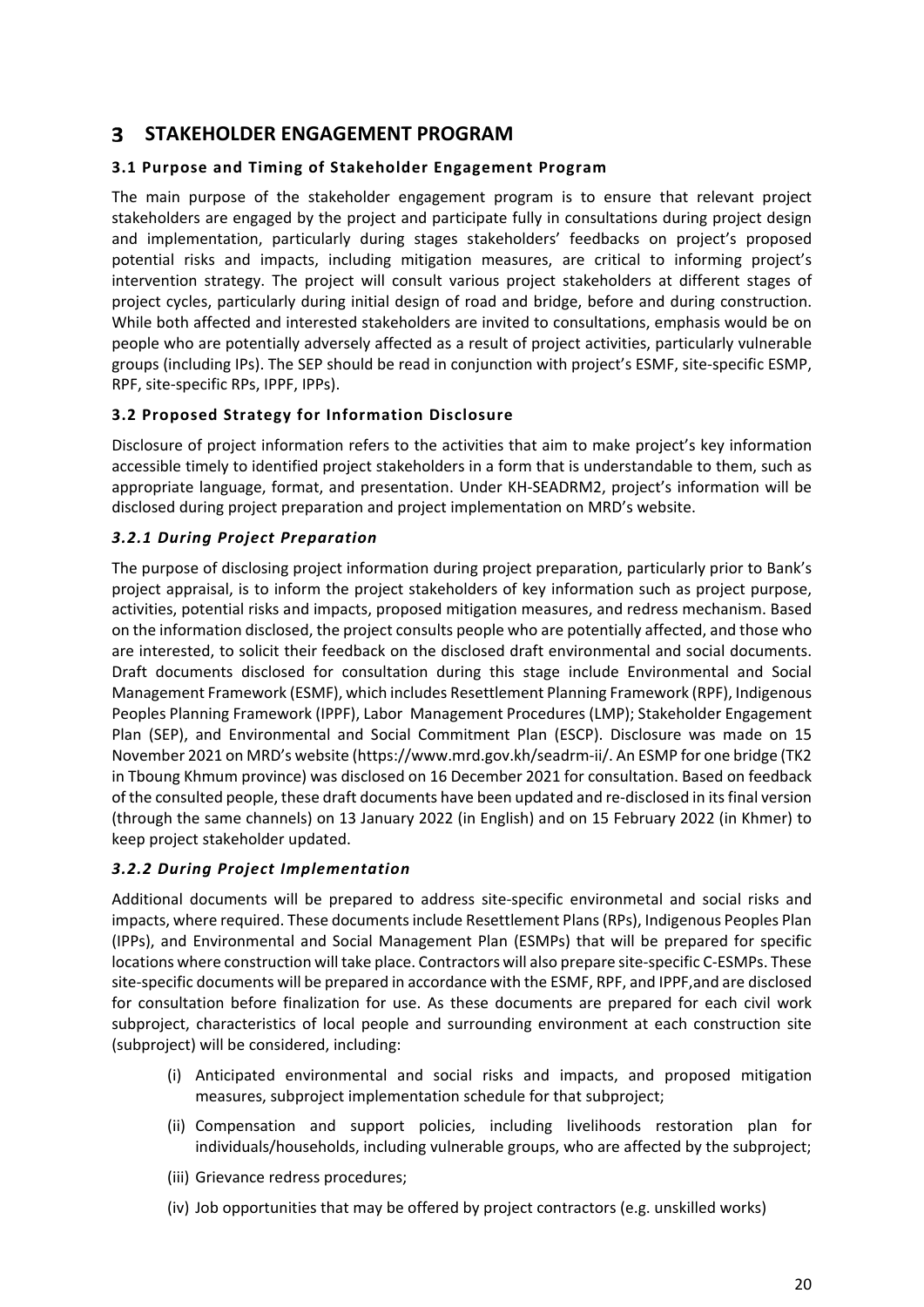# 3 STAKEHOLDER ENGAGEMENT PROGRAM

## 3.1 Purpose and Timing of Stakeholder Engagement Program

The main purpose of the stakeholder engagement program is to ensure that relevant project stakeholders are engaged by the project and participate fully in consultations during project design and implementation, particularly during stages stakeholders' feedbacks on project's proposed potential risks and impacts, including mitigation measures, are critical to informing project's intervention strategy. The project will consult various project stakeholders at different stages of project cycles, particularly during initial design of road and bridge, before and during construction. While both affected and interested stakeholders are invited to consultations, emphasis would be on people who are potentially adversely affected as a result of project activities, particularly vulnerable groups (including IPs). The SEP should be read in conjunction with project's ESMF, site-specific ESMP, RPF, site-specific RPs, IPPF, IPPs).

## 3.2 Proposed Strategy for Information Disclosure

Disclosure of project information refers to the activities that aim to make project's key information accessible timely to identified project stakeholders in a form that is understandable to them, such as appropriate language, format, and presentation. Under KH-SEADRM2, project's information will be disclosed during project preparation and project implementation on MRD's website.

### *3.2.1 During Project Preparation*

The purpose of disclosing project information during project preparation, particularly prior to Bank's project appraisal, is to inform the project stakeholders of key information such as project purpose, activities, potential risks and impacts, proposed mitigation measures, and redress mechanism. Based on the information disclosed, the project consults people who are potentially affected, and those who are interested, to solicit their feedback on the disclosed draft environmental and social documents. Draft documents disclosed for consultation during this stage include Environmental and Social Management Framework (ESMF), which includes Resettlement Planning Framework (RPF), Indigenous Peoples Planning Framework (IPPF), Labor Management Procedures (LMP); Stakeholder Engagement Plan (SEP), and Environmental and Social Commitment Plan (ESCP). Disclosure was made on 15 November 2021 on MRD's website (https://www.mrd.gov.kh/seadrm-ii/. An ESMP for one bridge (TK2 in Tboung Khmum province) was disclosed on 16 December 2021 for consultation. Based on feedback of the consulted people, these draft documents have been updated and re-disclosed in its final version (through the same channels) on 13 January 2022 (in English) and on 15 February 2022 (in Khmer) to keep project stakeholder updated.

### *3.2.2 During Project Implementation*

Additional documents will be prepared to address site-specific environmetal and social risks and impacts, where required. These documents include Resettlement Plans (RPs), Indigenous Peoples Plan (IPPs), and Environmental and Social Management Plan (ESMPs) that will be prepared for specific locations where construction will take place. Contractors will also prepare site-specific C-ESMPs. These site-specific documents will be prepared in accordance with the ESMF, RPF, and IPPF,and are disclosed for consultation before finalization for use. As these documents are prepared for each civil work subproject, characteristics of local people and surrounding environment at each construction site (subproject) will be considered, including:

(i) Anticipated environmental and social risks and impacts, and proposed mitigation measures, subproject implementation schedule for that subproject;

(ii) Compensation and support policies, including livelihoods restoration plan for individuals/households, including vulnerable groups, who are affected by the subproject;

(iii) Grievance redress procedures;

(iv) Job opportunities that may be offered by project contractors (e.g. unskilled works)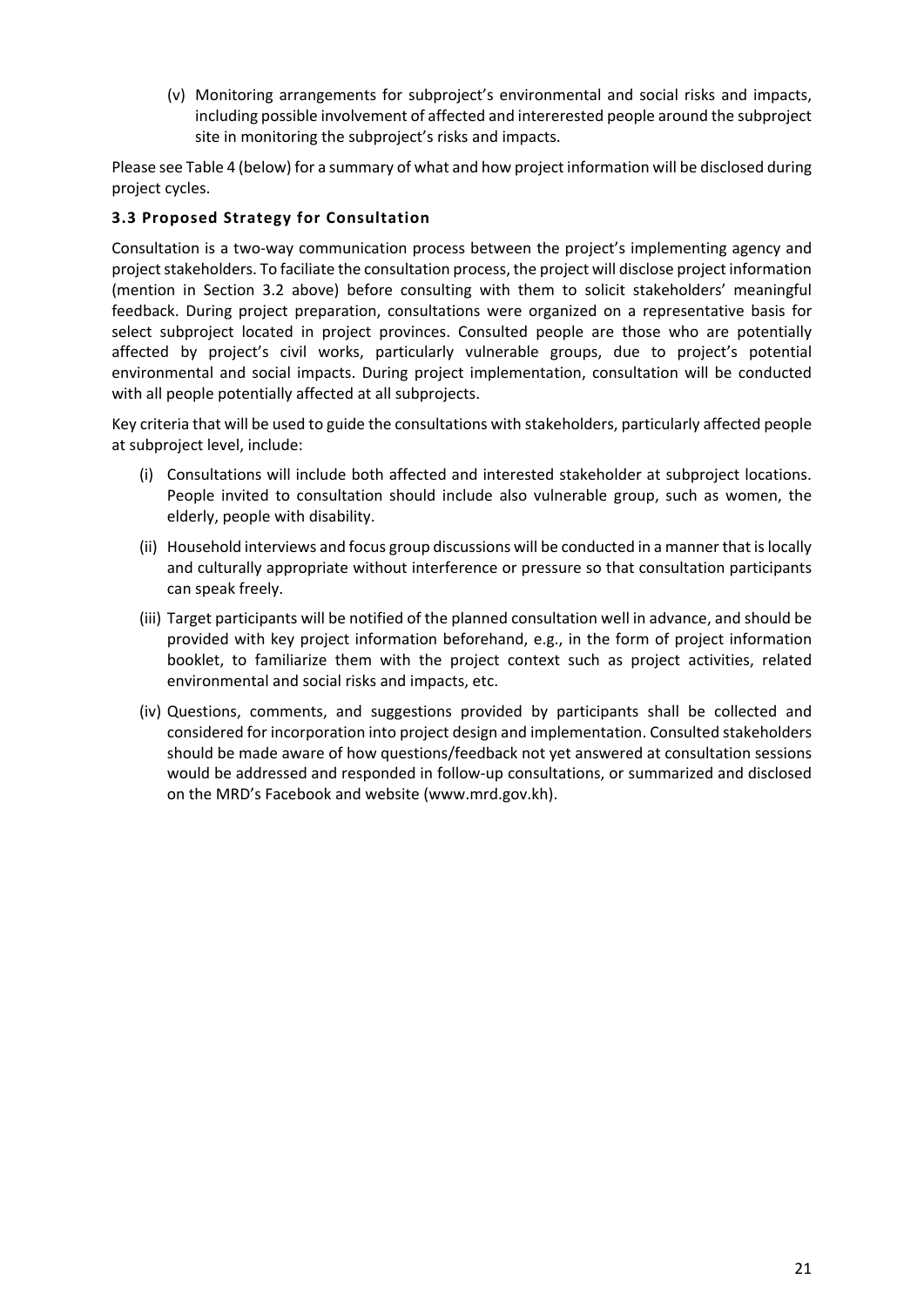(v) Monitoring arrangements for subproject's environmental and social risks and impacts, including possible involvement of affected and intererested people around the subproject site in monitoring the subproject's risks and impacts.

Please see Table 4 (below) for a summary of what and how project information will be disclosed during project cycles.

### 3.3 Proposed Strategy for Consultation

Consultation is a two-way communication process between the project's implementing agency and project stakeholders. To faciliate the consultation process, the project will disclose project information (mention in Section 3.2 above) before consulting with them to solicit stakeholders' meaningful feedback. During project preparation, consultations were organized on a representative basis for select subproject located in project provinces. Consulted people are those who are potentially affected by project's civil works, particularly vulnerable groups, due to project's potential environmental and social impacts. During project implementation, consultation will be conducted with all people potentially affected at all subprojects.

Key criteria that will be used to guide the consultations with stakeholders, particularly affected people at subproject level, include:

(i) Consultations will include both affected and interested stakeholder at subproject locations. People invited to consultation should include also vulnerable group, such as women, the elderly, people with disability.

(ii) Household interviews and focus group discussions will be conducted in a manner that is locally and culturally appropriate without interference or pressure so that consultation participants can speak freely.

(iii) Target participants will be notified of the planned consultation well in advance, and should be provided with key project information beforehand, e.g., in the form of project information booklet, to familiarize them with the project context such as project activities, related environmental and social risks and impacts, etc.

(iv) Questions, comments, and suggestions provided by participants shall be collected and considered for incorporation into project design and implementation. Consulted stakeholders should be made aware of how questions/feedback not yet answered at consultation sessions would be addressed and responded in follow-up consultations, or summarized and disclosed on the MRD's Facebook and website (www.mrd.gov.kh).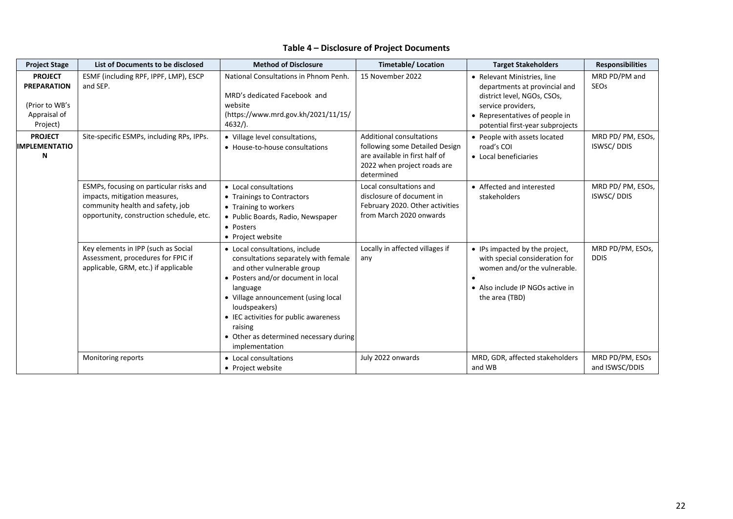**Table 4 – Disclosure of Project Documents**

| Project Stage | List of Documents to be disclosed | Method of Disclosure | Timetable/ Location | Target Stakeholders | Responsibilities |
|---|---|---|---|---|---|
| **PROJECT PREPARATION** (Prior to WB's Appraisal of Project) | ESMF (including RPF, IPPF, LMP), ESCP and SEP. | National Consultations in Phnom Penh. MRD's dedicated Facebook and website (https://www.mrd.gov.kh/2021/11/15/4632/). | 15 November 2022 | • Relevant Ministries, line departments at provincial and district level, NGOs, CSOs, service providers, • Representatives of people in potential first-year subprojects | MRD PD/PM and SEOs |
| **PROJECT IMPLEMENTATION** | Site-specific ESMPs, including RPs, IPPs. | • Village level consultations, • House-to-house consultations | Additional consultations following some Detailed Design are available in first half of 2022 when project roads are determined | • People with assets located road's COI • Local beneficiaries | MRD PD/ PM, ESOs, ISWSC/ DDIS |
| | ESMPs, focusing on particular risks and impacts, mitigation measures, community health and safety, job opportunity, construction schedule, etc. | • Local consultations • Trainings to Contractors • Training to workers • Public Boards, Radio, Newspaper • Posters • Project website | Local consultations and disclosure of document in February 2020. Other activities from March 2020 onwards | • Affected and interested stakeholders | MRD PD/ PM, ESOs, ISWSC/ DDIS |
| | Key elements in IPP (such as Social Assessment, procedures for FPIC if applicable, GRM, etc.) if applicable | • Local consultations, include consultations separately with female and other vulnerable group • Posters and/or document in local language • Village announcement (using local loudspeakers) • IEC activities for public awareness raising • Other as determined necessary during implementation | Locally in affected villages if any | • IPs impacted by the project, with special consideration for women and/or the vulnerable. • • Also include IP NGOs active in the area (TBD) | MRD PD/PM, ESOs, DDIS |
| | Monitoring reports | • Local consultations • Project website | July 2022 onwards | MRD, GDR, affected stakeholders and WB | MRD PD/PM, ESOs and ISWSC/DDIS |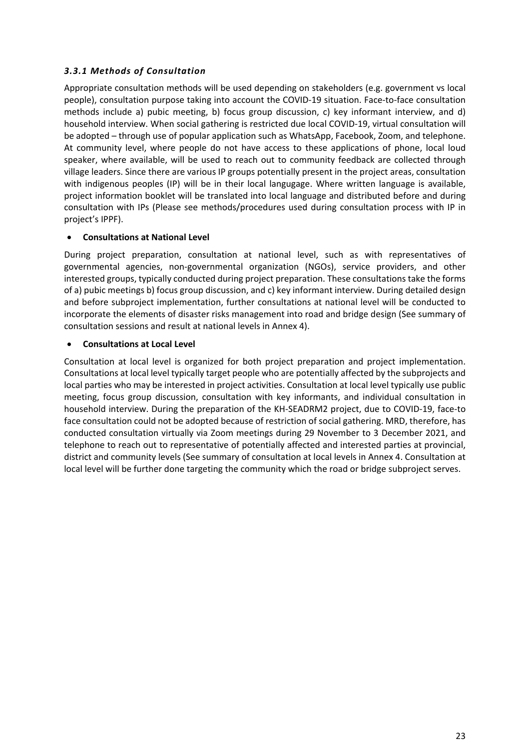### *3.3.1 Methods of Consultation*

Appropriate consultation methods will be used depending on stakeholders (e.g. government vs local people), consultation purpose taking into account the COVID-19 situation. Face-to-face consultation methods include a) pubic meeting, b) focus group discussion, c) key informant interview, and d) household interview. When social gathering is restricted due local COVID-19, virtual consultation will be adopted – through use of popular application such as WhatsApp, Facebook, Zoom, and telephone. At community level, where people do not have access to these applications of phone, local loud speaker, where available, will be used to reach out to community feedback are collected through village leaders. Since there are various IP groups potentially present in the project areas, consultation with indigenous peoples (IP) will be in their local langugage. Where written language is available, project information booklet will be translated into local language and distributed before and during consultation with IPs (Please see methods/procedures used during consultation process with IP in project's IPPF).

- **Consultations at National Level**

During project preparation, consultation at national level, such as with representatives of governmental agencies, non-governmental organization (NGOs), service providers, and other interested groups, typically conducted during project preparation. These consultations take the forms of a) pubic meetings b) focus group discussion, and c) key informant interview. During detailed design and before subproject implementation, further consultations at national level will be conducted to incorporate the elements of disaster risks management into road and bridge design (See summary of consultation sessions and result at national levels in Annex 4).

- **Consultations at Local Level**

Consultation at local level is organized for both project preparation and project implementation. Consultations at local level typically target people who are potentially affected by the subprojects and local parties who may be interested in project activities. Consultation at local level typically use public meeting, focus group discussion, consultation with key informants, and individual consultation in household interview. During the preparation of the KH-SEADRM2 project, due to COVID-19, face-to face consultation could not be adopted because of restriction of social gathering. MRD, therefore, has conducted consultation virtually via Zoom meetings during 29 November to 3 December 2021, and telephone to reach out to representative of potentially affected and interested parties at provincial, district and community levels (See summary of consultation at local levels in Annex 4. Consultation at local level will be further done targeting the community which the road or bridge subproject serves.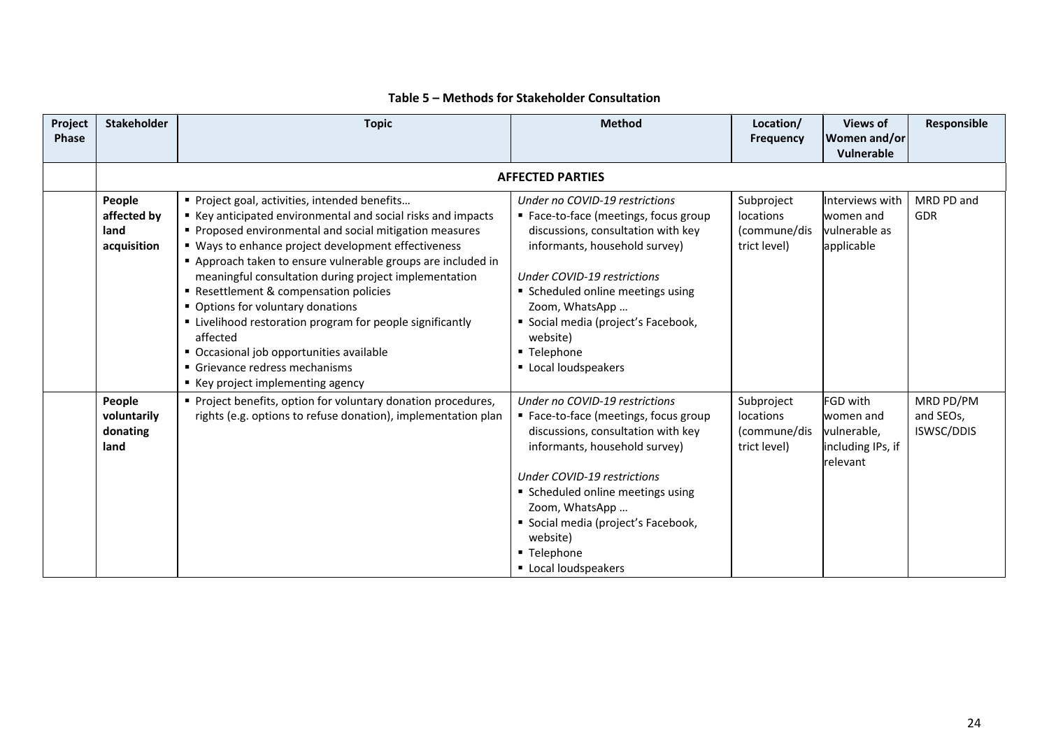**Table 5 – Methods for Stakeholder Consultation**

| Project Phase | Stakeholder | Topic | Method | Location/ Frequency | Views of Women and/or Vulnerable | Responsible |
|---|---|---|---|---|---|---|
| | **AFFECTED PARTIES** | | | | | |
| | **People affected by land acquisition** | ▪ Project goal, activities, intended benefits… <br> ▪ Key anticipated environmental and social risks and impacts <br> ▪ Proposed environmental and social mitigation measures <br> ▪ Ways to enhance project development effectiveness <br> ▪ Approach taken to ensure vulnerable groups are included in meaningful consultation during project implementation <br> ▪ Resettlement & compensation policies <br> ▪ Options for voluntary donations <br> ▪ Livelihood restoration program for people significantly affected <br> ▪ Occasional job opportunities available <br> ▪ Grievance redress mechanisms <br> ▪ Key project implementing agency | *Under no COVID-19 restrictions* <br> ▪ Face-to-face (meetings, focus group discussions, consultation with key informants, household survey) <br><br> *Under COVID-19 restrictions* <br> ▪ Scheduled online meetings using Zoom, WhatsApp … <br> ▪ Social media (project's Facebook, website) <br> ▪ Telephone <br> ▪ Local loudspeakers | Subproject locations (commune/district level) | Interviews with women and vulnerable as applicable | MRD PD and GDR |
| | **People voluntarily donating land** | ▪ Project benefits, option for voluntary donation procedures, rights (e.g. options to refuse donation), implementation plan | *Under no COVID-19 restrictions* <br> ▪ Face-to-face (meetings, focus group discussions, consultation with key informants, household survey) <br><br> *Under COVID-19 restrictions* <br> ▪ Scheduled online meetings using Zoom, WhatsApp … <br> ▪ Social media (project's Facebook, website) <br> ▪ Telephone <br> ▪ Local loudspeakers | Subproject locations (commune/district level) | FGD with women and vulnerable, including IPs, if relevant | MRD PD/PM and SEOs, ISWSC/DDIS |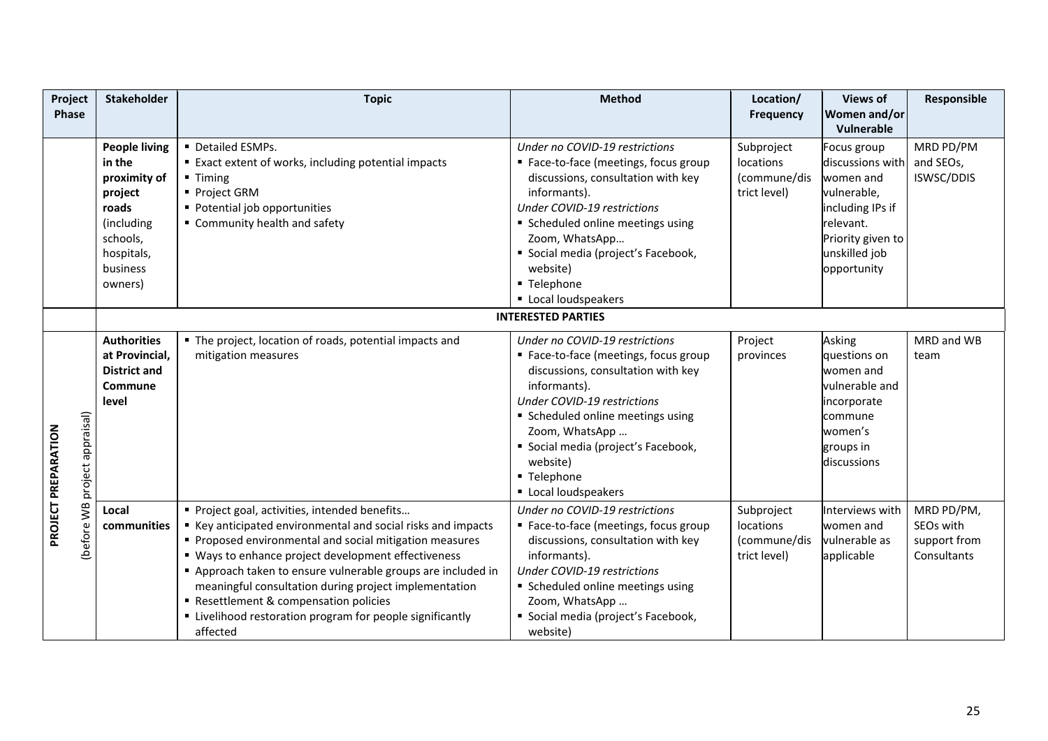| Project Phase | Stakeholder | Topic | Method | Location/ Frequency | Views of Women and/or Vulnerable | Responsible |
|---|---|---|---|---|---|---|
| | **People living in the proximity of project roads** (including schools, hospitals, business owners) | ▪ Detailed ESMPs.<br>▪ Exact extent of works, including potential impacts<br>▪ Timing<br>▪ Project GRM<br>▪ Potential job opportunities<br>▪ Community health and safety | *Under no COVID-19 restrictions*<br>▪ Face-to-face (meetings, focus group discussions, consultation with key informants).<br>*Under COVID-19 restrictions*<br>▪ Scheduled online meetings using Zoom, WhatsApp…<br>▪ Social media (project's Facebook, website)<br>▪ Telephone<br>▪ Local loudspeakers | Subproject locations (commune/district level) | Focus group discussions with women and vulnerable, including IPs if relevant. Priority given to unskilled job opportunity | MRD PD/PM and SEOs, ISWSC/DDIS |
| | **INTERESTED PARTIES** | | | | | |
| **PROJECT PREPARATION** (before WB project appraisal) | **Authorities at Provincial, District and Commune level** | ▪ The project, location of roads, potential impacts and mitigation measures | *Under no COVID-19 restrictions*<br>▪ Face-to-face (meetings, focus group discussions, consultation with key informants).<br>*Under COVID-19 restrictions*<br>▪ Scheduled online meetings using Zoom, WhatsApp …<br>▪ Social media (project's Facebook, website)<br>▪ Telephone<br>▪ Local loudspeakers | Project provinces | Asking questions on women and vulnerable and incorporate commune women's groups in discussions | MRD and WB team |
| | **Local communities** | ▪ Project goal, activities, intended benefits…<br>▪ Key anticipated environmental and social risks and impacts<br>▪ Proposed environmental and social mitigation measures<br>▪ Ways to enhance project development effectiveness<br>▪ Approach taken to ensure vulnerable groups are included in meaningful consultation during project implementation<br>▪ Resettlement & compensation policies<br>▪ Livelihood restoration program for people significantly affected | *Under no COVID-19 restrictions*<br>▪ Face-to-face (meetings, focus group discussions, consultation with key informants).<br>*Under COVID-19 restrictions*<br>▪ Scheduled online meetings using Zoom, WhatsApp …<br>▪ Social media (project's Facebook, website) | Subproject locations (commune/district level) | Interviews with women and vulnerable as applicable | MRD PD/PM, SEOs with support from Consultants |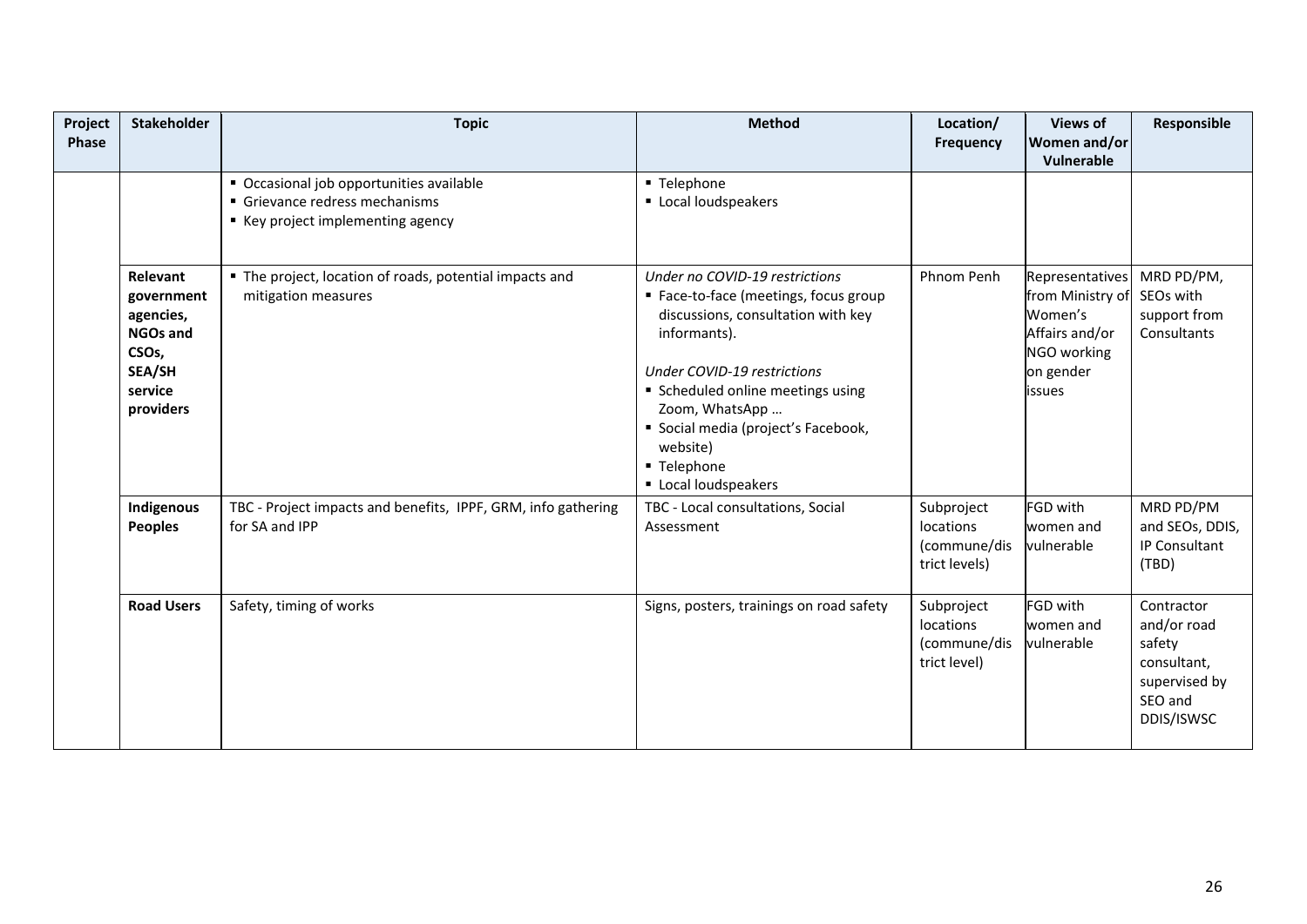| Project Phase | Stakeholder | Topic | Method | Location/ Frequency | Views of Women and/or Vulnerable | Responsible |
|---|---|---|---|---|---|---|
| | | ▪ Occasional job opportunities available<br>▪ Grievance redress mechanisms<br>▪ Key project implementing agency | ▪ Telephone<br>▪ Local loudspeakers | | | |
| | **Relevant government agencies, NGOs and CSOs, SEA/SH service providers** | ▪ The project, location of roads, potential impacts and mitigation measures | *Under no COVID-19 restrictions*<br>▪ Face-to-face (meetings, focus group discussions, consultation with key informants).<br><br>*Under COVID-19 restrictions*<br>▪ Scheduled online meetings using Zoom, WhatsApp …<br>▪ Social media (project's Facebook, website)<br>▪ Telephone<br>▪ Local loudspeakers | Phnom Penh | Representatives from Ministry of Women's Affairs and/or NGO working on gender issues | MRD PD/PM, SEOs with support from Consultants |
| | **Indigenous Peoples** | TBC - Project impacts and benefits, IPPF, GRM, info gathering for SA and IPP | TBC - Local consultations, Social Assessment | Subproject locations (commune/district levels) | FGD with women and vulnerable | MRD PD/PM and SEOs, DDIS, IP Consultant (TBD) |
| | **Road Users** | Safety, timing of works | Signs, posters, trainings on road safety | Subproject locations (commune/district level) | FGD with women and vulnerable | Contractor and/or road safety consultant, supervised by SEO and DDIS/ISWSC |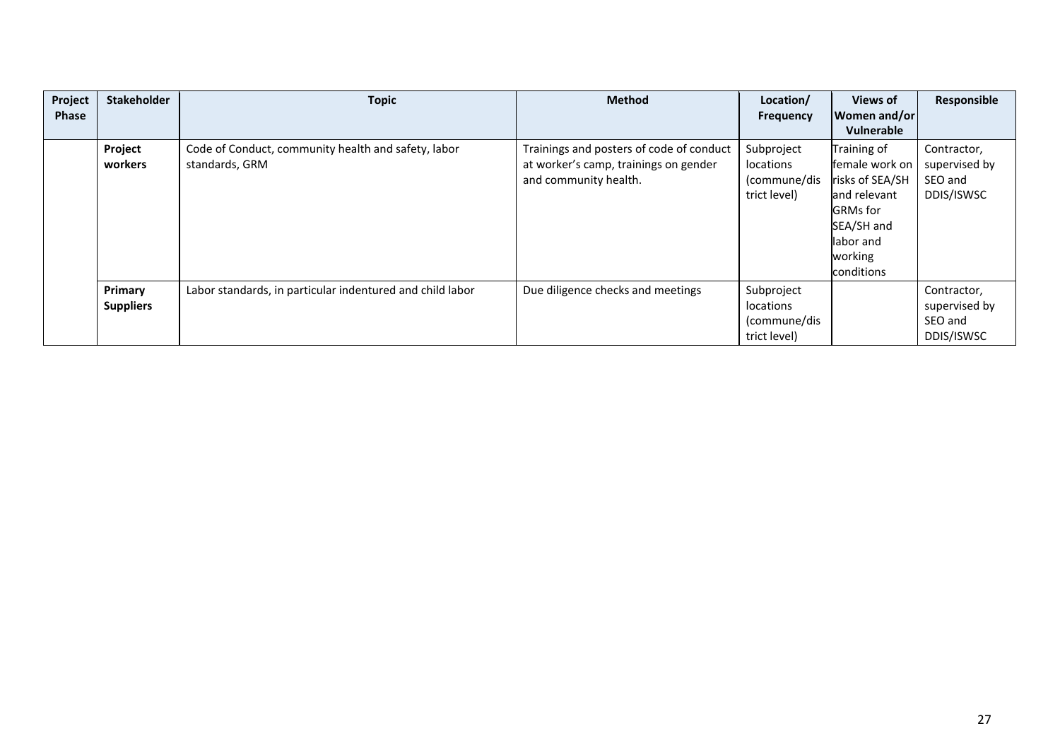| Project Phase | Stakeholder | Topic | Method | Location/ Frequency | Views of Women and/or Vulnerable | Responsible |
|---|---|---|---|---|---|---|
| | **Project workers** | Code of Conduct, community health and safety, labor standards, GRM | Trainings and posters of code of conduct at worker's camp, trainings on gender and community health. | Subproject locations (commune/district level) | Training of female work on risks of SEA/SH and relevant GRMs for SEA/SH and labor and working conditions | Contractor, supervised by SEO and DDIS/ISWSC |
| | **Primary Suppliers** | Labor standards, in particular indentured and child labor | Due diligence checks and meetings | Subproject locations (commune/district level) | | Contractor, supervised by SEO and DDIS/ISWSC |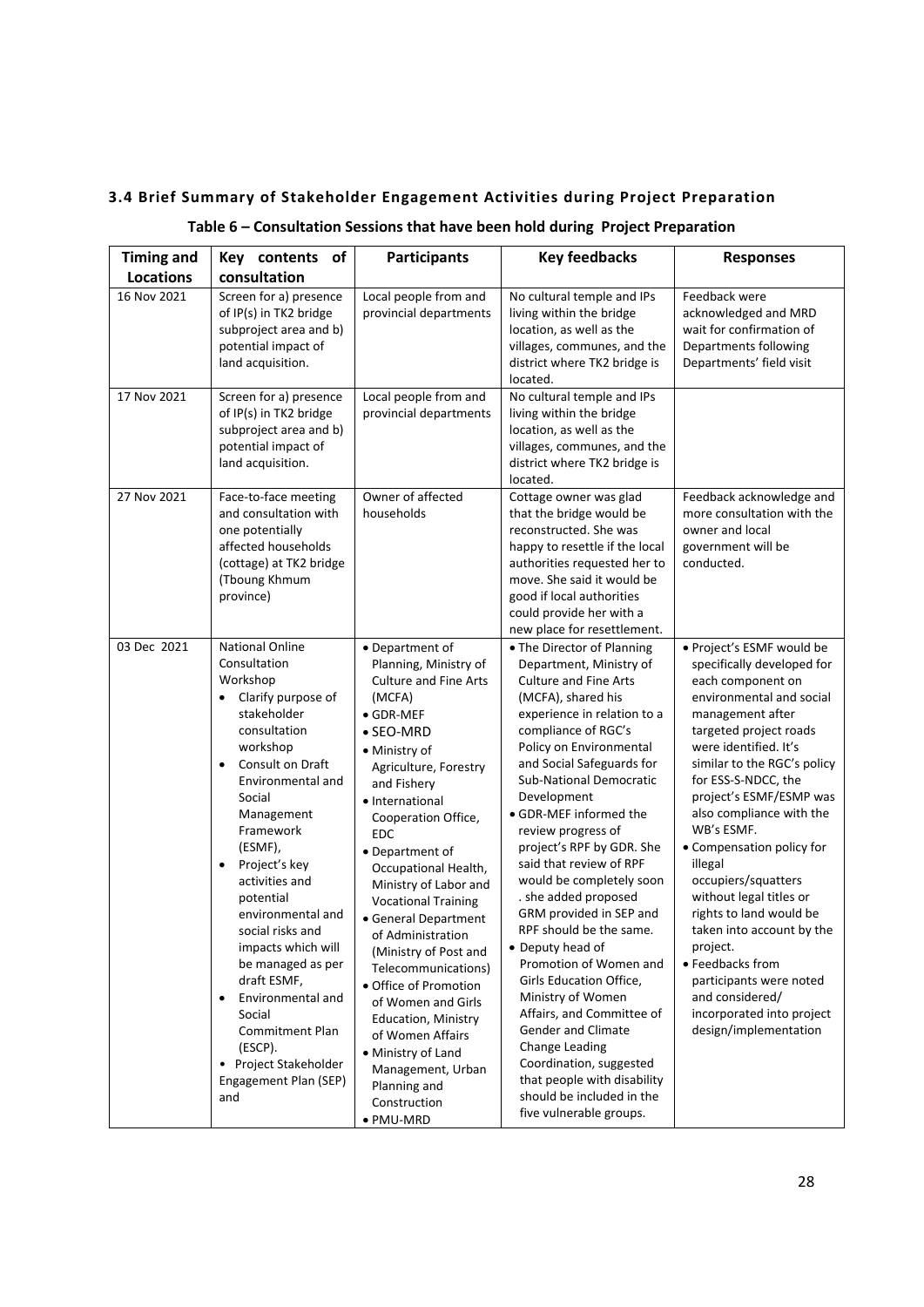### 3.4 Brief Summary of Stakeholder Engagement Activities during Project Preparation

**Table 6 – Consultation Sessions that have been hold during Project Preparation**

| Timing and Locations | Key contents of consultation | Participants | Key feedbacks | Responses |
|---|---|---|---|---|
| 16 Nov 2021 | Screen for a) presence of IP(s) in TK2 bridge subproject area and b) potential impact of land acquisition. | Local people from and provincial departments | No cultural temple and IPs living within the bridge location, as well as the villages, communes, and the district where TK2 bridge is located. | Feedback were acknowledged and MRD wait for confirmation of Departments following Departments' field visit |
| 17 Nov 2021 | Screen for a) presence of IP(s) in TK2 bridge subproject area and b) potential impact of land acquisition. | Local people from and provincial departments | No cultural temple and IPs living within the bridge location, as well as the villages, communes, and the district where TK2 bridge is located. | |
| 27 Nov 2021 | Face-to-face meeting and consultation with one potentially affected households (cottage) at TK2 bridge (Tboung Khmum province) | Owner of affected households | Cottage owner was glad that the bridge would be reconstructed. She was happy to resettle if the local authorities requested her to move. She said it would be good if local authorities could provide her with a new place for resettlement. | Feedback acknowledge and more consultation with the owner and local government will be conducted. |
| 03 Dec 2021 | National Online Consultation Workshop<br>• Clarify purpose of stakeholder consultation workshop<br>• Consult on Draft Environmental and Social Management Framework (ESMF),<br>• Project's key activities and potential environmental and social risks and impacts which will be managed as per draft ESMF,<br>• Environmental and Social Commitment Plan (ESCP).<br>• Project Stakeholder Engagement Plan (SEP) and | • Department of Planning, Ministry of Culture and Fine Arts (MCFA)<br>• GDR-MEF<br>• SEO-MRD<br>• Ministry of Agriculture, Forestry and Fishery<br>• International Cooperation Office, EDC<br>• Department of Occupational Health, Ministry of Labor and Vocational Training<br>• General Department of Administration (Ministry of Post and Telecommunications)<br>• Office of Promotion of Women and Girls Education, Ministry of Women Affairs<br>• Ministry of Land Management, Urban Planning and Construction<br>• PMU-MRD | • The Director of Planning Department, Ministry of Culture and Fine Arts (MCFA), shared his experience in relation to a compliance of RGC's Policy on Environmental and Social Safeguards for Sub-National Democratic Development<br>• GDR-MEF informed the review progress of project's RPF by GDR. She said that review of RPF would be completely soon . she added proposed GRM provided in SEP and RPF should be the same.<br>• Deputy head of Promotion of Women and Girls Education Office, Ministry of Women Affairs, and Committee of Gender and Climate Change Leading Coordination, suggested that people with disability should be included in the five vulnerable groups. | • Project's ESMF would be specifically developed for each component on environmental and social management after targeted project roads were identified. It's similar to the RGC's policy for ESS-S-NDCC, the project's ESMF/ESMP was also compliance with the WB's ESMF.<br>• Compensation policy for illegal occupiers/squatters without legal titles or rights to land would be taken into account by the project.<br>• Feedbacks from participants were noted and considered/ incorporated into project design/implementation |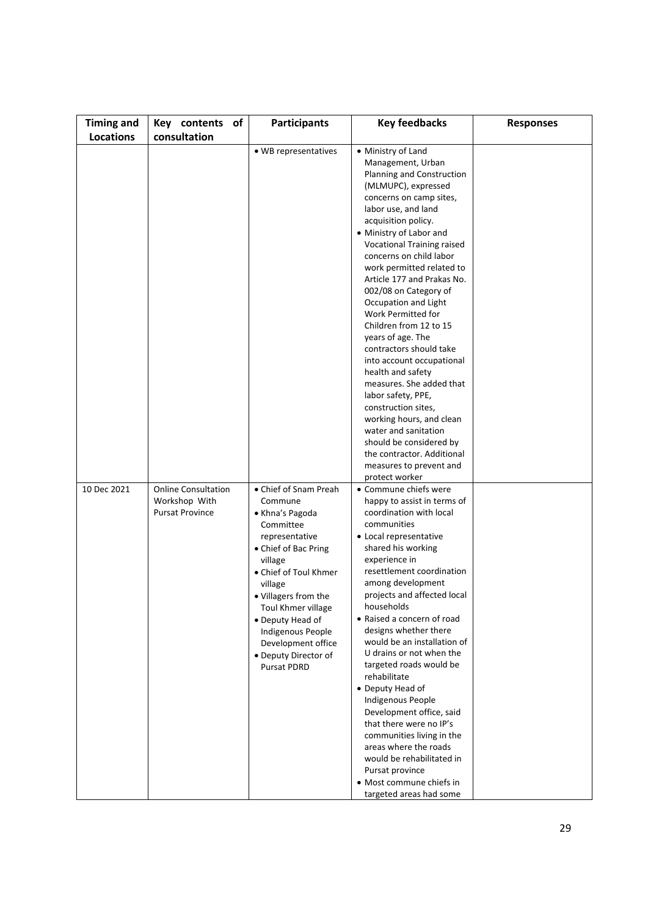| Timing and Locations | Key contents of consultation | Participants | Key feedbacks | Responses |
|---|---|---|---|---|
| | | • WB representatives | • Ministry of Land Management, Urban Planning and Construction (MLMUPC), expressed concerns on camp sites, labor use, and land acquisition policy.<br>• Ministry of Labor and Vocational Training raised concerns on child labor work permitted related to Article 177 and Prakas No. 002/08 on Category of Occupation and Light Work Permitted for Children from 12 to 15 years of age. The contractors should take into account occupational health and safety measures. She added that labor safety, PPE, construction sites, working hours, and clean water and sanitation should be considered by the contractor. Additional measures to prevent and protect worker | |
| 10 Dec 2021 | Online Consultation Workshop With Pursat Province | • Chief of Snam Preah Commune<br>• Khna's Pagoda Committee representative<br>• Chief of Bac Pring village<br>• Chief of Toul Khmer village<br>• Villagers from the Toul Khmer village<br>• Deputy Head of Indigenous People Development office<br>• Deputy Director of Pursat PDRD | • Commune chiefs were happy to assist in terms of coordination with local communities<br>• Local representative shared his working experience in resettlement coordination among development projects and affected local households<br>• Raised a concern of road designs whether there would be an installation of U drains or not when the targeted roads would be rehabilitate<br>• Deputy Head of Indigenous People Development office, said that there were no IP's communities living in the areas where the roads would be rehabilitated in Pursat province<br>• Most commune chiefs in targeted areas had some | |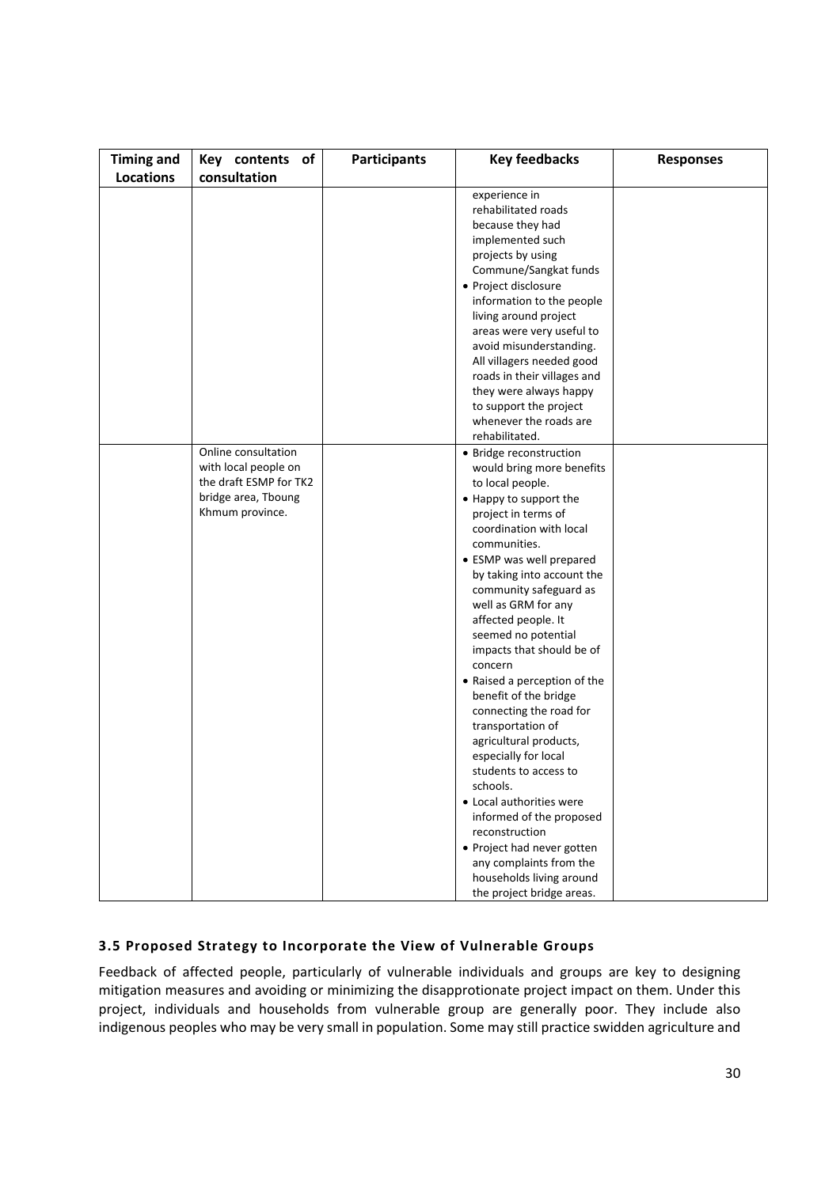| Timing and Locations | Key contents of consultation | Participants | Key feedbacks | Responses |
|---|---|---|---|---|
| | | | experience in rehabilitated roads because they had implemented such projects by using Commune/Sangkat funds<br>• Project disclosure information to the people living around project areas were very useful to avoid misunderstanding. All villagers needed good roads in their villages and they were always happy to support the project whenever the roads are rehabilitated. | |
| | Online consultation with local people on the draft ESMP for TK2 bridge area, Tboung Khmum province. | | • Bridge reconstruction would bring more benefits to local people.<br>• Happy to support the project in terms of coordination with local communities.<br>• ESMP was well prepared by taking into account the community safeguard as well as GRM for any affected people. It seemed no potential impacts that should be of concern<br>• Raised a perception of the benefit of the bridge connecting the road for transportation of agricultural products, especially for local students to access to schools.<br>• Local authorities were informed of the proposed reconstruction<br>• Project had never gotten any complaints from the households living around the project bridge areas. | |

### 3.5 Proposed Strategy to Incorporate the View of Vulnerable Groups

Feedback of affected people, particularly of vulnerable individuals and groups are key to designing mitigation measures and avoiding or minimizing the disapprotionate project impact on them. Under this project, individuals and households from vulnerable group are generally poor. They include also indigenous peoples who may be very small in population. Some may still practice swidden agriculture and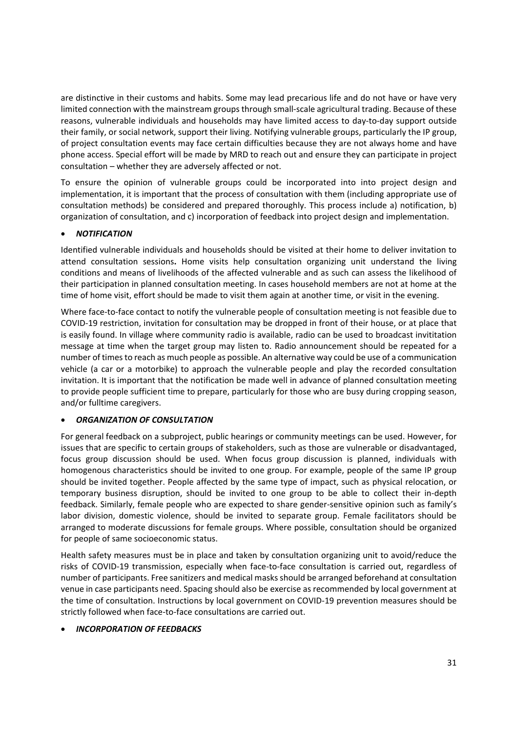are distinctive in their customs and habits. Some may lead precarious life and do not have or have very limited connection with the mainstream groups through small-scale agricultural trading. Because of these reasons, vulnerable individuals and households may have limited access to day-to-day support outside their family, or social network, support their living. Notifying vulnerable groups, particularly the IP group, of project consultation events may face certain difficulties because they are not always home and have phone access. Special effort will be made by MRD to reach out and ensure they can participate in project consultation – whether they are adversely affected or not.

To ensure the opinion of vulnerable groups could be incorporated into into project design and implementation, it is important that the process of consultation with them (including appropriate use of consultation methods) be considered and prepared thoroughly. This process include a) notification, b) organization of consultation, and c) incorporation of feedback into project design and implementation.

- ***NOTIFICATION***

Identified vulnerable individuals and households should be visited at their home to deliver invitation to attend consultation sessions**.** Home visits help consultation organizing unit understand the living conditions and means of livelihoods of the affected vulnerable and as such can assess the likelihood of their participation in planned consultation meeting. In cases household members are not at home at the time of home visit, effort should be made to visit them again at another time, or visit in the evening.

Where face-to-face contact to notify the vulnerable people of consultation meeting is not feasible due to COVID-19 restriction, invitation for consultation may be dropped in front of their house, or at place that is easily found. In village where community radio is available, radio can be used to broadcast invititation message at time when the target group may listen to. Radio announcement should be repeated for a number of times to reach as much people as possible. An alternative way could be use of a communication vehicle (a car or a motorbike) to approach the vulnerable people and play the recorded consultation invitation. It is important that the notification be made well in advance of planned consultation meeting to provide people sufficient time to prepare, particularly for those who are busy during cropping season, and/or fulltime caregivers.

- ***ORGANIZATION OF CONSULTATION***

For general feedback on a subproject, public hearings or community meetings can be used. However, for issues that are specific to certain groups of stakeholders, such as those are vulnerable or disadvantaged, focus group discussion should be used. When focus group discussion is planned, individuals with homogenous characteristics should be invited to one group. For example, people of the same IP group should be invited together. People affected by the same type of impact, such as physical relocation, or temporary business disruption, should be invited to one group to be able to collect their in-depth feedback. Similarly, female people who are expected to share gender-sensitive opinion such as family's labor division, domestic violence, should be invited to separate group. Female facilitators should be arranged to moderate discussions for female groups. Where possible, consultation should be organized for people of same socioeconomic status.

Health safety measures must be in place and taken by consultation organizing unit to avoid/reduce the risks of COVID-19 transmission, especially when face-to-face consultation is carried out, regardless of number of participants. Free sanitizers and medical masks should be arranged beforehand at consultation venue in case participants need. Spacing should also be exercise as recommended by local government at the time of consultation. Instructions by local government on COVID-19 prevention measures should be strictly followed when face-to-face consultations are carried out.

- ***INCORPORATION OF FEEDBACKS***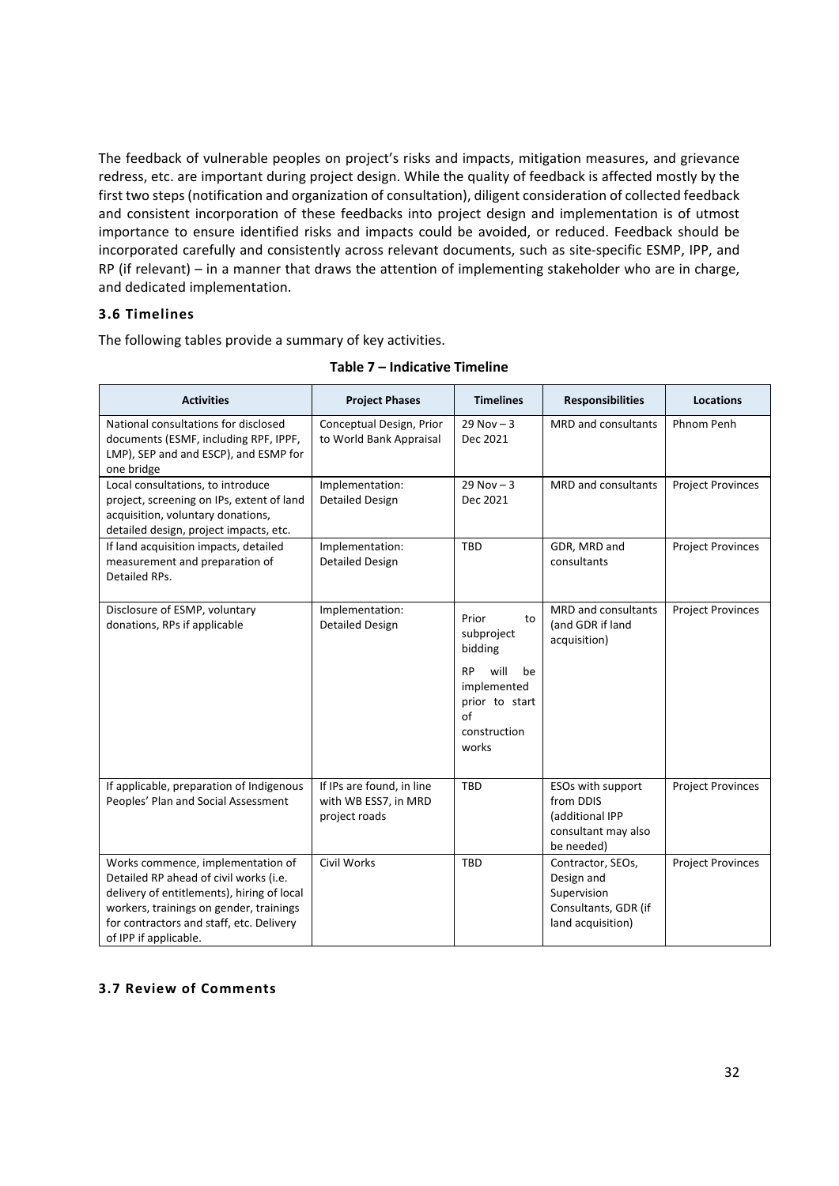The feedback of vulnerable peoples on project's risks and impacts, mitigation measures, and grievance redress, etc. are important during project design. While the quality of feedback is affected mostly by the first two steps (notification and organization of consultation), diligent consideration of collected feedback and consistent incorporation of these feedbacks into project design and implementation is of utmost importance to ensure identified risks and impacts could be avoided, or reduced. Feedback should be incorporated carefully and consistently across relevant documents, such as site-specific ESMP, IPP, and RP (if relevant) – in a manner that draws the attention of implementing stakeholder who are in charge, and dedicated implementation.

### 3.6 Timelines

The following tables provide a summary of key activities.

**Table 7 – Indicative Timeline**

| Activities | Project Phases | Timelines | Responsibilities | Locations |
|---|---|---|---|---|
| National consultations for disclosed documents (ESMF, including RPF, IPPF, LMP), SEP and and ESCP), and ESMP for one bridge | Conceptual Design, Prior to World Bank Appraisal | 29 Nov – 3 Dec 2021 | MRD and consultants | Phnom Penh |
| Local consultations, to introduce project, screening on IPs, extent of land acquisition, voluntary donations, detailed design, project impacts, etc. | Implementation: Detailed Design | 29 Nov – 3 Dec 2021 | MRD and consultants | Project Provinces |
| If land acquisition impacts, detailed measurement and preparation of Detailed RPs. | Implementation: Detailed Design | TBD | GDR, MRD and consultants | Project Provinces |
| Disclosure of ESMP, voluntary donations, RPs if applicable | Implementation: Detailed Design | Prior to subproject bidding<br><br>RP will be implemented prior to start of construction works | MRD and consultants (and GDR if land acquisition) | Project Provinces |
| If applicable, preparation of Indigenous Peoples' Plan and Social Assessment | If IPs are found, in line with WB ESS7, in MRD project roads | TBD | ESOs with support from DDIS (additional IPP consultant may also be needed) | Project Provinces |
| Works commence, implementation of Detailed RP ahead of civil works (i.e. delivery of entitlements), hiring of local workers, trainings on gender, trainings for contractors and staff, etc. Delivery of IPP if applicable. | Civil Works | TBD | Contractor, SEOs, Design and Supervision Consultants, GDR (if land acquisition) | Project Provinces |

### 3.7 Review of Comments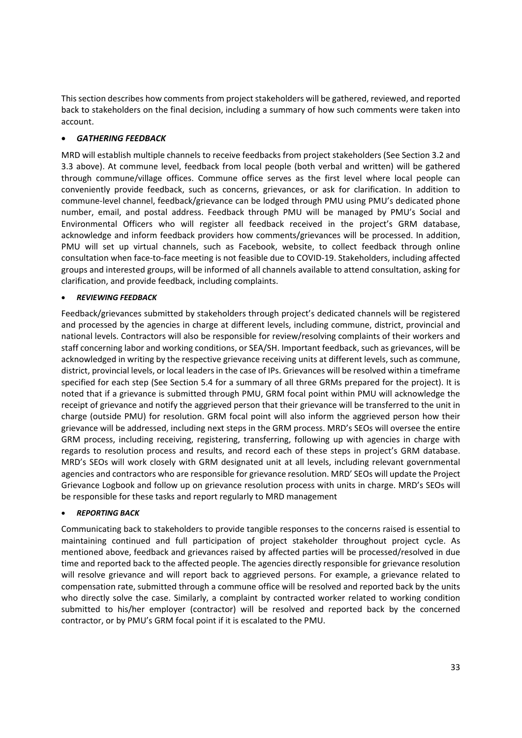This section describes how comments from project stakeholders will be gathered, reviewed, and reported back to stakeholders on the final decision, including a summary of how such comments were taken into account.

- ***GATHERING FEEDBACK***

MRD will establish multiple channels to receive feedbacks from project stakeholders (See Section 3.2 and 3.3 above). At commune level, feedback from local people (both verbal and written) will be gathered through commune/village offices. Commune office serves as the first level where local people can conveniently provide feedback, such as concerns, grievances, or ask for clarification. In addition to commune-level channel, feedback/grievance can be lodged through PMU using PMU's dedicated phone number, email, and postal address. Feedback through PMU will be managed by PMU's Social and Environmental Officers who will register all feedback received in the project's GRM database, acknowledge and inform feedback providers how comments/grievances will be processed. In addition, PMU will set up virtual channels, such as Facebook, website, to collect feedback through online consultation when face-to-face meeting is not feasible due to COVID-19. Stakeholders, including affected groups and interested groups, will be informed of all channels available to attend consultation, asking for clarification, and provide feedback, including complaints.

- ***REVIEWING FEEDBACK***

Feedback/grievances submitted by stakeholders through project's dedicated channels will be registered and processed by the agencies in charge at different levels, including commune, district, provincial and national levels. Contractors will also be responsible for review/resolving complaints of their workers and staff concerning labor and working conditions, or SEA/SH. Important feedback, such as grievances, will be acknowledged in writing by the respective grievance receiving units at different levels, such as commune, district, provincial levels, or local leaders in the case of IPs. Grievances will be resolved within a timeframe specified for each step (See Section 5.4 for a summary of all three GRMs prepared for the project). It is noted that if a grievance is submitted through PMU, GRM focal point within PMU will acknowledge the receipt of grievance and notify the aggrieved person that their grievance will be transferred to the unit in charge (outside PMU) for resolution. GRM focal point will also inform the aggrieved person how their grievance will be addressed, including next steps in the GRM process. MRD's SEOs will oversee the entire GRM process, including receiving, registering, transferring, following up with agencies in charge with regards to resolution process and results, and record each of these steps in project's GRM database. MRD's SEOs will work closely with GRM designated unit at all levels, including relevant governmental agencies and contractors who are responsible for grievance resolution. MRD' SEOs will update the Project Grievance Logbook and follow up on grievance resolution process with units in charge. MRD's SEOs will be responsible for these tasks and report regularly to MRD management

- ***REPORTING BACK***

Communicating back to stakeholders to provide tangible responses to the concerns raised is essential to maintaining continued and full participation of project stakeholder throughout project cycle. As mentioned above, feedback and grievances raised by affected parties will be processed/resolved in due time and reported back to the affected people. The agencies directly responsible for grievance resolution will resolve grievance and will report back to aggrieved persons. For example, a grievance related to compensation rate, submitted through a commune office will be resolved and reported back by the units who directly solve the case. Similarly, a complaint by contracted worker related to working condition submitted to his/her employer (contractor) will be resolved and reported back by the concerned contractor, or by PMU's GRM focal point if it is escalated to the PMU.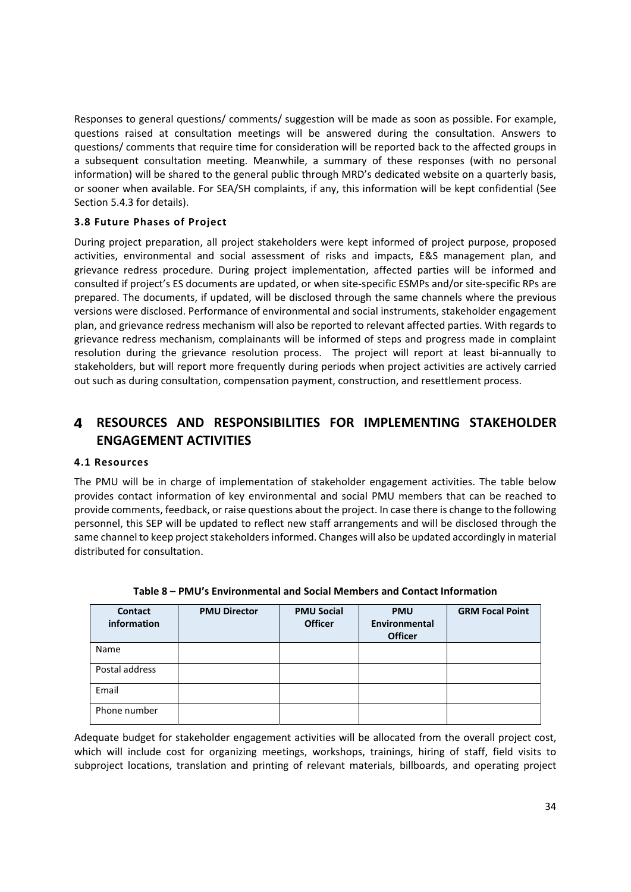Responses to general questions/ comments/ suggestion will be made as soon as possible. For example, questions raised at consultation meetings will be answered during the consultation. Answers to questions/ comments that require time for consideration will be reported back to the affected groups in a subsequent consultation meeting. Meanwhile, a summary of these responses (with no personal information) will be shared to the general public through MRD's dedicated website on a quarterly basis, or sooner when available. For SEA/SH complaints, if any, this information will be kept confidential (See Section 5.4.3 for details).

### 3.8 Future Phases of Project

During project preparation, all project stakeholders were kept informed of project purpose, proposed activities, environmental and social assessment of risks and impacts, E&S management plan, and grievance redress procedure. During project implementation, affected parties will be informed and consulted if project's ES documents are updated, or when site-specific ESMPs and/or site-specific RPs are prepared. The documents, if updated, will be disclosed through the same channels where the previous versions were disclosed. Performance of environmental and social instruments, stakeholder engagement plan, and grievance redress mechanism will also be reported to relevant affected parties. With regards to grievance redress mechanism, complainants will be informed of steps and progress made in complaint resolution during the grievance resolution process. The project will report at least bi-annually to stakeholders, but will report more frequently during periods when project activities are actively carried out such as during consultation, compensation payment, construction, and resettlement process.

# 4 RESOURCES AND RESPONSIBILITIES FOR IMPLEMENTING STAKEHOLDER ENGAGEMENT ACTIVITIES

### 4.1 Resources

The PMU will be in charge of implementation of stakeholder engagement activities. The table below provides contact information of key environmental and social PMU members that can be reached to provide comments, feedback, or raise questions about the project. In case there is change to the following personnel, this SEP will be updated to reflect new staff arrangements and will be disclosed through the same channel to keep project stakeholders informed. Changes will also be updated accordingly in material distributed for consultation.

**Table 8 – PMU's Environmental and Social Members and Contact Information**

| Contact information | PMU Director | PMU Social Officer | PMU Environmental Officer | GRM Focal Point |
|---|---|---|---|---|
| Name | | | | |
| Postal address | | | | |
| Email | | | | |
| Phone number | | | | |

Adequate budget for stakeholder engagement activities will be allocated from the overall project cost, which will include cost for organizing meetings, workshops, trainings, hiring of staff, field visits to subproject locations, translation and printing of relevant materials, billboards, and operating project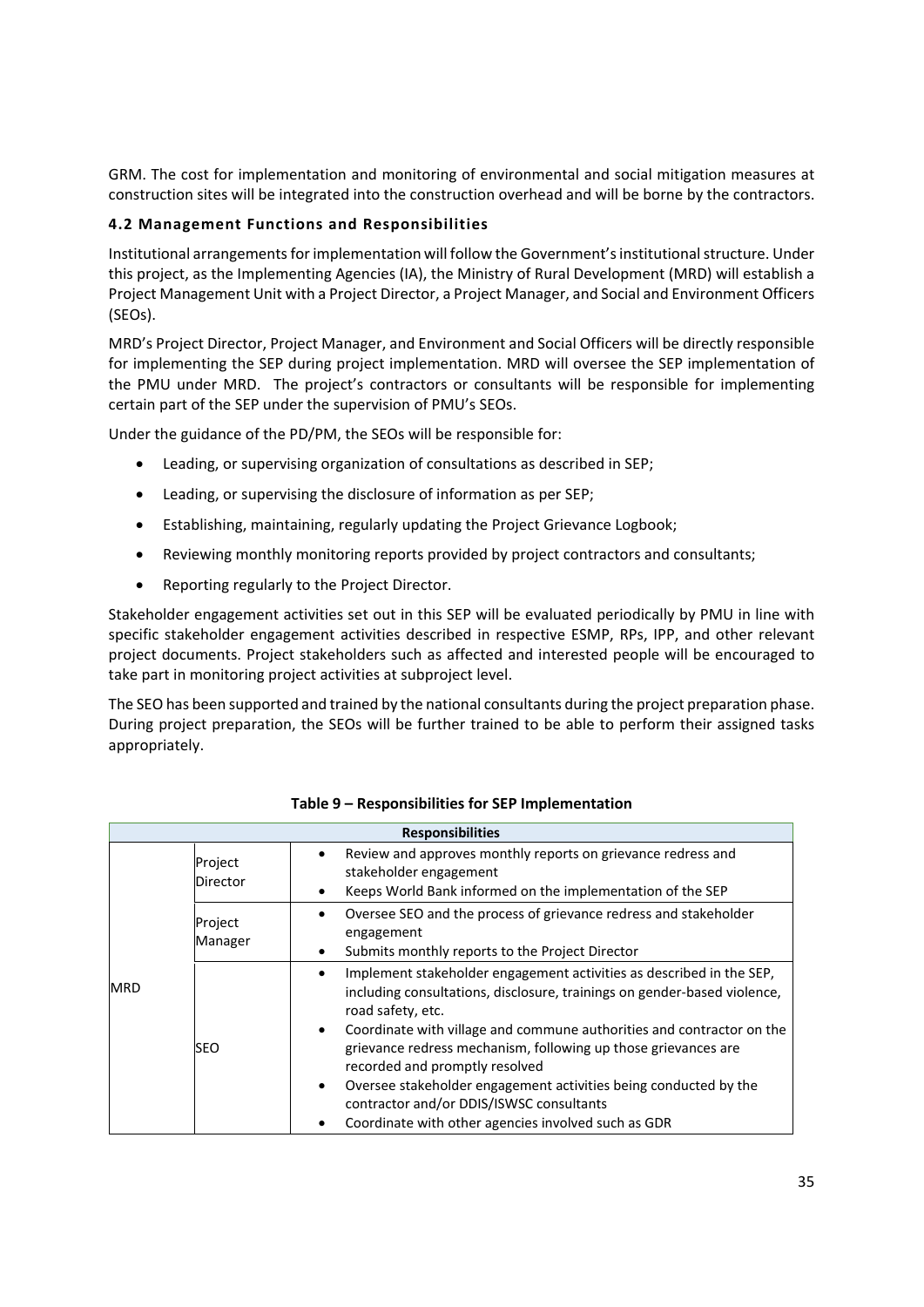GRM. The cost for implementation and monitoring of environmental and social mitigation measures at construction sites will be integrated into the construction overhead and will be borne by the contractors.

### 4.2 Management Functions and Responsibilities

Institutional arrangements for implementation will follow the Government's institutional structure. Under this project, as the Implementing Agencies (IA), the Ministry of Rural Development (MRD) will establish a Project Management Unit with a Project Director, a Project Manager, and Social and Environment Officers (SEOs).

MRD's Project Director, Project Manager, and Environment and Social Officers will be directly responsible for implementing the SEP during project implementation. MRD will oversee the SEP implementation of the PMU under MRD. The project's contractors or consultants will be responsible for implementing certain part of the SEP under the supervision of PMU's SEOs.

Under the guidance of the PD/PM, the SEOs will be responsible for:

- Leading, or supervising organization of consultations as described in SEP;
- Leading, or supervising the disclosure of information as per SEP;
- Establishing, maintaining, regularly updating the Project Grievance Logbook;
- Reviewing monthly monitoring reports provided by project contractors and consultants;
- Reporting regularly to the Project Director.

Stakeholder engagement activities set out in this SEP will be evaluated periodically by PMU in line with specific stakeholder engagement activities described in respective ESMP, RPs, IPP, and other relevant project documents. Project stakeholders such as affected and interested people will be encouraged to take part in monitoring project activities at subproject level.

The SEO has been supported and trained by the national consultants during the project preparation phase. During project preparation, the SEOs will be further trained to be able to perform their assigned tasks appropriately.

**Table 9 – Responsibilities for SEP Implementation**

| Responsibilities | | |
|---|---|---|
| MRD | Project Director | • Review and approves monthly reports on grievance redress and stakeholder engagement<br>• Keeps World Bank informed on the implementation of the SEP |
| | Project Manager | • Oversee SEO and the process of grievance redress and stakeholder engagement<br>• Submits monthly reports to the Project Director |
| | SEO | • Implement stakeholder engagement activities as described in the SEP, including consultations, disclosure, trainings on gender-based violence, road safety, etc.<br>• Coordinate with village and commune authorities and contractor on the grievance redress mechanism, following up those grievances are recorded and promptly resolved<br>• Oversee stakeholder engagement activities being conducted by the contractor and/or DDIS/ISWSC consultants<br>• Coordinate with other agencies involved such as GDR |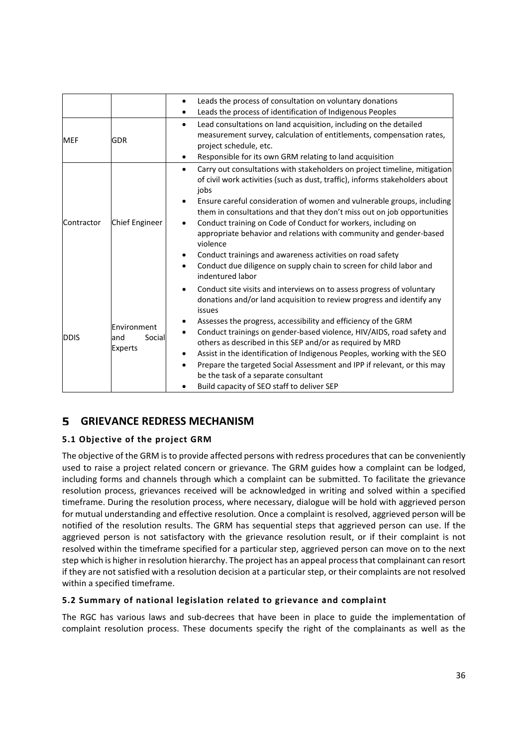| | | |
|---|---|---|
| | | • Leads the process of consultation on voluntary donations<br>• Leads the process of identification of Indigenous Peoples |
| MEF | GDR | • Lead consultations on land acquisition, including on the detailed measurement survey, calculation of entitlements, compensation rates, project schedule, etc.<br>• Responsible for its own GRM relating to land acquisition |
| Contractor | Chief Engineer | • Carry out consultations with stakeholders on project timeline, mitigation of civil work activities (such as dust, traffic), informs stakeholders about jobs<br>• Ensure careful consideration of women and vulnerable groups, including them in consultations and that they don't miss out on job opportunities<br>• Conduct training on Code of Conduct for workers, including on appropriate behavior and relations with community and gender-based violence<br>• Conduct trainings and awareness activities on road safety<br>• Conduct due diligence on supply chain to screen for child labor and indentured labor |
| DDIS | Environment and Social Experts | • Conduct site visits and interviews on to assess progress of voluntary donations and/or land acquisition to review progress and identify any issues<br>• Assesses the progress, accessibility and efficiency of the GRM<br>• Conduct trainings on gender-based violence, HIV/AIDS, road safety and others as described in this SEP and/or as required by MRD<br>• Assist in the identification of Indigenous Peoples, working with the SEO<br>• Prepare the targeted Social Assessment and IPP if relevant, or this may be the task of a separate consultant<br>• Build capacity of SEO staff to deliver SEP |

# 5 GRIEVANCE REDRESS MECHANISM

### 5.1 Objective of the project GRM

The objective of the GRM is to provide affected persons with redress procedures that can be conveniently used to raise a project related concern or grievance. The GRM guides how a complaint can be lodged, including forms and channels through which a complaint can be submitted. To facilitate the grievance resolution process, grievances received will be acknowledged in writing and solved within a specified timeframe. During the resolution process, where necessary, dialogue will be hold with aggrieved person for mutual understanding and effective resolution. Once a complaint is resolved, aggrieved person will be notified of the resolution results. The GRM has sequential steps that aggrieved person can use. If the aggrieved person is not satisfactory with the grievance resolution result, or if their complaint is not resolved within the timeframe specified for a particular step, aggrieved person can move on to the next step which is higher in resolution hierarchy. The project has an appeal process that complainant can resort if they are not satisfied with a resolution decision at a particular step, or their complaints are not resolved within a specified timeframe.

### 5.2 Summary of national legislation related to grievance and complaint

The RGC has various laws and sub-decrees that have been in place to guide the implementation of complaint resolution process. These documents specify the right of the complainants as well as the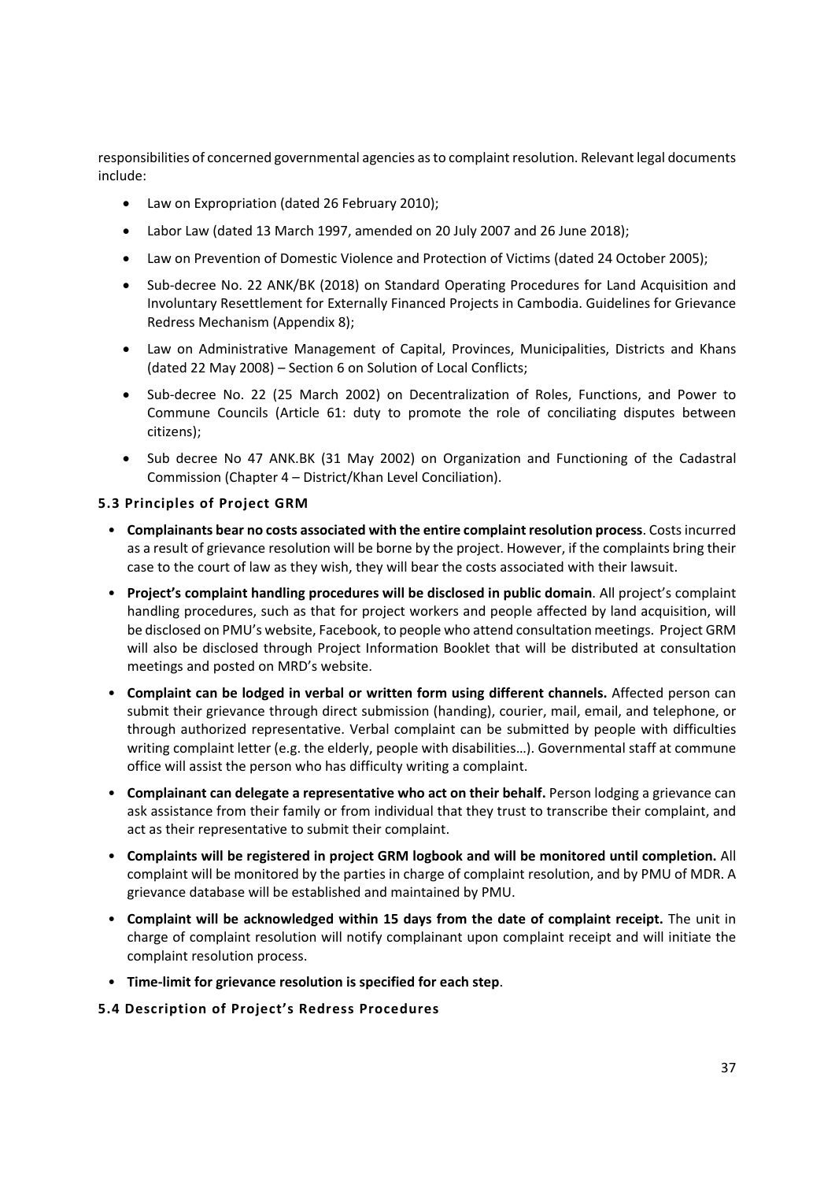responsibilities of concerned governmental agencies as to complaint resolution. Relevant legal documents include:

- Law on Expropriation (dated 26 February 2010);
- Labor Law (dated 13 March 1997, amended on 20 July 2007 and 26 June 2018);
- Law on Prevention of Domestic Violence and Protection of Victims (dated 24 October 2005);
- Sub-decree No. 22 ANK/BK (2018) on Standard Operating Procedures for Land Acquisition and Involuntary Resettlement for Externally Financed Projects in Cambodia. Guidelines for Grievance Redress Mechanism (Appendix 8);
- Law on Administrative Management of Capital, Provinces, Municipalities, Districts and Khans (dated 22 May 2008) – Section 6 on Solution of Local Conflicts;
- Sub-decree No. 22 (25 March 2002) on Decentralization of Roles, Functions, and Power to Commune Councils (Article 61: duty to promote the role of conciliating disputes between citizens);
- Sub decree No 47 ANK.BK (31 May 2002) on Organization and Functioning of the Cadastral Commission (Chapter 4 – District/Khan Level Conciliation).

### 5.3 Principles of Project GRM

- **Complainants bear no costs associated with the entire complaint resolution process**. Costs incurred as a result of grievance resolution will be borne by the project. However, if the complaints bring their case to the court of law as they wish, they will bear the costs associated with their lawsuit.
- **Project's complaint handling procedures will be disclosed in public domain**. All project's complaint handling procedures, such as that for project workers and people affected by land acquisition, will be disclosed on PMU's website, Facebook, to people who attend consultation meetings. Project GRM will also be disclosed through Project Information Booklet that will be distributed at consultation meetings and posted on MRD's website.
- **Complaint can be lodged in verbal or written form using different channels.** Affected person can submit their grievance through direct submission (handing), courier, mail, email, and telephone, or through authorized representative. Verbal complaint can be submitted by people with difficulties writing complaint letter (e.g. the elderly, people with disabilities…). Governmental staff at commune office will assist the person who has difficulty writing a complaint.
- **Complainant can delegate a representative who act on their behalf.** Person lodging a grievance can ask assistance from their family or from individual that they trust to transcribe their complaint, and act as their representative to submit their complaint.
- **Complaints will be registered in project GRM logbook and will be monitored until completion.** All complaint will be monitored by the parties in charge of complaint resolution, and by PMU of MDR. A grievance database will be established and maintained by PMU.
- **Complaint will be acknowledged within 15 days from the date of complaint receipt.** The unit in charge of complaint resolution will notify complainant upon complaint receipt and will initiate the complaint resolution process.
- **Time-limit for grievance resolution is specified for each step**.

### 5.4 Description of Project's Redress Procedures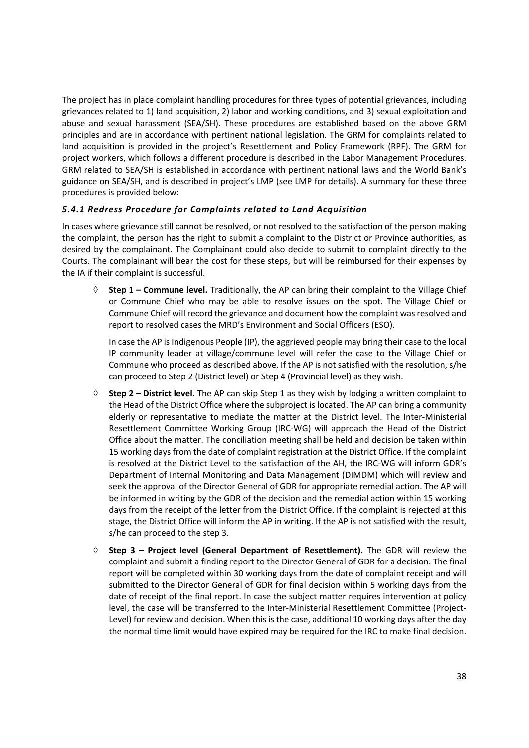The project has in place complaint handling procedures for three types of potential grievances, including grievances related to 1) land acquisition, 2) labor and working conditions, and 3) sexual exploitation and abuse and sexual harassment (SEA/SH). These procedures are established based on the above GRM principles and are in accordance with pertinent national legislation. The GRM for complaints related to land acquisition is provided in the project's Resettlement and Policy Framework (RPF). The GRM for project workers, which follows a different procedure is described in the Labor Management Procedures. GRM related to SEA/SH is established in accordance with pertinent national laws and the World Bank's guidance on SEA/SH, and is described in project's LMP (see LMP for details). A summary for these three procedures is provided below:

### *5.4.1 Redress Procedure for Complaints related to Land Acquisition*

In cases where grievance still cannot be resolved, or not resolved to the satisfaction of the person making the complaint, the person has the right to submit a complaint to the District or Province authorities, as desired by the complainant. The Complainant could also decide to submit to complaint directly to the Courts. The complainant will bear the cost for these steps, but will be reimbursed for their expenses by the IA if their complaint is successful.

- ◊ **Step 1 – Commune level.** Traditionally, the AP can bring their complaint to the Village Chief or Commune Chief who may be able to resolve issues on the spot. The Village Chief or Commune Chief will record the grievance and document how the complaint was resolved and report to resolved cases the MRD's Environment and Social Officers (ESO).

  In case the AP is Indigenous People (IP), the aggrieved people may bring their case to the local IP community leader at village/commune level will refer the case to the Village Chief or Commune who proceed as described above. If the AP is not satisfied with the resolution, s/he can proceed to Step 2 (District level) or Step 4 (Provincial level) as they wish.

- ◊ **Step 2 – District level.** The AP can skip Step 1 as they wish by lodging a written complaint to the Head of the District Office where the subproject is located. The AP can bring a community elderly or representative to mediate the matter at the District level. The Inter-Ministerial Resettlement Committee Working Group (IRC-WG) will approach the Head of the District Office about the matter. The conciliation meeting shall be held and decision be taken within 15 working days from the date of complaint registration at the District Office. If the complaint is resolved at the District Level to the satisfaction of the AH, the IRC-WG will inform GDR's Department of Internal Monitoring and Data Management (DIMDM) which will review and seek the approval of the Director General of GDR for appropriate remedial action. The AP will be informed in writing by the GDR of the decision and the remedial action within 15 working days from the receipt of the letter from the District Office. If the complaint is rejected at this stage, the District Office will inform the AP in writing. If the AP is not satisfied with the result, s/he can proceed to the step 3.

- ◊ **Step 3 – Project level (General Department of Resettlement).** The GDR will review the complaint and submit a finding report to the Director General of GDR for a decision. The final report will be completed within 30 working days from the date of complaint receipt and will submitted to the Director General of GDR for final decision within 5 working days from the date of receipt of the final report. In case the subject matter requires intervention at policy level, the case will be transferred to the Inter-Ministerial Resettlement Committee (Project-Level) for review and decision. When this is the case, additional 10 working days after the day the normal time limit would have expired may be required for the IRC to make final decision.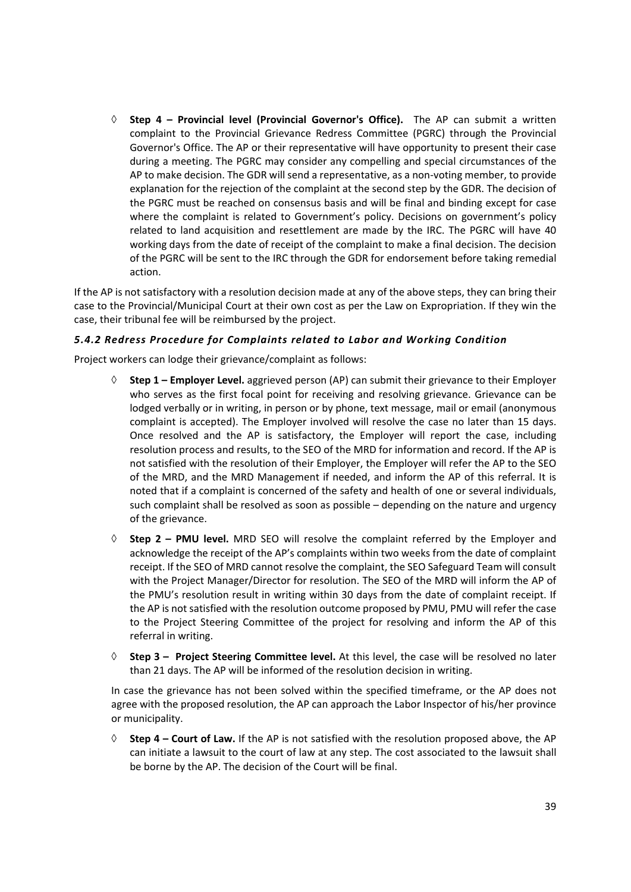- ◊ **Step 4 – Provincial level (Provincial Governor's Office).** The AP can submit a written complaint to the Provincial Grievance Redress Committee (PGRC) through the Provincial Governor's Office. The AP or their representative will have opportunity to present their case during a meeting. The PGRC may consider any compelling and special circumstances of the AP to make decision. The GDR will send a representative, as a non-voting member, to provide explanation for the rejection of the complaint at the second step by the GDR. The decision of the PGRC must be reached on consensus basis and will be final and binding except for case where the complaint is related to Government's policy. Decisions on government's policy related to land acquisition and resettlement are made by the IRC. The PGRC will have 40 working days from the date of receipt of the complaint to make a final decision. The decision of the PGRC will be sent to the IRC through the GDR for endorsement before taking remedial action.

If the AP is not satisfactory with a resolution decision made at any of the above steps, they can bring their case to the Provincial/Municipal Court at their own cost as per the Law on Expropriation. If they win the case, their tribunal fee will be reimbursed by the project.

#### *5.4.2 Redress Procedure for Complaints related to Labor and Working Condition*

Project workers can lodge their grievance/complaint as follows:

- ◊ **Step 1 – Employer Level.** aggrieved person (AP) can submit their grievance to their Employer who serves as the first focal point for receiving and resolving grievance. Grievance can be lodged verbally or in writing, in person or by phone, text message, mail or email (anonymous complaint is accepted). The Employer involved will resolve the case no later than 15 days. Once resolved and the AP is satisfactory, the Employer will report the case, including resolution process and results, to the SEO of the MRD for information and record. If the AP is not satisfied with the resolution of their Employer, the Employer will refer the AP to the SEO of the MRD, and the MRD Management if needed, and inform the AP of this referral. It is noted that if a complaint is concerned of the safety and health of one or several individuals, such complaint shall be resolved as soon as possible – depending on the nature and urgency of the grievance.
- ◊ **Step 2 – PMU level.** MRD SEO will resolve the complaint referred by the Employer and acknowledge the receipt of the AP's complaints within two weeks from the date of complaint receipt. If the SEO of MRD cannot resolve the complaint, the SEO Safeguard Team will consult with the Project Manager/Director for resolution. The SEO of the MRD will inform the AP of the PMU's resolution result in writing within 30 days from the date of complaint receipt. If the AP is not satisfied with the resolution outcome proposed by PMU, PMU will refer the case to the Project Steering Committee of the project for resolving and inform the AP of this referral in writing.
- ◊ **Step 3 – Project Steering Committee level.** At this level, the case will be resolved no later than 21 days. The AP will be informed of the resolution decision in writing.

In case the grievance has not been solved within the specified timeframe, or the AP does not agree with the proposed resolution, the AP can approach the Labor Inspector of his/her province or municipality.

- ◊ **Step 4 – Court of Law.** If the AP is not satisfied with the resolution proposed above, the AP can initiate a lawsuit to the court of law at any step. The cost associated to the lawsuit shall be borne by the AP. The decision of the Court will be final.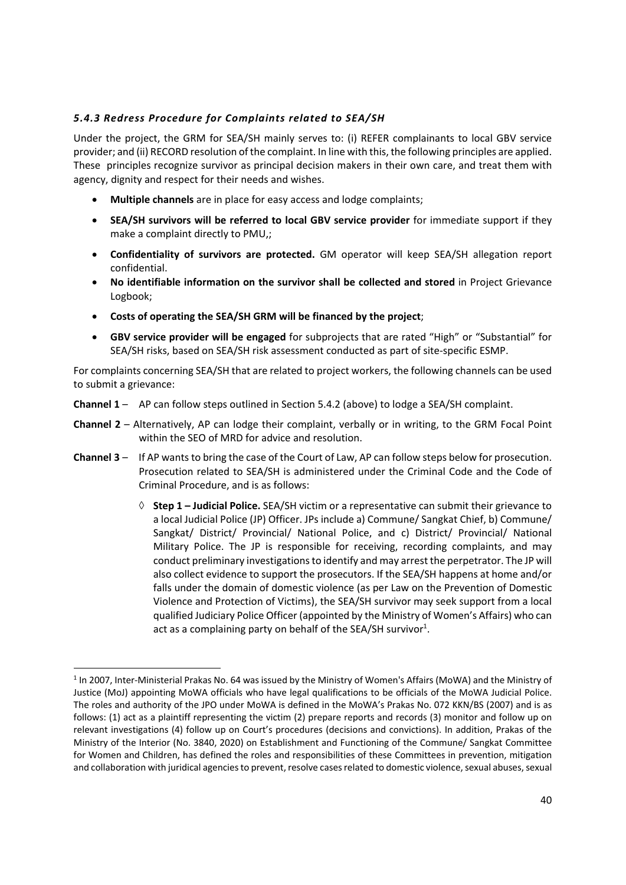### *5.4.3 Redress Procedure for Complaints related to SEA/SH*

Under the project, the GRM for SEA/SH mainly serves to: (i) REFER complainants to local GBV service provider; and (ii) RECORD resolution of the complaint. In line with this, the following principles are applied. These principles recognize survivor as principal decision makers in their own care, and treat them with agency, dignity and respect for their needs and wishes.

- **Multiple channels** are in place for easy access and lodge complaints;
- **SEA/SH survivors will be referred to local GBV service provider** for immediate support if they make a complaint directly to PMU,;
- **Confidentiality of survivors are protected.** GM operator will keep SEA/SH allegation report confidential.
- **No identifiable information on the survivor shall be collected and stored** in Project Grievance Logbook;
- **Costs of operating the SEA/SH GRM will be financed by the project**;
- **GBV service provider will be engaged** for subprojects that are rated "High" or "Substantial" for SEA/SH risks, based on SEA/SH risk assessment conducted as part of site-specific ESMP.

For complaints concerning SEA/SH that are related to project workers, the following channels can be used to submit a grievance:

**Channel 1** – AP can follow steps outlined in Section 5.4.2 (above) to lodge a SEA/SH complaint.

**Channel 2** – Alternatively, AP can lodge their complaint, verbally or in writing, to the GRM Focal Point within the SEO of MRD for advice and resolution.

**Channel 3** – If AP wants to bring the case of the Court of Law, AP can follow steps below for prosecution. Prosecution related to SEA/SH is administered under the Criminal Code and the Code of Criminal Procedure, and is as follows:

- ◊ **Step 1 – Judicial Police.** SEA/SH victim or a representative can submit their grievance to a local Judicial Police (JP) Officer. JPs include a) Commune/ Sangkat Chief, b) Commune/ Sangkat/ District/ Provincial/ National Police, and c) District/ Provincial/ National Military Police. The JP is responsible for receiving, recording complaints, and may conduct preliminary investigations to identify and may arrest the perpetrator. The JP will also collect evidence to support the prosecutors. If the SEA/SH happens at home and/or falls under the domain of domestic violence (as per Law on the Prevention of Domestic Violence and Protection of Victims), the SEA/SH survivor may seek support from a local qualified Judiciary Police Officer (appointed by the Ministry of Women's Affairs) who can act as a complaining party on behalf of the SEA/SH survivor[1].

[1] In 2007, Inter-Ministerial Prakas No. 64 was issued by the Ministry of Women's Affairs (MoWA) and the Ministry of Justice (MoJ) appointing MoWA officials who have legal qualifications to be officials of the MoWA Judicial Police. The roles and authority of the JPO under MoWA is defined in the MoWA's Prakas No. 072 KKN/BS (2007) and is as follows: (1) act as a plaintiff representing the victim (2) prepare reports and records (3) monitor and follow up on relevant investigations (4) follow up on Court's procedures (decisions and convictions). In addition, Prakas of the Ministry of the Interior (No. 3840, 2020) on Establishment and Functioning of the Commune/ Sangkat Committee for Women and Children, has defined the roles and responsibilities of these Committees in prevention, mitigation and collaboration with juridical agencies to prevent, resolve cases related to domestic violence, sexual abuses, sexual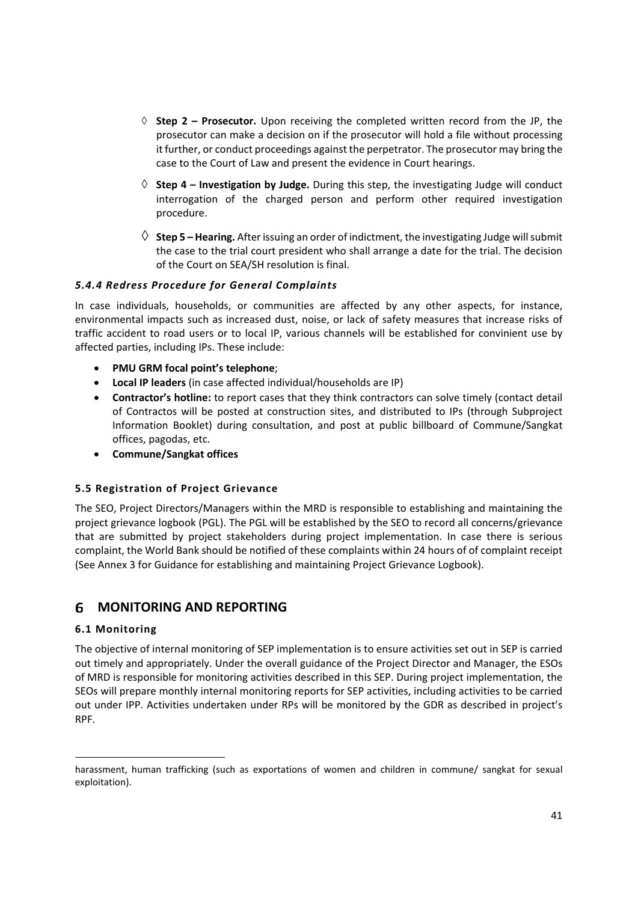- ◊ **Step 2 – Prosecutor.** Upon receiving the completed written record from the JP, the prosecutor can make a decision on if the prosecutor will hold a file without processing it further, or conduct proceedings against the perpetrator. The prosecutor may bring the case to the Court of Law and present the evidence in Court hearings.
- ◊ **Step 4 – Investigation by Judge.** During this step, the investigating Judge will conduct interrogation of the charged person and perform other required investigation procedure.
- ◊ **Step 5 – Hearing.** After issuing an order of indictment, the investigating Judge will submit the case to the trial court president who shall arrange a date for the trial. The decision of the Court on SEA/SH resolution is final.

#### *5.4.4 Redress Procedure for General Complaints*

In case individuals, households, or communities are affected by any other aspects, for instance, environmental impacts such as increased dust, noise, or lack of safety measures that increase risks of traffic accident to road users or to local IP, various channels will be established for convinient use by affected parties, including IPs. These include:

- **PMU GRM focal point's telephone**;
- **Local IP leaders** (in case affected individual/households are IP)
- **Contractor's hotline:** to report cases that they think contractors can solve timely (contact detail of Contractos will be posted at construction sites, and distributed to IPs (through Subproject Information Booklet) during consultation, and post at public billboard of Commune/Sangkat offices, pagodas, etc.
- **Commune/Sangkat offices**

### 5.5 Registration of Project Grievance

The SEO, Project Directors/Managers within the MRD is responsible to establishing and maintaining the project grievance logbook (PGL). The PGL will be established by the SEO to record all concerns/grievance that are submitted by project stakeholders during project implementation. In case there is serious complaint, the World Bank should be notified of these complaints within 24 hours of of complaint receipt (See Annex 3 for Guidance for establishing and maintaining Project Grievance Logbook).

## 6 MONITORING AND REPORTING

### 6.1 Monitoring

The objective of internal monitoring of SEP implementation is to ensure activities set out in SEP is carried out timely and appropriately. Under the overall guidance of the Project Director and Manager, the ESOs of MRD is responsible for monitoring activities described in this SEP. During project implementation, the SEOs will prepare monthly internal monitoring reports for SEP activities, including activities to be carried out under IPP. Activities undertaken under RPs will be monitored by the GDR as described in project's RPF.

harassment, human trafficking (such as exportations of women and children in commune/ sangkat for sexual exploitation).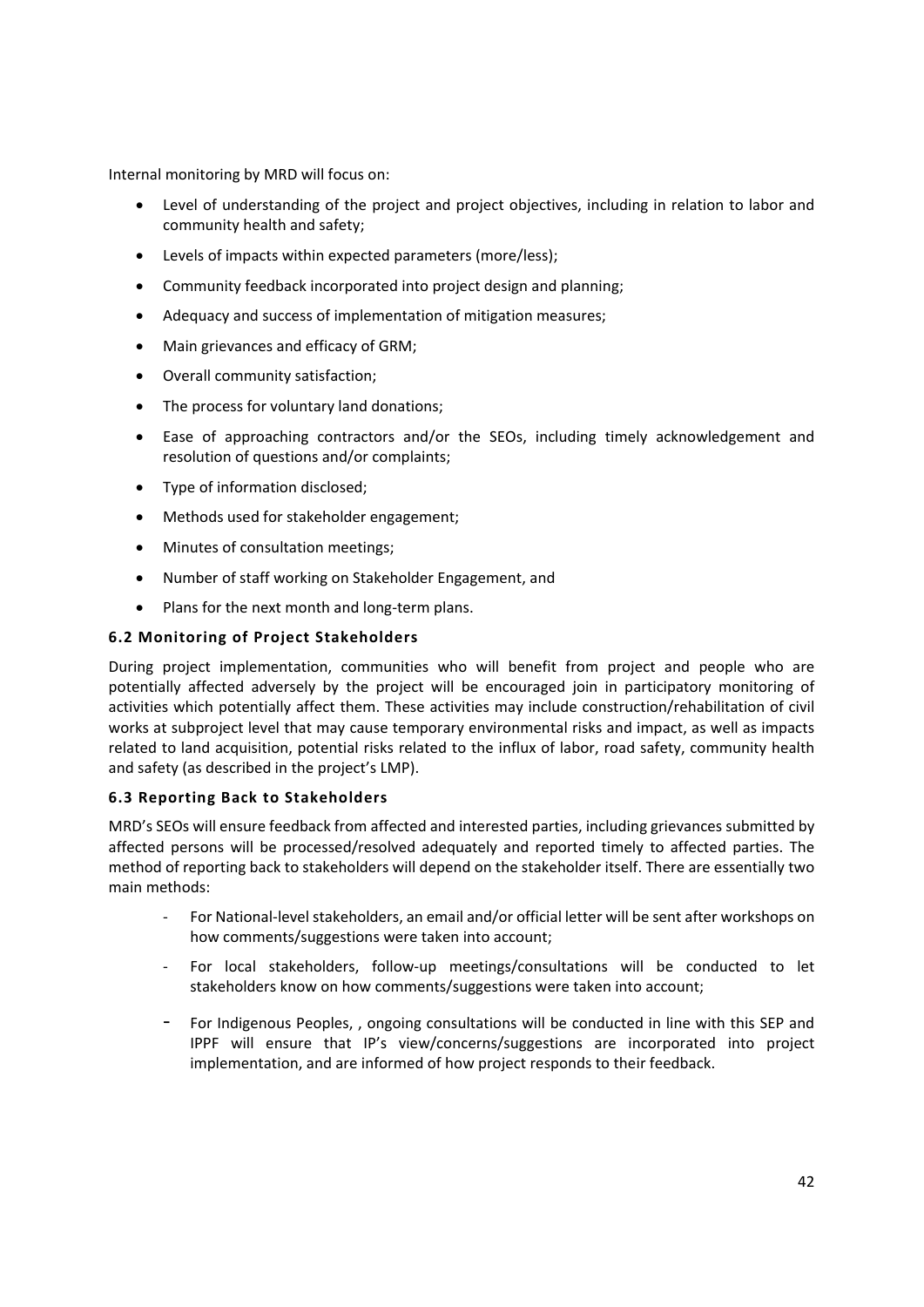Internal monitoring by MRD will focus on:

- Level of understanding of the project and project objectives, including in relation to labor and community health and safety;
- Levels of impacts within expected parameters (more/less);
- Community feedback incorporated into project design and planning;
- Adequacy and success of implementation of mitigation measures;
- Main grievances and efficacy of GRM;
- Overall community satisfaction;
- The process for voluntary land donations;
- Ease of approaching contractors and/or the SEOs, including timely acknowledgement and resolution of questions and/or complaints;
- Type of information disclosed;
- Methods used for stakeholder engagement;
- Minutes of consultation meetings;
- Number of staff working on Stakeholder Engagement, and
- Plans for the next month and long-term plans.

### 6.2 Monitoring of Project Stakeholders

During project implementation, communities who will benefit from project and people who are potentially affected adversely by the project will be encouraged join in participatory monitoring of activities which potentially affect them. These activities may include construction/rehabilitation of civil works at subproject level that may cause temporary environmental risks and impact, as well as impacts related to land acquisition, potential risks related to the influx of labor, road safety, community health and safety (as described in the project's LMP).

### 6.3 Reporting Back to Stakeholders

MRD's SEOs will ensure feedback from affected and interested parties, including grievances submitted by affected persons will be processed/resolved adequately and reported timely to affected parties. The method of reporting back to stakeholders will depend on the stakeholder itself. There are essentially two main methods:

- For National-level stakeholders, an email and/or official letter will be sent after workshops on how comments/suggestions were taken into account;
- For local stakeholders, follow-up meetings/consultations will be conducted to let stakeholders know on how comments/suggestions were taken into account;
- For Indigenous Peoples, , ongoing consultations will be conducted in line with this SEP and IPPF will ensure that IP's view/concerns/suggestions are incorporated into project implementation, and are informed of how project responds to their feedback.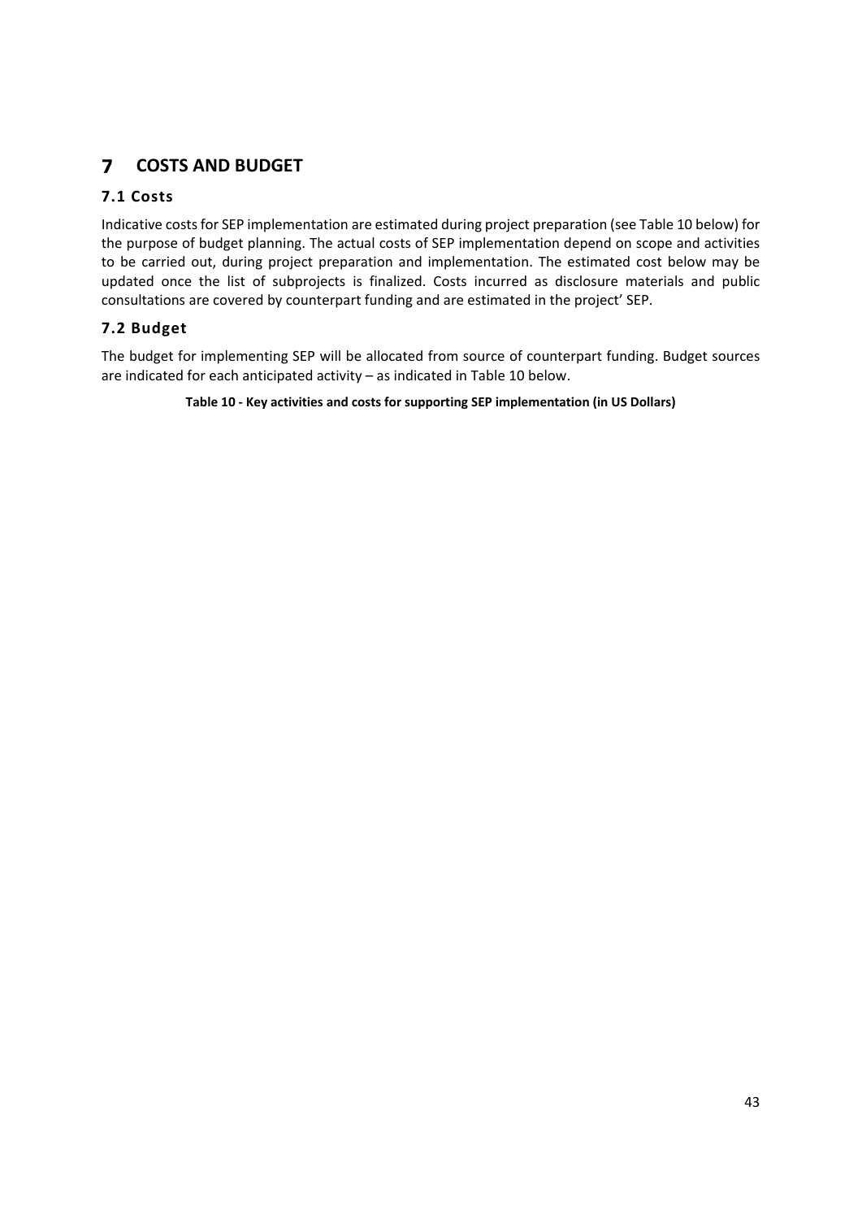# 7 COSTS AND BUDGET

## 7.1 Costs

Indicative costs for SEP implementation are estimated during project preparation (see Table 10 below) for the purpose of budget planning. The actual costs of SEP implementation depend on scope and activities to be carried out, during project preparation and implementation. The estimated cost below may be updated once the list of subprojects is finalized. Costs incurred as disclosure materials and public consultations are covered by counterpart funding and are estimated in the project' SEP.

## 7.2 Budget

The budget for implementing SEP will be allocated from source of counterpart funding. Budget sources are indicated for each anticipated activity – as indicated in Table 10 below.

**Table 10 - Key activities and costs for supporting SEP implementation (in US Dollars)**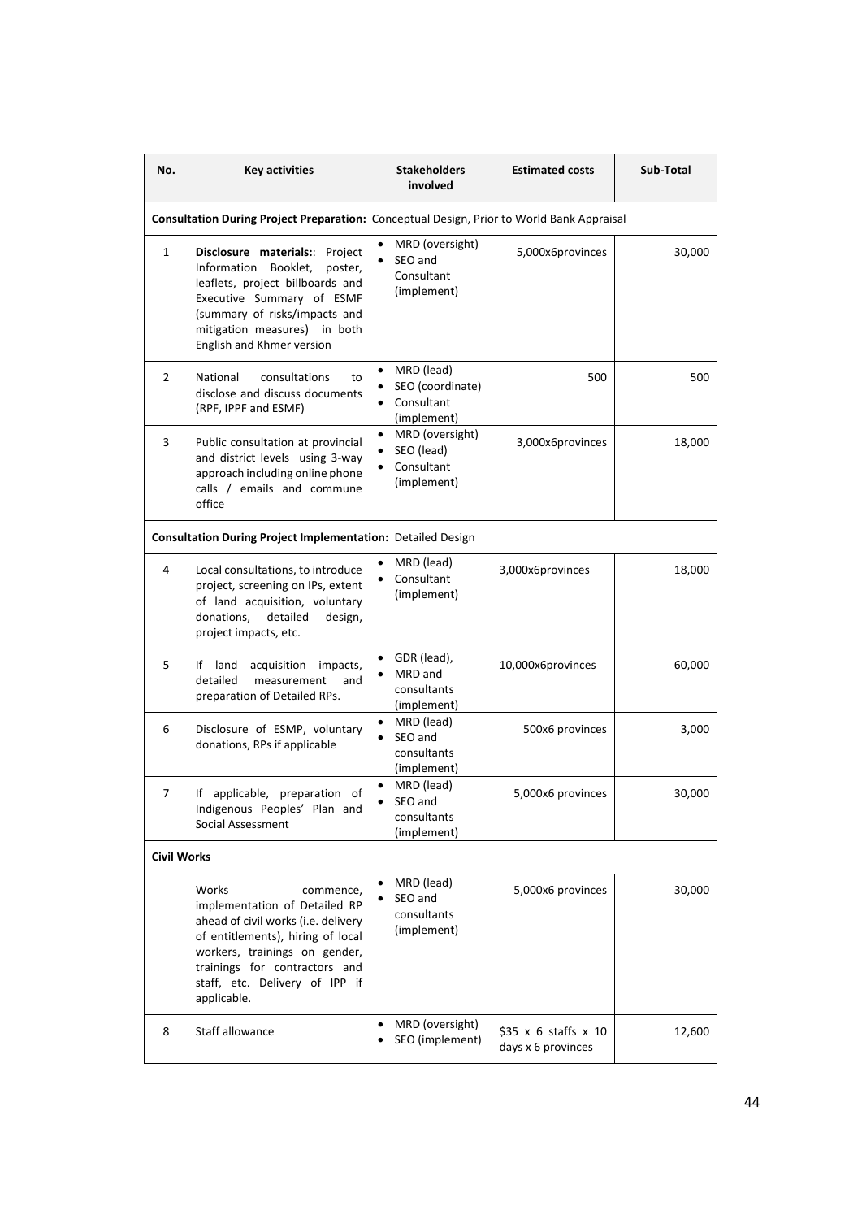| No. | Key activities | Stakeholders involved | Estimated costs | Sub-Total |
|---|---|---|---|---|
| **Consultation During Project Preparation:** Conceptual Design, Prior to World Bank Appraisal | | | | |
| 1 | **Disclosure materials:**: Project Information Booklet, poster, leaflets, project billboards and Executive Summary of ESMF (summary of risks/impacts and mitigation measures) in both English and Khmer version | • MRD (oversight)<br>• SEO and Consultant (implement) | 5,000x6provinces | 30,000 |
| 2 | National consultations to disclose and discuss documents (RPF, IPPF and ESMF) | • MRD (lead)<br>• SEO (coordinate)<br>• Consultant (implement) | 500 | 500 |
| 3 | Public consultation at provincial and district levels using 3-way approach including online phone calls / emails and commune office | • MRD (oversight)<br>• SEO (lead)<br>• Consultant (implement) | 3,000x6provinces | 18,000 |
| **Consultation During Project Implementation:** Detailed Design | | | | |
| 4 | Local consultations, to introduce project, screening on IPs, extent of land acquisition, voluntary donations, detailed design, project impacts, etc. | • MRD (lead)<br>• Consultant (implement) | 3,000x6provinces | 18,000 |
| 5 | If land acquisition impacts, detailed measurement and preparation of Detailed RPs. | • GDR (lead),<br>• MRD and consultants (implement) | 10,000x6provinces | 60,000 |
| 6 | Disclosure of ESMP, voluntary donations, RPs if applicable | • MRD (lead)<br>• SEO and consultants (implement) | 500x6 provinces | 3,000 |
| 7 | If applicable, preparation of Indigenous Peoples' Plan and Social Assessment | • MRD (lead)<br>• SEO and consultants (implement) | 5,000x6 provinces | 30,000 |
| **Civil Works** | | | | |
| | Works commence, implementation of Detailed RP ahead of civil works (i.e. delivery of entitlements), hiring of local workers, trainings on gender, trainings for contractors and staff, etc. Delivery of IPP if applicable. | • MRD (lead)<br>• SEO and consultants (implement) | 5,000x6 provinces | 30,000 |
| 8 | Staff allowance | • MRD (oversight)<br>• SEO (implement) | $35 x 6 staffs x 10 days x 6 provinces | 12,600 |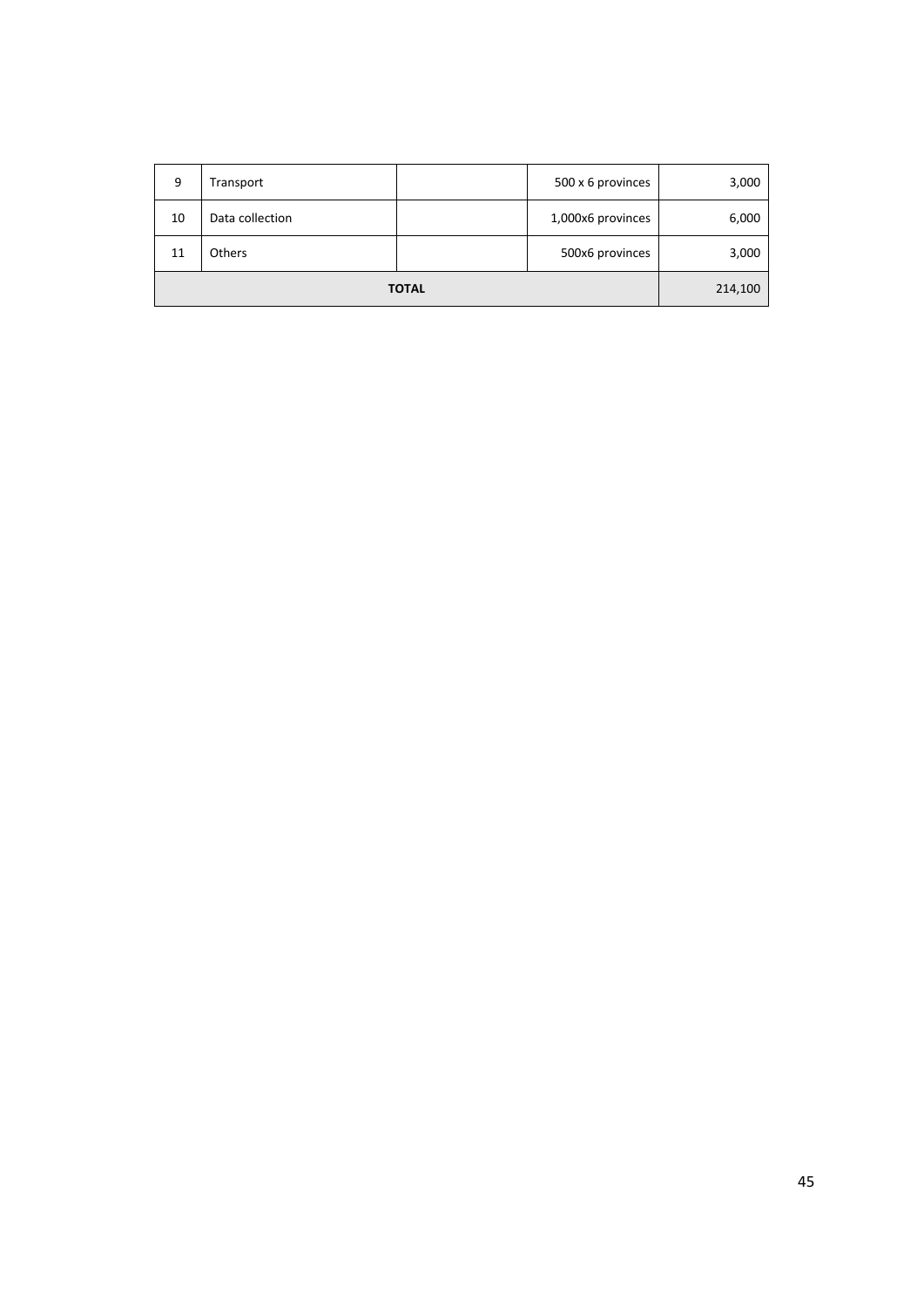| | | | | |
|---|---|---|---|---|
| 9 | Transport | | 500 x 6 provinces | 3,000 |
| 10 | Data collection | | 1,000x6 provinces | 6,000 |
| 11 | Others | | 500x6 provinces | 3,000 |
| **TOTAL** | | | | 214,100 |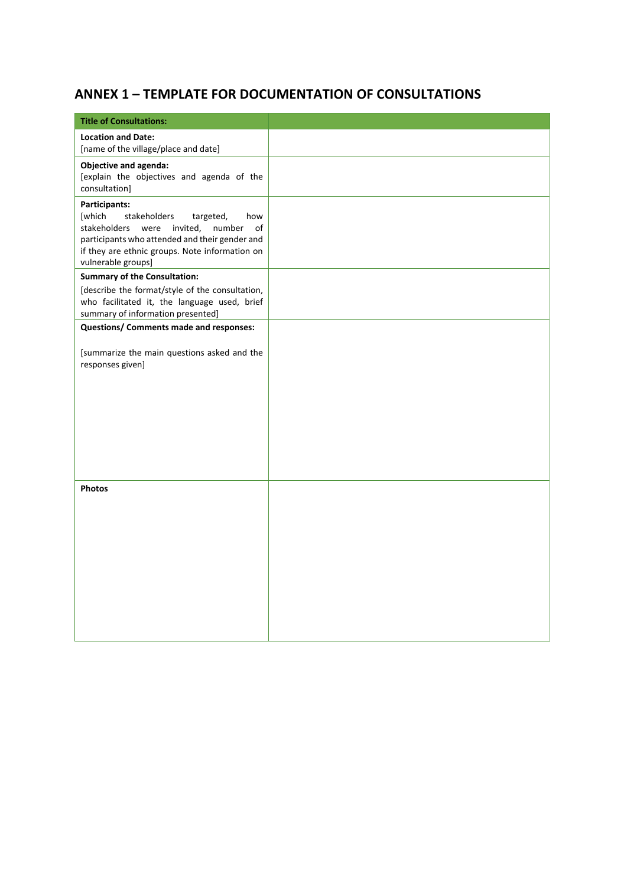## ANNEX 1 – TEMPLATE FOR DOCUMENTATION OF CONSULTATIONS

| **Title of Consultations:** | |
|---|---|
| **Location and Date:**<br>[name of the village/place and date] | |
| **Objective and agenda:**<br>[explain the objectives and agenda of the consultation] | |
| **Participants:**<br>[which stakeholders targeted, how stakeholders were invited, number of participants who attended and their gender and if they are ethnic groups. Note information on vulnerable groups] | |
| **Summary of the Consultation:**<br>[describe the format/style of the consultation, who facilitated it, the language used, brief summary of information presented] | |
| **Questions/ Comments made and responses:**<br><br>[summarize the main questions asked and the responses given] | |
| **Photos** | |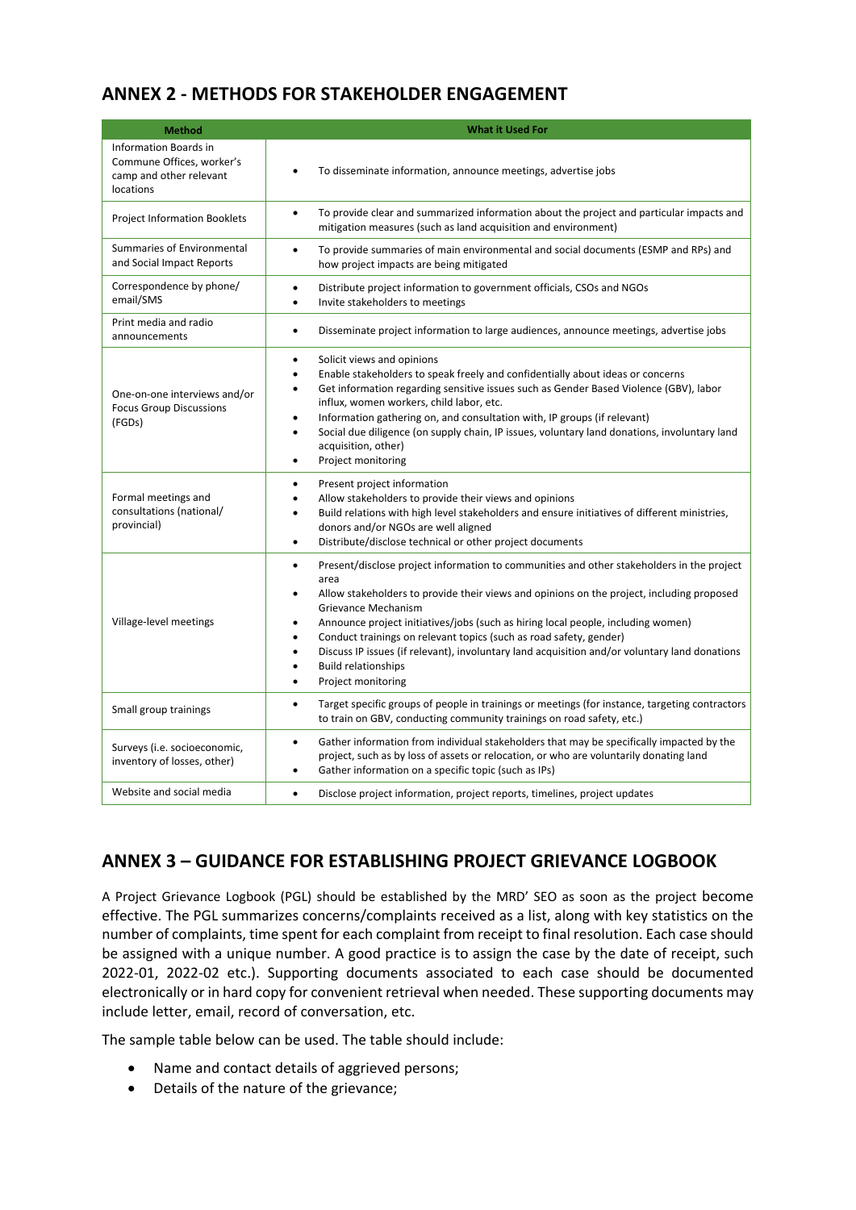## ANNEX 2 - METHODS FOR STAKEHOLDER ENGAGEMENT

| Method | What it Used For |
|---|---|
| Information Boards in Commune Offices, worker's camp and other relevant locations | • To disseminate information, announce meetings, advertise jobs |
| Project Information Booklets | • To provide clear and summarized information about the project and particular impacts and mitigation measures (such as land acquisition and environment) |
| Summaries of Environmental and Social Impact Reports | • To provide summaries of main environmental and social documents (ESMP and RPs) and how project impacts are being mitigated |
| Correspondence by phone/ email/SMS | • Distribute project information to government officials, CSOs and NGOs<br>• Invite stakeholders to meetings |
| Print media and radio announcements | • Disseminate project information to large audiences, announce meetings, advertise jobs |
| One-on-one interviews and/or Focus Group Discussions (FGDs) | • Solicit views and opinions<br>• Enable stakeholders to speak freely and confidentially about ideas or concerns<br>• Get information regarding sensitive issues such as Gender Based Violence (GBV), labor influx, women workers, child labor, etc.<br>• Information gathering on, and consultation with, IP groups (if relevant)<br>• Social due diligence (on supply chain, IP issues, voluntary land donations, involuntary land acquisition, other)<br>• Project monitoring |
| Formal meetings and consultations (national/ provincial) | • Present project information<br>• Allow stakeholders to provide their views and opinions<br>• Build relations with high level stakeholders and ensure initiatives of different ministries, donors and/or NGOs are well aligned<br>• Distribute/disclose technical or other project documents |
| Village-level meetings | • Present/disclose project information to communities and other stakeholders in the project area<br>• Allow stakeholders to provide their views and opinions on the project, including proposed Grievance Mechanism<br>• Announce project initiatives/jobs (such as hiring local people, including women)<br>• Conduct trainings on relevant topics (such as road safety, gender)<br>• Discuss IP issues (if relevant), involuntary land acquisition and/or voluntary land donations<br>• Build relationships<br>• Project monitoring |
| Small group trainings | • Target specific groups of people in trainings or meetings (for instance, targeting contractors to train on GBV, conducting community trainings on road safety, etc.) |
| Surveys (i.e. socioeconomic, inventory of losses, other) | • Gather information from individual stakeholders that may be specifically impacted by the project, such as by loss of assets or relocation, or who are voluntarily donating land<br>• Gather information on a specific topic (such as IPs) |
| Website and social media | • Disclose project information, project reports, timelines, project updates |

## ANNEX 3 – GUIDANCE FOR ESTABLISHING PROJECT GRIEVANCE LOGBOOK

A Project Grievance Logbook (PGL) should be established by the MRD' SEO as soon as the project become effective. The PGL summarizes concerns/complaints received as a list, along with key statistics on the number of complaints, time spent for each complaint from receipt to final resolution. Each case should be assigned with a unique number. A good practice is to assign the case by the date of receipt, such 2022-01, 2022-02 etc.). Supporting documents associated to each case should be documented electronically or in hard copy for convenient retrieval when needed. These supporting documents may include letter, email, record of conversation, etc.

The sample table below can be used. The table should include:

- Name and contact details of aggrieved persons;
- Details of the nature of the grievance;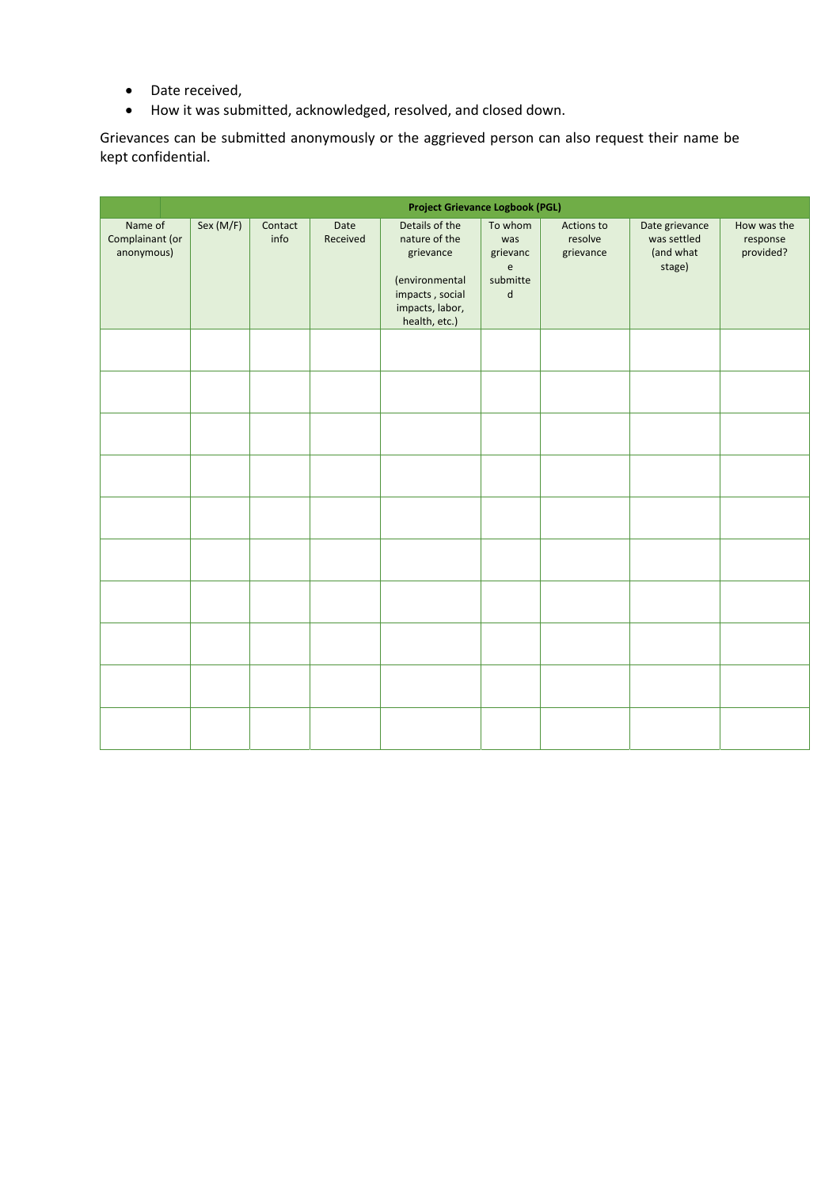- Date received,
- How it was submitted, acknowledged, resolved, and closed down.

Grievances can be submitted anonymously or the aggrieved person can also request their name be kept confidential.

| **Project Grievance Logbook (PGL)** | | | | | | | | |
|---|---|---|---|---|---|---|---|---|
| Name of Complainant (or anonymous) | Sex (M/F) | Contact info | Date Received | Details of the nature of the grievance (environmental impacts , social impacts, labor, health, etc.) | To whom was grievance submitted | Actions to resolve grievance | Date grievance was settled (and what stage) | How was the response provided? |
| | | | | | | | | |
| | | | | | | | | |
| | | | | | | | | |
| | | | | | | | | |
| | | | | | | | | |
| | | | | | | | | |
| | | | | | | | | |
| | | | | | | | | |
| | | | | | | | | |
| | | | | | | | | |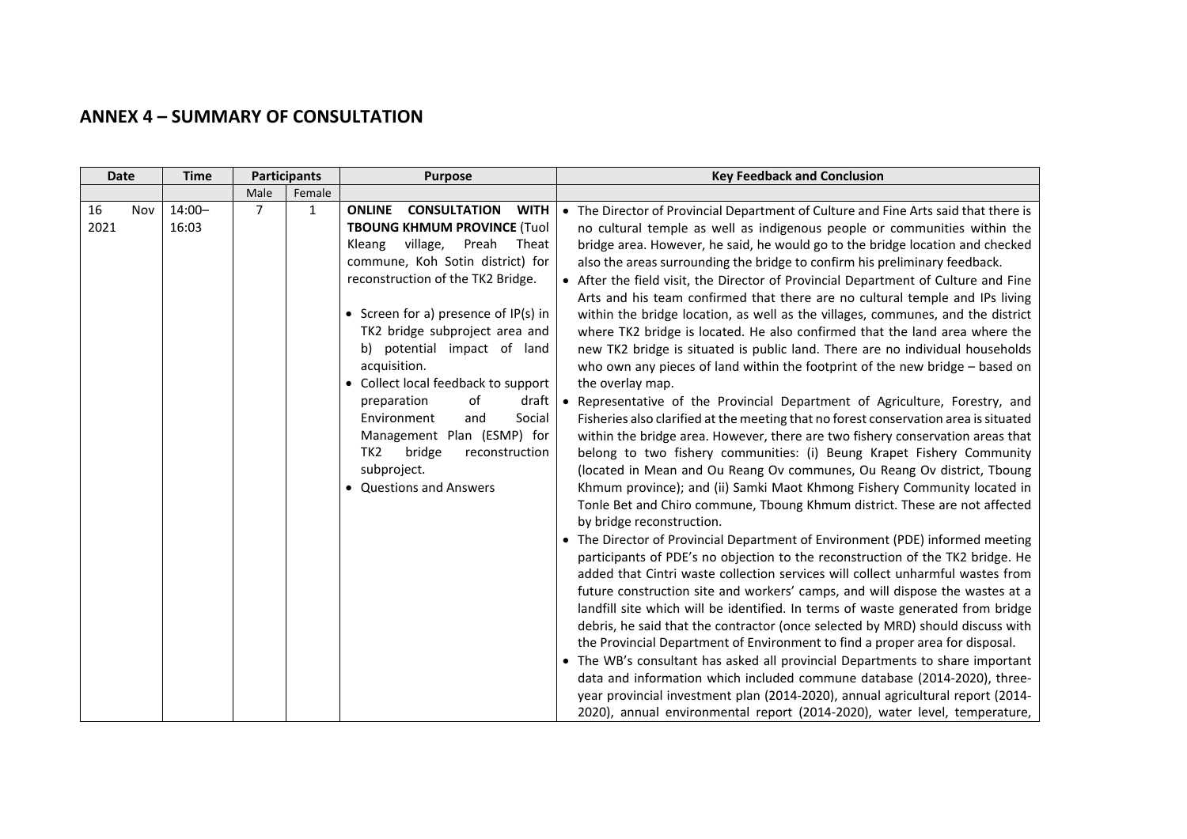## ANNEX 4 – SUMMARY OF CONSULTATION

| Date | Time | Participants | | Purpose | Key Feedback and Conclusion |
|---|---|---|---|---|---|
| | | Male | Female | | |
| 16 Nov 2021 | 14:00–16:03 | 7 | 1 | **ONLINE CONSULTATION WITH TBOUNG KHMUM PROVINCE** (Tuol Kleang village, Preah Theat commune, Koh Sotin district) for reconstruction of the TK2 Bridge.<br><br>• Screen for a) presence of IP(s) in TK2 bridge subproject area and b) potential impact of land acquisition.<br>• Collect local feedback to support preparation of draft Environment and Social Management Plan (ESMP) for TK2 bridge reconstruction subproject.<br>• Questions and Answers | • The Director of Provincial Department of Culture and Fine Arts said that there is no cultural temple as well as indigenous people or communities within the bridge area. However, he said, he would go to the bridge location and checked also the areas surrounding the bridge to confirm his preliminary feedback.<br>• After the field visit, the Director of Provincial Department of Culture and Fine Arts and his team confirmed that there are no cultural temple and IPs living within the bridge location, as well as the villages, communes, and the district where TK2 bridge is located. He also confirmed that the land area where the new TK2 bridge is situated is public land. There are no individual households who own any pieces of land within the footprint of the new bridge – based on the overlay map.<br>• Representative of the Provincial Department of Agriculture, Forestry, and Fisheries also clarified at the meeting that no forest conservation area is situated within the bridge area. However, there are two fishery conservation areas that belong to two fishery communities: (i) Beung Krapet Fishery Community (located in Mean and Ou Reang Ov communes, Ou Reang Ov district, Tboung Khmum province); and (ii) Samki Maot Khmong Fishery Community located in Tonle Bet and Chiro commune, Tboung Khmum district. These are not affected by bridge reconstruction.<br>• The Director of Provincial Department of Environment (PDE) informed meeting participants of PDE's no objection to the reconstruction of the TK2 bridge. He added that Cintri waste collection services will collect unharmful wastes from future construction site and workers' camps, and will dispose the wastes at a landfill site which will be identified. In terms of waste generated from bridge debris, he said that the contractor (once selected by MRD) should discuss with the Provincial Department of Environment to find a proper area for disposal.<br>• The WB's consultant has asked all provincial Departments to share important data and information which included commune database (2014-2020), three-year provincial investment plan (2014-2020), annual agricultural report (2014-2020), annual environmental report (2014-2020), water level, temperature, |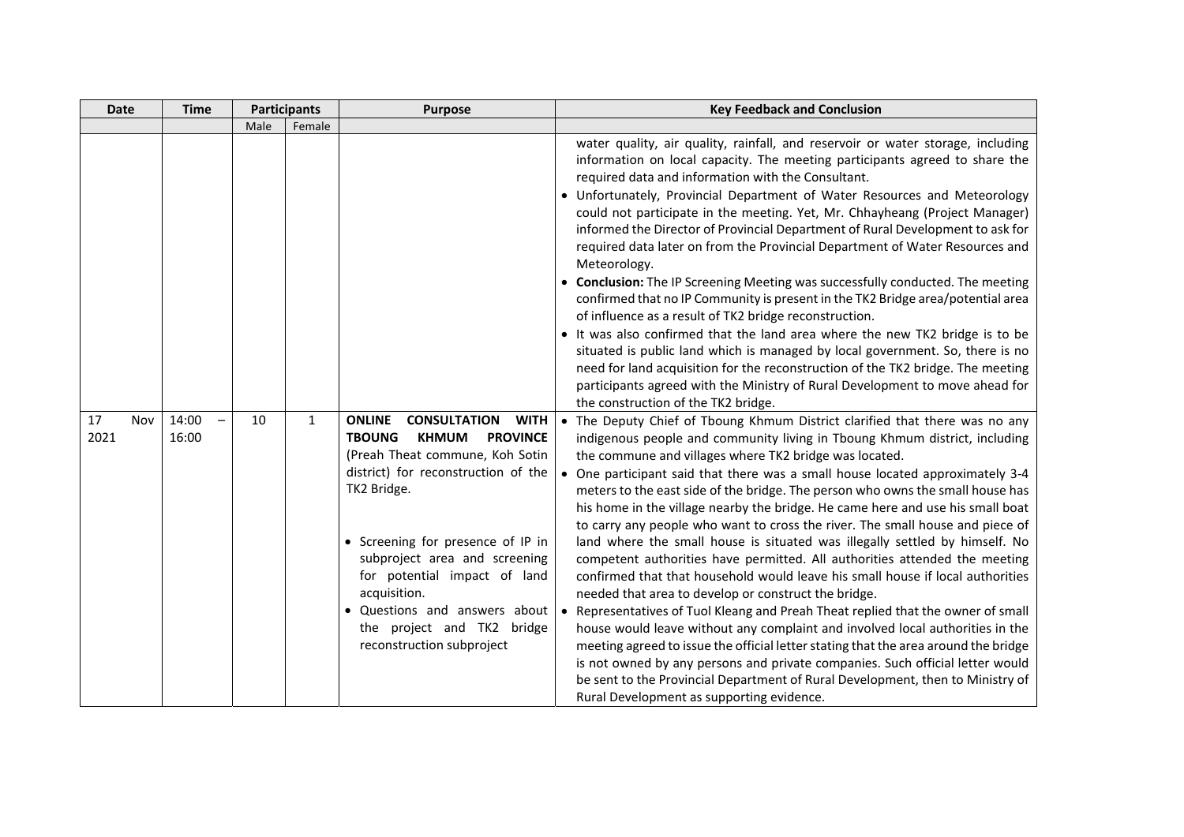| Date | Time | Participants | | Purpose | Key Feedback and Conclusion |
|---|---|---|---|---|---|
| | | Male | Female | | |
| | | | | | water quality, air quality, rainfall, and reservoir or water storage, including information on local capacity. The meeting participants agreed to share the required data and information with the Consultant.<br>• Unfortunately, Provincial Department of Water Resources and Meteorology could not participate in the meeting. Yet, Mr. Chhayheang (Project Manager) informed the Director of Provincial Department of Rural Development to ask for required data later on from the Provincial Department of Water Resources and Meteorology.<br>• **Conclusion:** The IP Screening Meeting was successfully conducted. The meeting confirmed that no IP Community is present in the TK2 Bridge area/potential area of influence as a result of TK2 bridge reconstruction.<br>• It was also confirmed that the land area where the new TK2 bridge is to be situated is public land which is managed by local government. So, there is no need for land acquisition for the reconstruction of the TK2 bridge. The meeting participants agreed with the Ministry of Rural Development to move ahead for the construction of the TK2 bridge. |
| 17 Nov 2021 | 14:00 – 16:00 | 10 | 1 | **ONLINE CONSULTATION WITH TBOUNG KHMUM PROVINCE** (Preah Theat commune, Koh Sotin district) for reconstruction of the TK2 Bridge.<br><br>• Screening for presence of IP in subproject area and screening for potential impact of land acquisition.<br>• Questions and answers about the project and TK2 bridge reconstruction subproject | • The Deputy Chief of Tboung Khmum District clarified that there was no any indigenous people and community living in Tboung Khmum district, including the commune and villages where TK2 bridge was located.<br>• One participant said that there was a small house located approximately 3-4 meters to the east side of the bridge. The person who owns the small house has his home in the village nearby the bridge. He came here and use his small boat to carry any people who want to cross the river. The small house and piece of land where the small house is situated was illegally settled by himself. No competent authorities have permitted. All authorities attended the meeting confirmed that that household would leave his small house if local authorities needed that area to develop or construct the bridge.<br>• Representatives of Tuol Kleang and Preah Theat replied that the owner of small house would leave without any complaint and involved local authorities in the meeting agreed to issue the official letter stating that the area around the bridge is not owned by any persons and private companies. Such official letter would be sent to the Provincial Department of Rural Development, then to Ministry of Rural Development as supporting evidence. |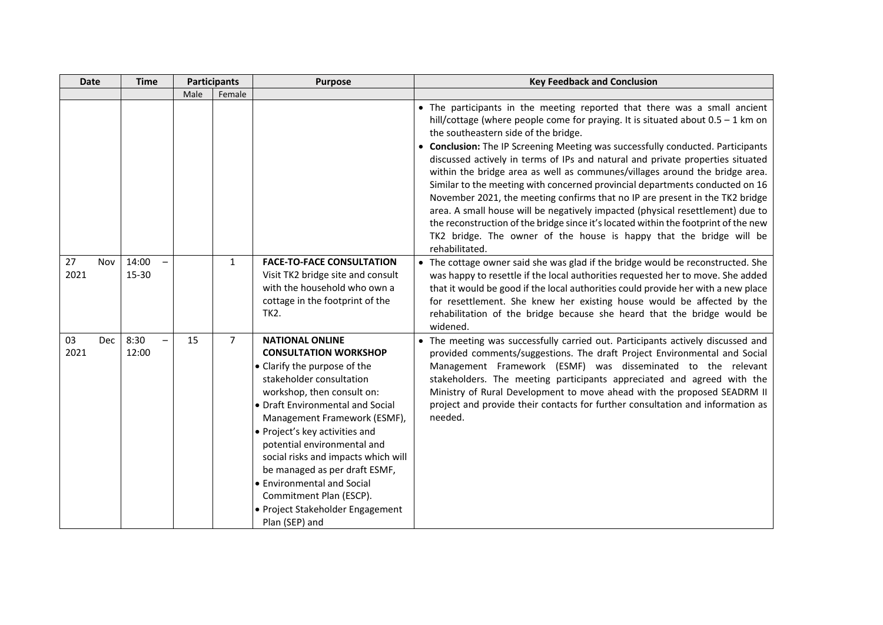| Date | Time | Participants | | Purpose | Key Feedback and Conclusion |
|---|---|---|---|---|---|
| | | Male | Female | | |
| | | | | | • The participants in the meeting reported that there was a small ancient hill/cottage (where people come for praying. It is situated about 0.5 – 1 km on the southeastern side of the bridge.<br>• **Conclusion:** The IP Screening Meeting was successfully conducted. Participants discussed actively in terms of IPs and natural and private properties situated within the bridge area as well as communes/villages around the bridge area. Similar to the meeting with concerned provincial departments conducted on 16 November 2021, the meeting confirms that no IP are present in the TK2 bridge area. A small house will be negatively impacted (physical resettlement) due to the reconstruction of the bridge since it's located within the footprint of the new TK2 bridge. The owner of the house is happy that the bridge will be rehabilitated. |
| 27 Nov 2021 | 14:00 – 15-30 | | 1 | **FACE-TO-FACE CONSULTATION**<br>Visit TK2 bridge site and consult with the household who own a cottage in the footprint of the TK2. | • The cottage owner said she was glad if the bridge would be reconstructed. She was happy to resettle if the local authorities requested her to move. She added that it would be good if the local authorities could provide her with a new place for resettlement. She knew her existing house would be affected by the rehabilitation of the bridge because she heard that the bridge would be widened. |
| 03 Dec 2021 | 8:30 – 12:00 | 15 | 7 | **NATIONAL ONLINE CONSULTATION WORKSHOP**<br>• Clarify the purpose of the stakeholder consultation workshop, then consult on:<br>• Draft Environmental and Social Management Framework (ESMF),<br>• Project's key activities and potential environmental and social risks and impacts which will be managed as per draft ESMF,<br>• Environmental and Social Commitment Plan (ESCP).<br>• Project Stakeholder Engagement Plan (SEP) and | • The meeting was successfully carried out. Participants actively discussed and provided comments/suggestions. The draft Project Environmental and Social Management Framework (ESMF) was disseminated to the relevant stakeholders. The meeting participants appreciated and agreed with the Ministry of Rural Development to move ahead with the proposed SEADRM II project and provide their contacts for further consultation and information as needed. |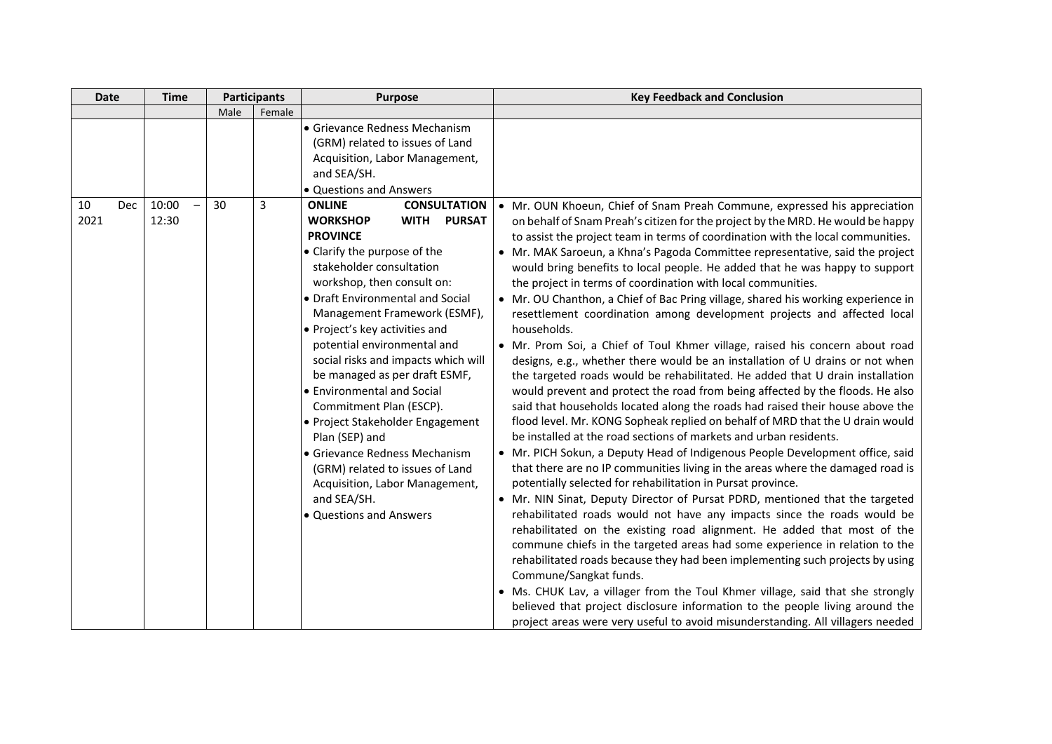| Date | Time | Participants | | Purpose | Key Feedback and Conclusion |
|---|---|---|---|---|---|
| | | Male | Female | | |
| | | | | • Grievance Redness Mechanism (GRM) related to issues of Land Acquisition, Labor Management, and SEA/SH.<br>• Questions and Answers | |
| 10 Dec 2021 | 10:00 – 12:30 | 30 | 3 | **ONLINE CONSULTATION WORKSHOP WITH PURSAT PROVINCE**<br>• Clarify the purpose of the stakeholder consultation workshop, then consult on:<br>• Draft Environmental and Social Management Framework (ESMF),<br>• Project's key activities and potential environmental and social risks and impacts which will be managed as per draft ESMF,<br>• Environmental and Social Commitment Plan (ESCP).<br>• Project Stakeholder Engagement Plan (SEP) and<br>• Grievance Redness Mechanism (GRM) related to issues of Land Acquisition, Labor Management, and SEA/SH.<br>• Questions and Answers | • Mr. OUN Khoeun, Chief of Snam Preah Commune, expressed his appreciation on behalf of Snam Preah's citizen for the project by the MRD. He would be happy to assist the project team in terms of coordination with the local communities.<br>• Mr. MAK Saroeun, a Khna's Pagoda Committee representative, said the project would bring benefits to local people. He added that he was happy to support the project in terms of coordination with local communities.<br>• Mr. OU Chanthon, a Chief of Bac Pring village, shared his working experience in resettlement coordination among development projects and affected local households.<br>• Mr. Prom Soi, a Chief of Toul Khmer village, raised his concern about road designs, e.g., whether there would be an installation of U drains or not when the targeted roads would be rehabilitated. He added that U drain installation would prevent and protect the road from being affected by the floods. He also said that households located along the roads had raised their house above the flood level. Mr. KONG Sopheak replied on behalf of MRD that the U drain would be installed at the road sections of markets and urban residents.<br>• Mr. PICH Sokun, a Deputy Head of Indigenous People Development office, said that there are no IP communities living in the areas where the damaged road is potentially selected for rehabilitation in Pursat province.<br>• Mr. NIN Sinat, Deputy Director of Pursat PDRD, mentioned that the targeted rehabilitated roads would not have any impacts since the roads would be rehabilitated on the existing road alignment. He added that most of the commune chiefs in the targeted areas had some experience in relation to the rehabilitated roads because they had been implementing such projects by using Commune/Sangkat funds.<br>• Ms. CHUK Lav, a villager from the Toul Khmer village, said that she strongly believed that project disclosure information to the people living around the project areas were very useful to avoid misunderstanding. All villagers needed |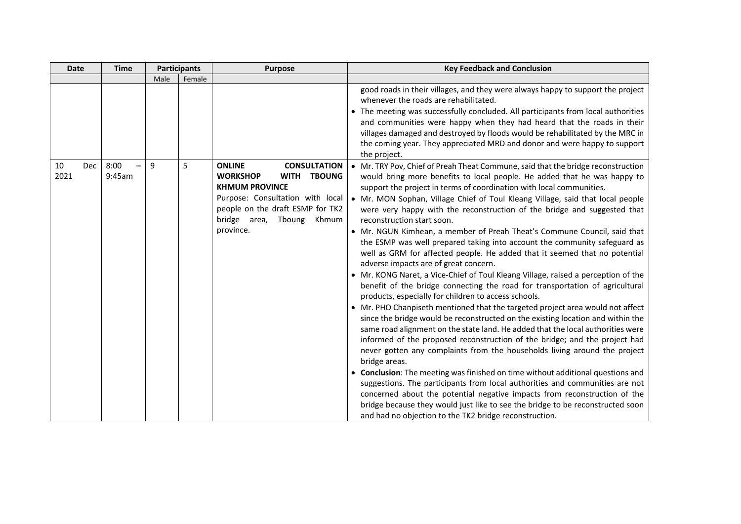| Date | Time | Participants | | Purpose | Key Feedback and Conclusion |
|---|---|---|---|---|---|
| | | Male | Female | | |
| | | | | | good roads in their villages, and they were always happy to support the project whenever the roads are rehabilitated.<br>• The meeting was successfully concluded. All participants from local authorities and communities were happy when they had heard that the roads in their villages damaged and destroyed by floods would be rehabilitated by the MRC in the coming year. They appreciated MRD and donor and were happy to support the project. |
| 10 Dec 2021 | 8:00 – 9:45am | 9 | 5 | **ONLINE CONSULTATION WORKSHOP WITH TBOUNG KHMUM PROVINCE**<br>Purpose: Consultation with local people on the draft ESMP for TK2 bridge area, Tboung Khmum province. | • Mr. TRY Pov, Chief of Preah Theat Commune, said that the bridge reconstruction would bring more benefits to local people. He added that he was happy to support the project in terms of coordination with local communities.<br>• Mr. MON Sophan, Village Chief of Toul Kleang Village, said that local people were very happy with the reconstruction of the bridge and suggested that reconstruction start soon.<br>• Mr. NGUN Kimhean, a member of Preah Theat's Commune Council, said that the ESMP was well prepared taking into account the community safeguard as well as GRM for affected people. He added that it seemed that no potential adverse impacts are of great concern.<br>• Mr. KONG Naret, a Vice-Chief of Toul Kleang Village, raised a perception of the benefit of the bridge connecting the road for transportation of agricultural products, especially for children to access schools.<br>• Mr. PHO Chanpiseth mentioned that the targeted project area would not affect since the bridge would be reconstructed on the existing location and within the same road alignment on the state land. He added that the local authorities were informed of the proposed reconstruction of the bridge; and the project had never gotten any complaints from the households living around the project bridge areas.<br>• **Conclusion**: The meeting was finished on time without additional questions and suggestions. The participants from local authorities and communities are not concerned about the potential negative impacts from reconstruction of the bridge because they would just like to see the bridge to be reconstructed soon and had no objection to the TK2 bridge reconstruction. |